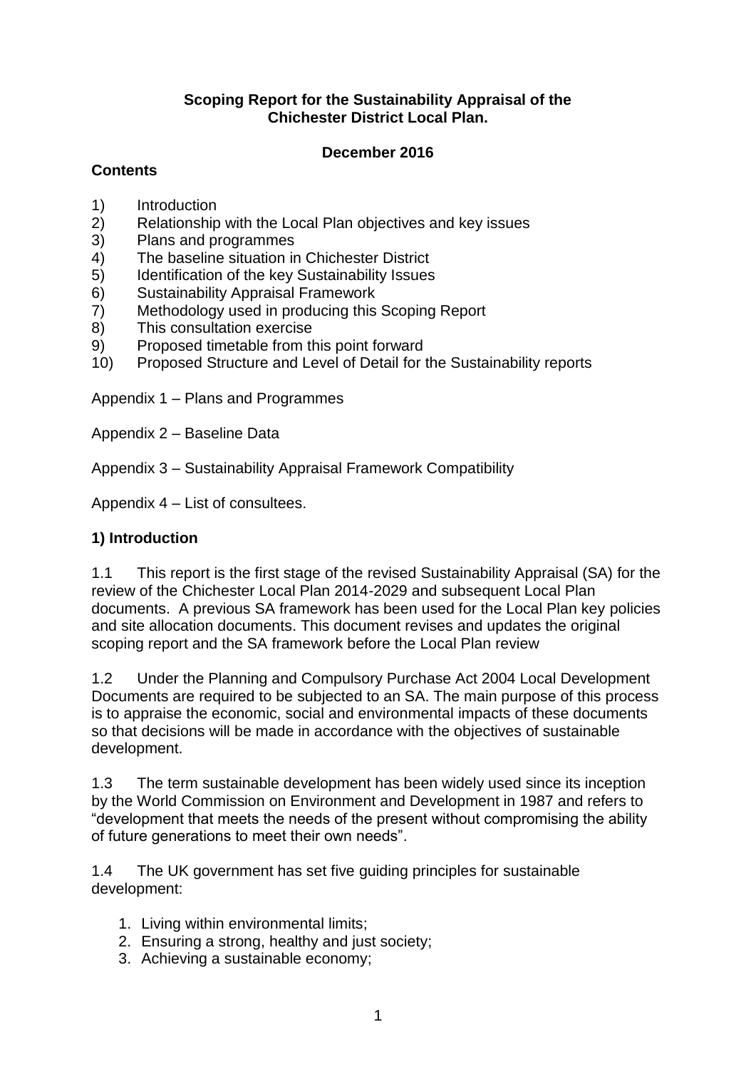**Scoping Report for the Sustainability Appraisal of the Chichester District Local Plan.**

**December 2016**

**Contents**

1) Introduction
2) Relationship with the Local Plan objectives and key issues
3) Plans and programmes
4) The baseline situation in Chichester District
5) Identification of the key Sustainability Issues
6) Sustainability Appraisal Framework
7) Methodology used in producing this Scoping Report
8) This consultation exercise
9) Proposed timetable from this point forward
10) Proposed Structure and Level of Detail for the Sustainability reports

Appendix 1 – Plans and Programmes

Appendix 2 – Baseline Data

Appendix 3 – Sustainability Appraisal Framework Compatibility

Appendix 4 – List of consultees.

## 1) Introduction

1.1 This report is the first stage of the revised Sustainability Appraisal (SA) for the review of the Chichester Local Plan 2014-2029 and subsequent Local Plan documents. A previous SA framework has been used for the Local Plan key policies and site allocation documents. This document revises and updates the original scoping report and the SA framework before the Local Plan review

1.2 Under the Planning and Compulsory Purchase Act 2004 Local Development Documents are required to be subjected to an SA. The main purpose of this process is to appraise the economic, social and environmental impacts of these documents so that decisions will be made in accordance with the objectives of sustainable development.

1.3 The term sustainable development has been widely used since its inception by the World Commission on Environment and Development in 1987 and refers to "development that meets the needs of the present without compromising the ability of future generations to meet their own needs".

1.4 The UK government has set five guiding principles for sustainable development:

1. Living within environmental limits;
2. Ensuring a strong, healthy and just society;
3. Achieving a sustainable economy;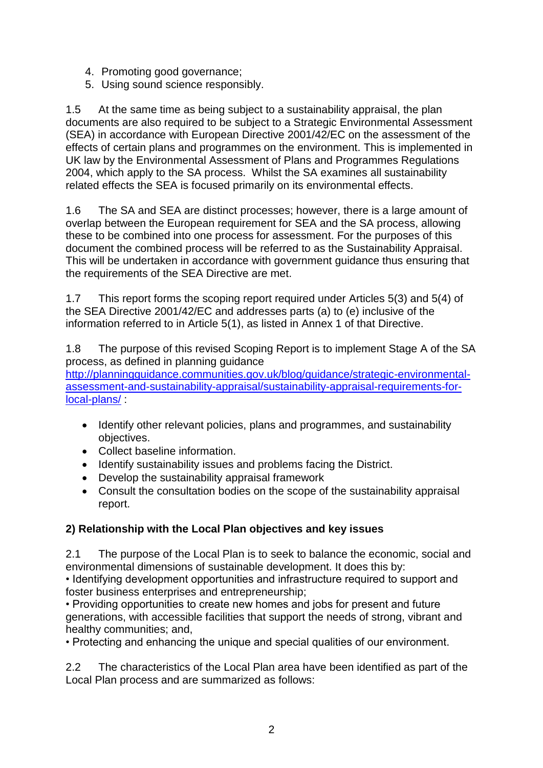4. Promoting good governance;
5. Using sound science responsibly.

1.5 At the same time as being subject to a sustainability appraisal, the plan documents are also required to be subject to a Strategic Environmental Assessment (SEA) in accordance with European Directive 2001/42/EC on the assessment of the effects of certain plans and programmes on the environment. This is implemented in UK law by the Environmental Assessment of Plans and Programmes Regulations 2004, which apply to the SA process. Whilst the SA examines all sustainability related effects the SEA is focused primarily on its environmental effects.

1.6 The SA and SEA are distinct processes; however, there is a large amount of overlap between the European requirement for SEA and the SA process, allowing these to be combined into one process for assessment. For the purposes of this document the combined process will be referred to as the Sustainability Appraisal. This will be undertaken in accordance with government guidance thus ensuring that the requirements of the SEA Directive are met.

1.7 This report forms the scoping report required under Articles 5(3) and 5(4) of the SEA Directive 2001/42/EC and addresses parts (a) to (e) inclusive of the information referred to in Article 5(1), as listed in Annex 1 of that Directive.

1.8 The purpose of this revised Scoping Report is to implement Stage A of the SA process, as defined in planning guidance [http://planningguidance.communities.gov.uk/blog/guidance/strategic-environmental-assessment-and-sustainability-appraisal/sustainability-appraisal-requirements-for-local-plans/](http://planningguidance.communities.gov.uk/blog/guidance/strategic-environmental-assessment-and-sustainability-appraisal/sustainability-appraisal-requirements-for-local-plans/) :

- Identify other relevant policies, plans and programmes, and sustainability objectives.
- Collect baseline information.
- Identify sustainability issues and problems facing the District.
- Develop the sustainability appraisal framework
- Consult the consultation bodies on the scope of the sustainability appraisal report.

**2) Relationship with the Local Plan objectives and key issues**

2.1 The purpose of the Local Plan is to seek to balance the economic, social and environmental dimensions of sustainable development. It does this by:
• Identifying development opportunities and infrastructure required to support and foster business enterprises and entrepreneurship;
• Providing opportunities to create new homes and jobs for present and future generations, with accessible facilities that support the needs of strong, vibrant and healthy communities; and,
• Protecting and enhancing the unique and special qualities of our environment.

2.2 The characteristics of the Local Plan area have been identified as part of the Local Plan process and are summarized as follows: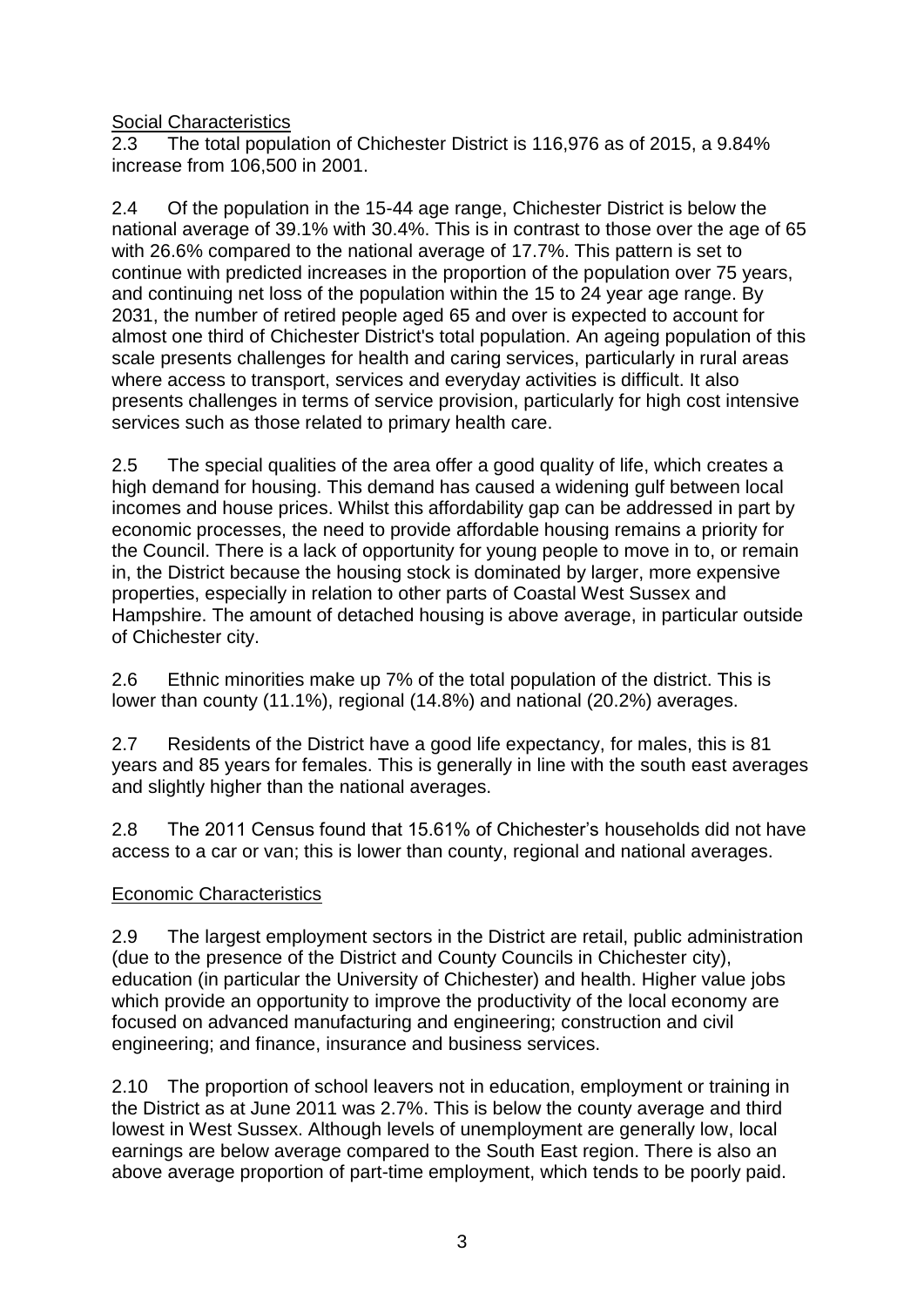<u>Social Characteristics</u>

2.3 The total population of Chichester District is 116,976 as of 2015, a 9.84% increase from 106,500 in 2001.

2.4 Of the population in the 15-44 age range, Chichester District is below the national average of 39.1% with 30.4%. This is in contrast to those over the age of 65 with 26.6% compared to the national average of 17.7%. This pattern is set to continue with predicted increases in the proportion of the population over 75 years, and continuing net loss of the population within the 15 to 24 year age range. By 2031, the number of retired people aged 65 and over is expected to account for almost one third of Chichester District's total population. An ageing population of this scale presents challenges for health and caring services, particularly in rural areas where access to transport, services and everyday activities is difficult. It also presents challenges in terms of service provision, particularly for high cost intensive services such as those related to primary health care.

2.5 The special qualities of the area offer a good quality of life, which creates a high demand for housing. This demand has caused a widening gulf between local incomes and house prices. Whilst this affordability gap can be addressed in part by economic processes, the need to provide affordable housing remains a priority for the Council. There is a lack of opportunity for young people to move in to, or remain in, the District because the housing stock is dominated by larger, more expensive properties, especially in relation to other parts of Coastal West Sussex and Hampshire. The amount of detached housing is above average, in particular outside of Chichester city.

2.6 Ethnic minorities make up 7% of the total population of the district. This is lower than county (11.1%), regional (14.8%) and national (20.2%) averages.

2.7 Residents of the District have a good life expectancy, for males, this is 81 years and 85 years for females. This is generally in line with the south east averages and slightly higher than the national averages.

2.8 The 2011 Census found that 15.61% of Chichester's households did not have access to a car or van; this is lower than county, regional and national averages.

<u>Economic Characteristics</u>

2.9 The largest employment sectors in the District are retail, public administration (due to the presence of the District and County Councils in Chichester city), education (in particular the University of Chichester) and health. Higher value jobs which provide an opportunity to improve the productivity of the local economy are focused on advanced manufacturing and engineering; construction and civil engineering; and finance, insurance and business services.

2.10 The proportion of school leavers not in education, employment or training in the District as at June 2011 was 2.7%. This is below the county average and third lowest in West Sussex. Although levels of unemployment are generally low, local earnings are below average compared to the South East region. There is also an above average proportion of part-time employment, which tends to be poorly paid.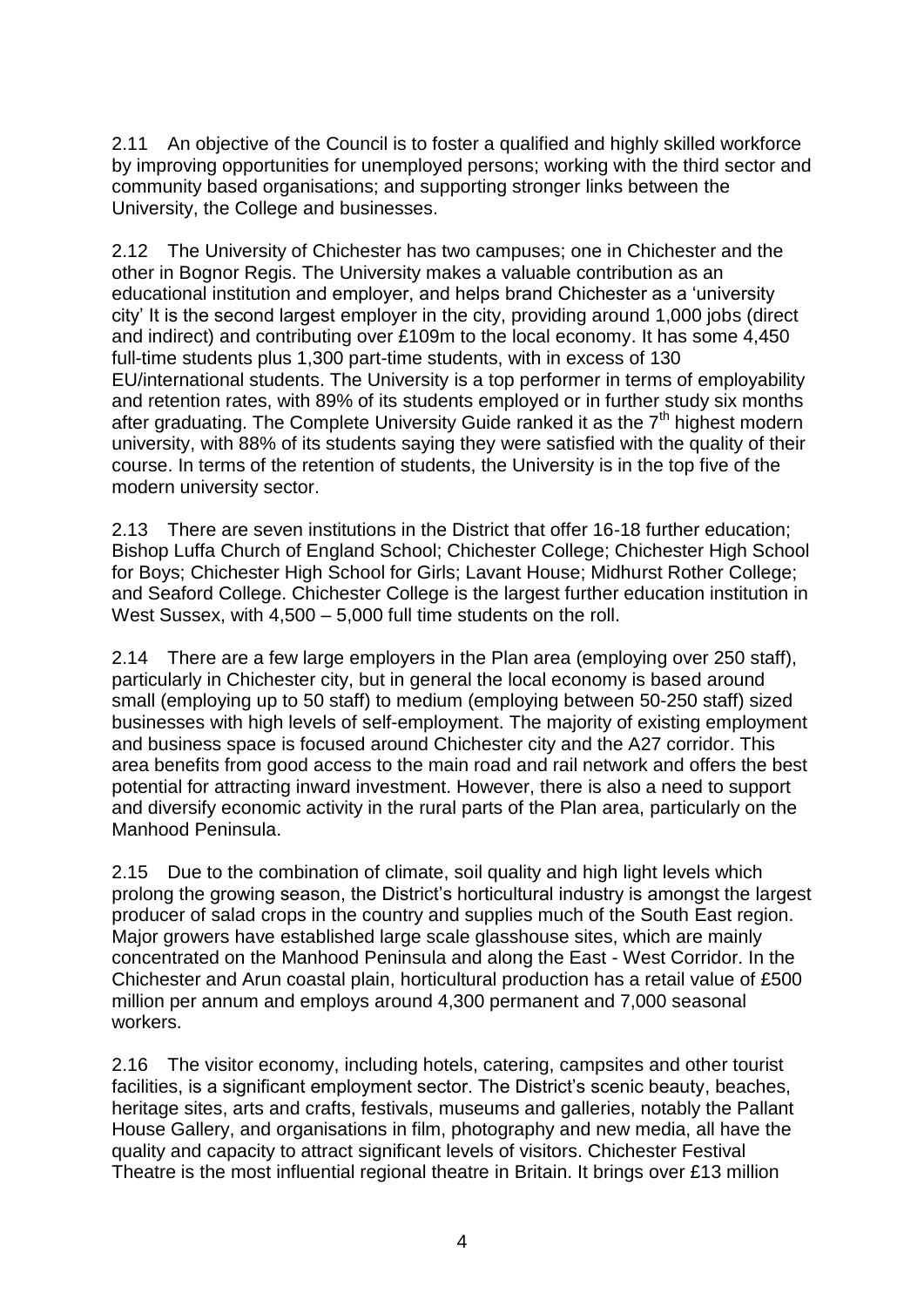2.11 An objective of the Council is to foster a qualified and highly skilled workforce by improving opportunities for unemployed persons; working with the third sector and community based organisations; and supporting stronger links between the University, the College and businesses.

2.12 The University of Chichester has two campuses; one in Chichester and the other in Bognor Regis. The University makes a valuable contribution as an educational institution and employer, and helps brand Chichester as a 'university city' It is the second largest employer in the city, providing around 1,000 jobs (direct and indirect) and contributing over £109m to the local economy. It has some 4,450 full-time students plus 1,300 part-time students, with in excess of 130 EU/international students. The University is a top performer in terms of employability and retention rates, with 89% of its students employed or in further study six months after graduating. The Complete University Guide ranked it as the 7th highest modern university, with 88% of its students saying they were satisfied with the quality of their course. In terms of the retention of students, the University is in the top five of the modern university sector.

2.13 There are seven institutions in the District that offer 16-18 further education; Bishop Luffa Church of England School; Chichester College; Chichester High School for Boys; Chichester High School for Girls; Lavant House; Midhurst Rother College; and Seaford College. Chichester College is the largest further education institution in West Sussex, with 4,500 – 5,000 full time students on the roll.

2.14 There are a few large employers in the Plan area (employing over 250 staff), particularly in Chichester city, but in general the local economy is based around small (employing up to 50 staff) to medium (employing between 50-250 staff) sized businesses with high levels of self-employment. The majority of existing employment and business space is focused around Chichester city and the A27 corridor. This area benefits from good access to the main road and rail network and offers the best potential for attracting inward investment. However, there is also a need to support and diversify economic activity in the rural parts of the Plan area, particularly on the Manhood Peninsula.

2.15 Due to the combination of climate, soil quality and high light levels which prolong the growing season, the District's horticultural industry is amongst the largest producer of salad crops in the country and supplies much of the South East region. Major growers have established large scale glasshouse sites, which are mainly concentrated on the Manhood Peninsula and along the East - West Corridor. In the Chichester and Arun coastal plain, horticultural production has a retail value of £500 million per annum and employs around 4,300 permanent and 7,000 seasonal workers.

2.16 The visitor economy, including hotels, catering, campsites and other tourist facilities, is a significant employment sector. The District's scenic beauty, beaches, heritage sites, arts and crafts, festivals, museums and galleries, notably the Pallant House Gallery, and organisations in film, photography and new media, all have the quality and capacity to attract significant levels of visitors. Chichester Festival Theatre is the most influential regional theatre in Britain. It brings over £13 million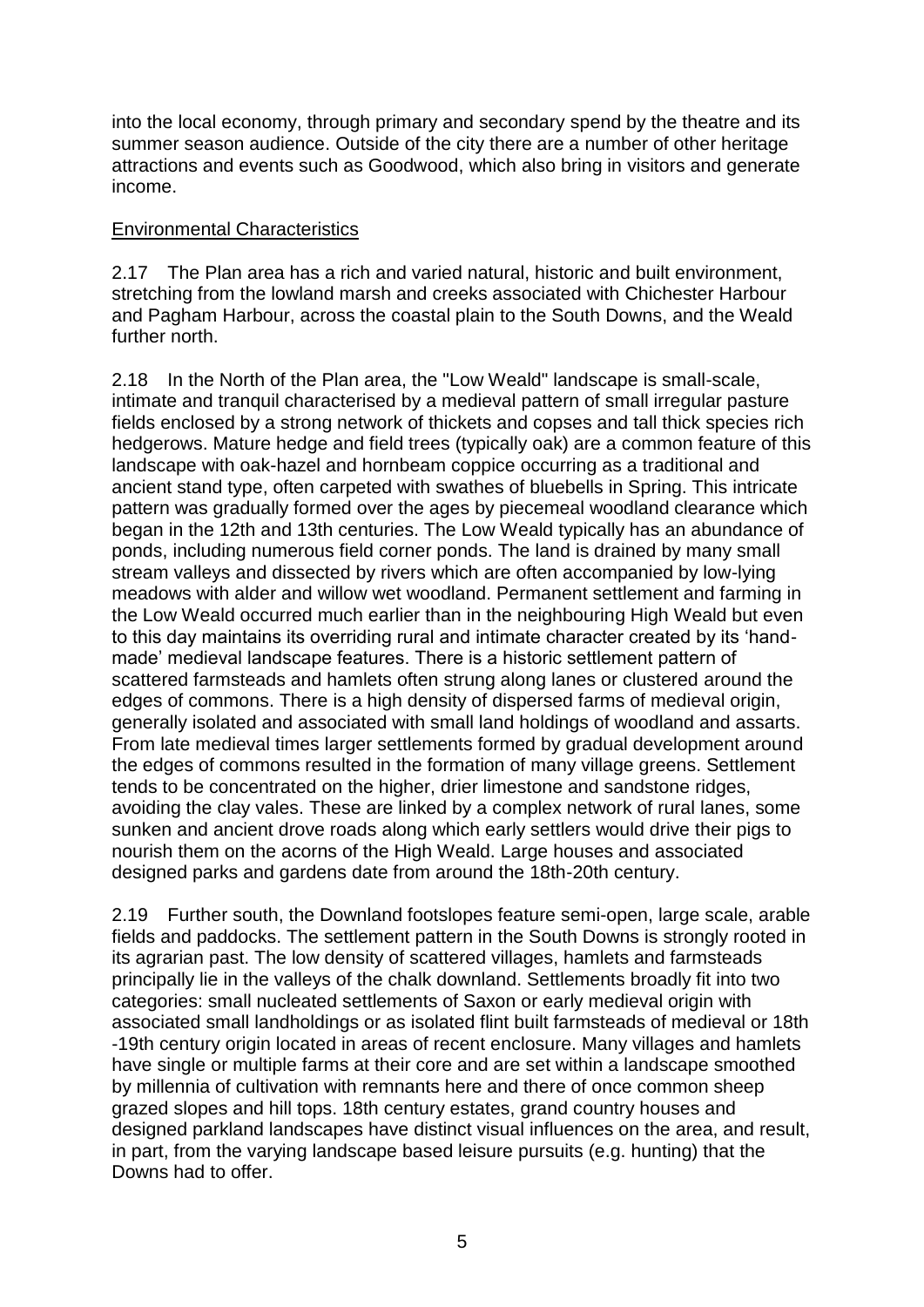into the local economy, through primary and secondary spend by the theatre and its summer season audience. Outside of the city there are a number of other heritage attractions and events such as Goodwood, which also bring in visitors and generate income.

Environmental Characteristics

2.17 The Plan area has a rich and varied natural, historic and built environment, stretching from the lowland marsh and creeks associated with Chichester Harbour and Pagham Harbour, across the coastal plain to the South Downs, and the Weald further north.

2.18 In the North of the Plan area, the "Low Weald" landscape is small-scale, intimate and tranquil characterised by a medieval pattern of small irregular pasture fields enclosed by a strong network of thickets and copses and tall thick species rich hedgerows. Mature hedge and field trees (typically oak) are a common feature of this landscape with oak-hazel and hornbeam coppice occurring as a traditional and ancient stand type, often carpeted with swathes of bluebells in Spring. This intricate pattern was gradually formed over the ages by piecemeal woodland clearance which began in the 12th and 13th centuries. The Low Weald typically has an abundance of ponds, including numerous field corner ponds. The land is drained by many small stream valleys and dissected by rivers which are often accompanied by low-lying meadows with alder and willow wet woodland. Permanent settlement and farming in the Low Weald occurred much earlier than in the neighbouring High Weald but even to this day maintains its overriding rural and intimate character created by its 'hand-made' medieval landscape features. There is a historic settlement pattern of scattered farmsteads and hamlets often strung along lanes or clustered around the edges of commons. There is a high density of dispersed farms of medieval origin, generally isolated and associated with small land holdings of woodland and assarts. From late medieval times larger settlements formed by gradual development around the edges of commons resulted in the formation of many village greens. Settlement tends to be concentrated on the higher, drier limestone and sandstone ridges, avoiding the clay vales. These are linked by a complex network of rural lanes, some sunken and ancient drove roads along which early settlers would drive their pigs to nourish them on the acorns of the High Weald. Large houses and associated designed parks and gardens date from around the 18th-20th century.

2.19 Further south, the Downland footslopes feature semi-open, large scale, arable fields and paddocks. The settlement pattern in the South Downs is strongly rooted in its agrarian past. The low density of scattered villages, hamlets and farmsteads principally lie in the valleys of the chalk downland. Settlements broadly fit into two categories: small nucleated settlements of Saxon or early medieval origin with associated small landholdings or as isolated flint built farmsteads of medieval or 18th -19th century origin located in areas of recent enclosure. Many villages and hamlets have single or multiple farms at their core and are set within a landscape smoothed by millennia of cultivation with remnants here and there of once common sheep grazed slopes and hill tops. 18th century estates, grand country houses and designed parkland landscapes have distinct visual influences on the area, and result, in part, from the varying landscape based leisure pursuits (e.g. hunting) that the Downs had to offer.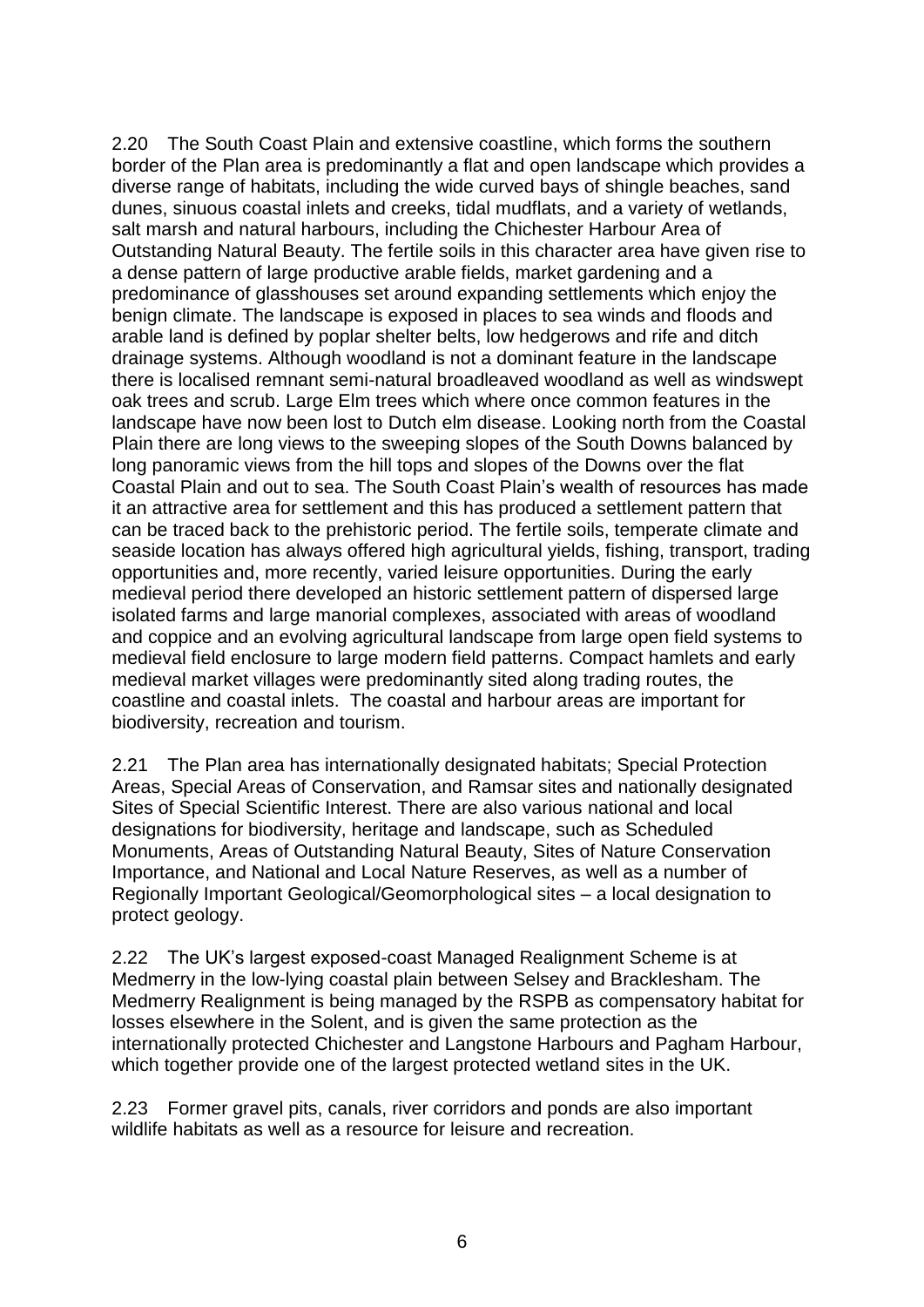2.20 The South Coast Plain and extensive coastline, which forms the southern border of the Plan area is predominantly a flat and open landscape which provides a diverse range of habitats, including the wide curved bays of shingle beaches, sand dunes, sinuous coastal inlets and creeks, tidal mudflats, and a variety of wetlands, salt marsh and natural harbours, including the Chichester Harbour Area of Outstanding Natural Beauty. The fertile soils in this character area have given rise to a dense pattern of large productive arable fields, market gardening and a predominance of glasshouses set around expanding settlements which enjoy the benign climate. The landscape is exposed in places to sea winds and floods and arable land is defined by poplar shelter belts, low hedgerows and rife and ditch drainage systems. Although woodland is not a dominant feature in the landscape there is localised remnant semi-natural broadleaved woodland as well as windswept oak trees and scrub. Large Elm trees which where once common features in the landscape have now been lost to Dutch elm disease. Looking north from the Coastal Plain there are long views to the sweeping slopes of the South Downs balanced by long panoramic views from the hill tops and slopes of the Downs over the flat Coastal Plain and out to sea. The South Coast Plain's wealth of resources has made it an attractive area for settlement and this has produced a settlement pattern that can be traced back to the prehistoric period. The fertile soils, temperate climate and seaside location has always offered high agricultural yields, fishing, transport, trading opportunities and, more recently, varied leisure opportunities. During the early medieval period there developed an historic settlement pattern of dispersed large isolated farms and large manorial complexes, associated with areas of woodland and coppice and an evolving agricultural landscape from large open field systems to medieval field enclosure to large modern field patterns. Compact hamlets and early medieval market villages were predominantly sited along trading routes, the coastline and coastal inlets. The coastal and harbour areas are important for biodiversity, recreation and tourism.

2.21 The Plan area has internationally designated habitats; Special Protection Areas, Special Areas of Conservation, and Ramsar sites and nationally designated Sites of Special Scientific Interest. There are also various national and local designations for biodiversity, heritage and landscape, such as Scheduled Monuments, Areas of Outstanding Natural Beauty, Sites of Nature Conservation Importance, and National and Local Nature Reserves, as well as a number of Regionally Important Geological/Geomorphological sites – a local designation to protect geology.

2.22 The UK's largest exposed-coast Managed Realignment Scheme is at Medmerry in the low-lying coastal plain between Selsey and Bracklesham. The Medmerry Realignment is being managed by the RSPB as compensatory habitat for losses elsewhere in the Solent, and is given the same protection as the internationally protected Chichester and Langstone Harbours and Pagham Harbour, which together provide one of the largest protected wetland sites in the UK.

2.23 Former gravel pits, canals, river corridors and ponds are also important wildlife habitats as well as a resource for leisure and recreation.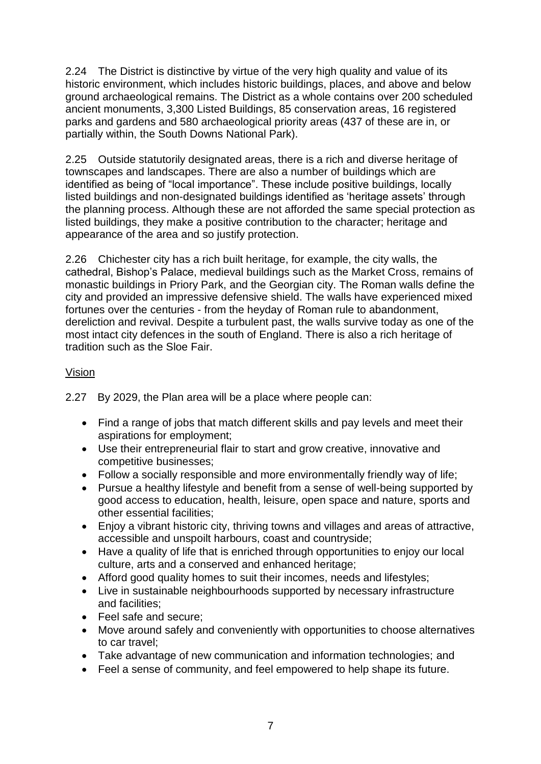2.24 The District is distinctive by virtue of the very high quality and value of its historic environment, which includes historic buildings, places, and above and below ground archaeological remains. The District as a whole contains over 200 scheduled ancient monuments, 3,300 Listed Buildings, 85 conservation areas, 16 registered parks and gardens and 580 archaeological priority areas (437 of these are in, or partially within, the South Downs National Park).

2.25 Outside statutorily designated areas, there is a rich and diverse heritage of townscapes and landscapes. There are also a number of buildings which are identified as being of "local importance". These include positive buildings, locally listed buildings and non-designated buildings identified as 'heritage assets' through the planning process. Although these are not afforded the same special protection as listed buildings, they make a positive contribution to the character; heritage and appearance of the area and so justify protection.

2.26 Chichester city has a rich built heritage, for example, the city walls, the cathedral, Bishop's Palace, medieval buildings such as the Market Cross, remains of monastic buildings in Priory Park, and the Georgian city. The Roman walls define the city and provided an impressive defensive shield. The walls have experienced mixed fortunes over the centuries - from the heyday of Roman rule to abandonment, dereliction and revival. Despite a turbulent past, the walls survive today as one of the most intact city defences in the south of England. There is also a rich heritage of tradition such as the Sloe Fair.

## Vision

2.27 By 2029, the Plan area will be a place where people can:

- Find a range of jobs that match different skills and pay levels and meet their aspirations for employment;
- Use their entrepreneurial flair to start and grow creative, innovative and competitive businesses;
- Follow a socially responsible and more environmentally friendly way of life;
- Pursue a healthy lifestyle and benefit from a sense of well-being supported by good access to education, health, leisure, open space and nature, sports and other essential facilities;
- Enjoy a vibrant historic city, thriving towns and villages and areas of attractive, accessible and unspoilt harbours, coast and countryside;
- Have a quality of life that is enriched through opportunities to enjoy our local culture, arts and a conserved and enhanced heritage;
- Afford good quality homes to suit their incomes, needs and lifestyles;
- Live in sustainable neighbourhoods supported by necessary infrastructure and facilities;
- Feel safe and secure;
- Move around safely and conveniently with opportunities to choose alternatives to car travel;
- Take advantage of new communication and information technologies; and
- Feel a sense of community, and feel empowered to help shape its future.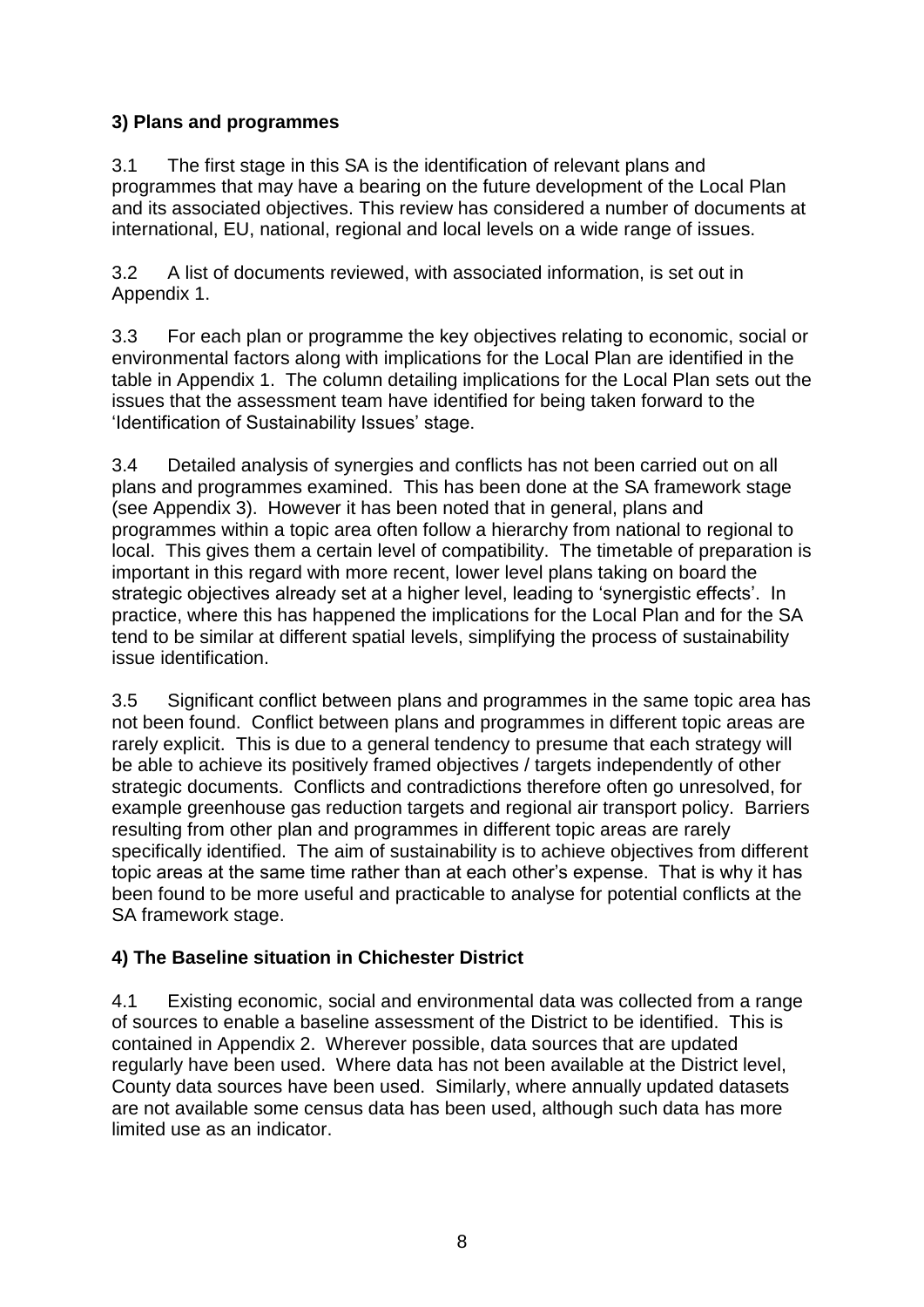## 3) Plans and programmes

3.1 The first stage in this SA is the identification of relevant plans and programmes that may have a bearing on the future development of the Local Plan and its associated objectives. This review has considered a number of documents at international, EU, national, regional and local levels on a wide range of issues.

3.2 A list of documents reviewed, with associated information, is set out in Appendix 1.

3.3 For each plan or programme the key objectives relating to economic, social or environmental factors along with implications for the Local Plan are identified in the table in Appendix 1. The column detailing implications for the Local Plan sets out the issues that the assessment team have identified for being taken forward to the 'Identification of Sustainability Issues' stage.

3.4 Detailed analysis of synergies and conflicts has not been carried out on all plans and programmes examined. This has been done at the SA framework stage (see Appendix 3). However it has been noted that in general, plans and programmes within a topic area often follow a hierarchy from national to regional to local. This gives them a certain level of compatibility. The timetable of preparation is important in this regard with more recent, lower level plans taking on board the strategic objectives already set at a higher level, leading to 'synergistic effects'. In practice, where this has happened the implications for the Local Plan and for the SA tend to be similar at different spatial levels, simplifying the process of sustainability issue identification.

3.5 Significant conflict between plans and programmes in the same topic area has not been found. Conflict between plans and programmes in different topic areas are rarely explicit. This is due to a general tendency to presume that each strategy will be able to achieve its positively framed objectives / targets independently of other strategic documents. Conflicts and contradictions therefore often go unresolved, for example greenhouse gas reduction targets and regional air transport policy. Barriers resulting from other plan and programmes in different topic areas are rarely specifically identified. The aim of sustainability is to achieve objectives from different topic areas at the same time rather than at each other's expense. That is why it has been found to be more useful and practicable to analyse for potential conflicts at the SA framework stage.

## 4) The Baseline situation in Chichester District

4.1 Existing economic, social and environmental data was collected from a range of sources to enable a baseline assessment of the District to be identified. This is contained in Appendix 2. Wherever possible, data sources that are updated regularly have been used. Where data has not been available at the District level, County data sources have been used. Similarly, where annually updated datasets are not available some census data has been used, although such data has more limited use as an indicator.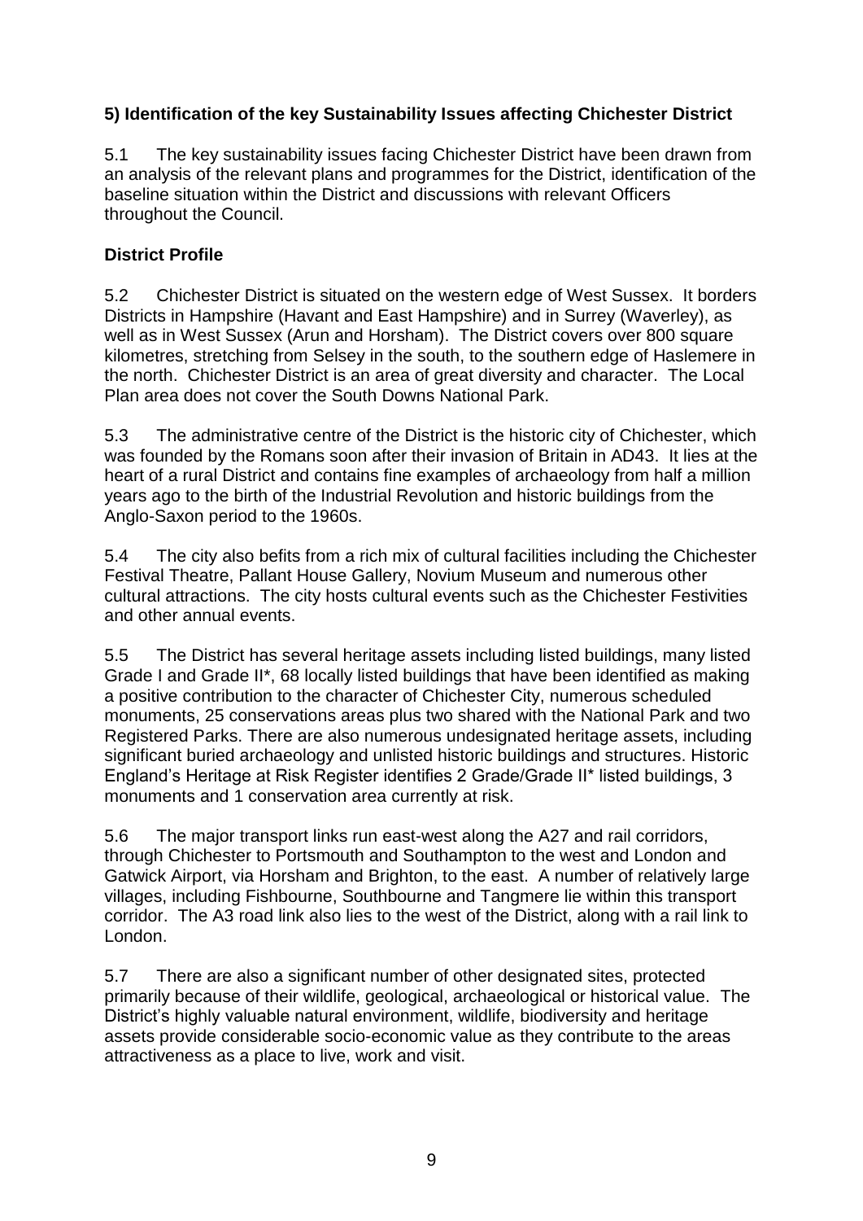### 5) Identification of the key Sustainability Issues affecting Chichester District

5.1 The key sustainability issues facing Chichester District have been drawn from an analysis of the relevant plans and programmes for the District, identification of the baseline situation within the District and discussions with relevant Officers throughout the Council.

### District Profile

5.2 Chichester District is situated on the western edge of West Sussex. It borders Districts in Hampshire (Havant and East Hampshire) and in Surrey (Waverley), as well as in West Sussex (Arun and Horsham). The District covers over 800 square kilometres, stretching from Selsey in the south, to the southern edge of Haslemere in the north. Chichester District is an area of great diversity and character. The Local Plan area does not cover the South Downs National Park.

5.3 The administrative centre of the District is the historic city of Chichester, which was founded by the Romans soon after their invasion of Britain in AD43. It lies at the heart of a rural District and contains fine examples of archaeology from half a million years ago to the birth of the Industrial Revolution and historic buildings from the Anglo-Saxon period to the 1960s.

5.4 The city also befits from a rich mix of cultural facilities including the Chichester Festival Theatre, Pallant House Gallery, Novium Museum and numerous other cultural attractions. The city hosts cultural events such as the Chichester Festivities and other annual events.

5.5 The District has several heritage assets including listed buildings, many listed Grade I and Grade II*, 68 locally listed buildings that have been identified as making a positive contribution to the character of Chichester City, numerous scheduled monuments, 25 conservations areas plus two shared with the National Park and two Registered Parks. There are also numerous undesignated heritage assets, including significant buried archaeology and unlisted historic buildings and structures. Historic England's Heritage at Risk Register identifies 2 Grade/Grade II* listed buildings, 3 monuments and 1 conservation area currently at risk.

5.6 The major transport links run east-west along the A27 and rail corridors, through Chichester to Portsmouth and Southampton to the west and London and Gatwick Airport, via Horsham and Brighton, to the east. A number of relatively large villages, including Fishbourne, Southbourne and Tangmere lie within this transport corridor. The A3 road link also lies to the west of the District, along with a rail link to London.

5.7 There are also a significant number of other designated sites, protected primarily because of their wildlife, geological, archaeological or historical value. The District's highly valuable natural environment, wildlife, biodiversity and heritage assets provide considerable socio-economic value as they contribute to the areas attractiveness as a place to live, work and visit.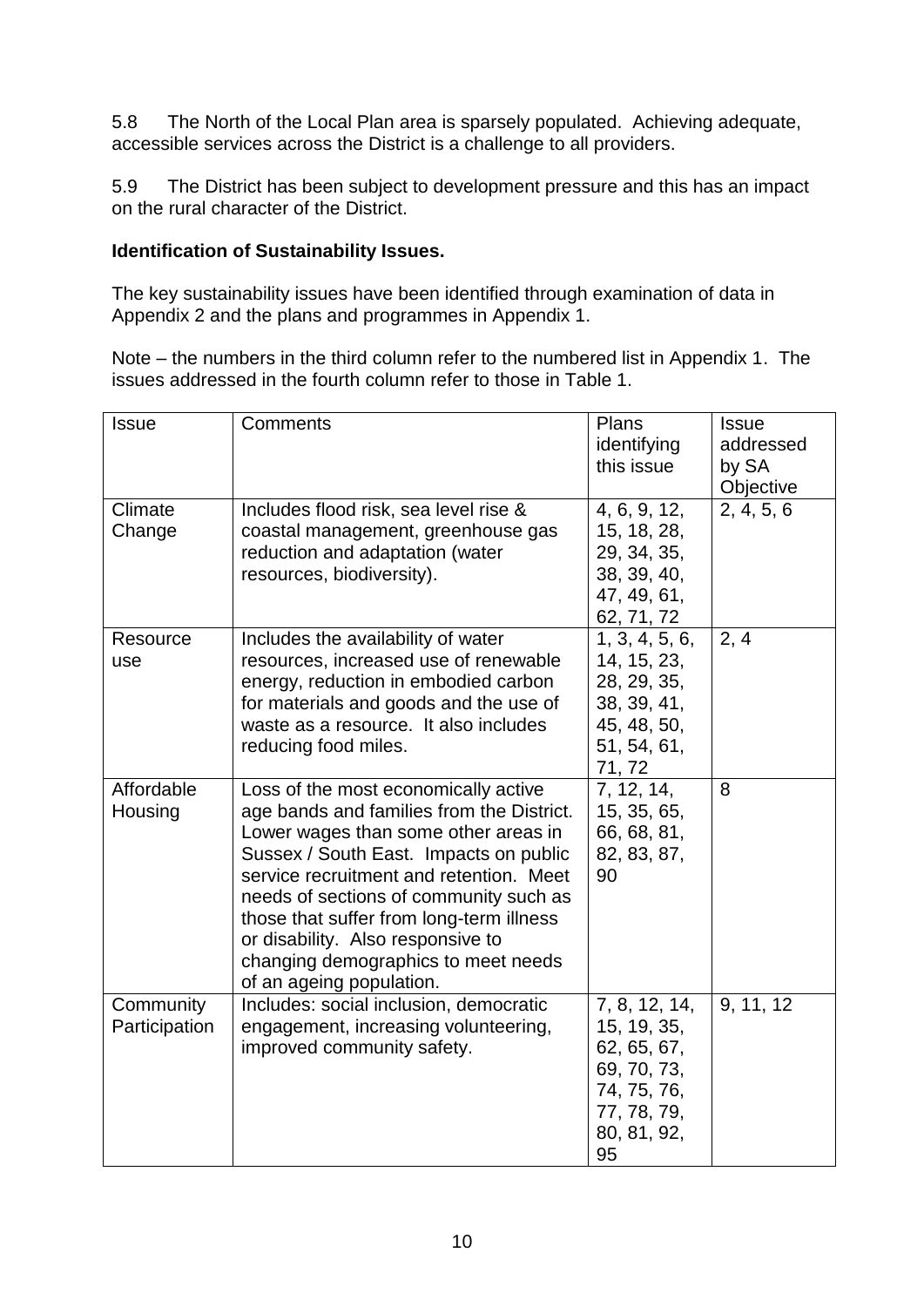5.8 The North of the Local Plan area is sparsely populated. Achieving adequate, accessible services across the District is a challenge to all providers.

5.9 The District has been subject to development pressure and this has an impact on the rural character of the District.

**Identification of Sustainability Issues.**

The key sustainability issues have been identified through examination of data in Appendix 2 and the plans and programmes in Appendix 1.

Note – the numbers in the third column refer to the numbered list in Appendix 1. The issues addressed in the fourth column refer to those in Table 1.

| Issue | Comments | Plans identifying this issue | Issue addressed by SA Objective |
|---|---|---|---|
| Climate Change | Includes flood risk, sea level rise & coastal management, greenhouse gas reduction and adaptation (water resources, biodiversity). | 4, 6, 9, 12, 15, 18, 28, 29, 34, 35, 38, 39, 40, 47, 49, 61, 62, 71, 72 | 2, 4, 5, 6 |
| Resource use | Includes the availability of water resources, increased use of renewable energy, reduction in embodied carbon for materials and goods and the use of waste as a resource. It also includes reducing food miles. | 1, 3, 4, 5, 6, 14, 15, 23, 28, 29, 35, 38, 39, 41, 45, 48, 50, 51, 54, 61, 71, 72 | 2, 4 |
| Affordable Housing | Loss of the most economically active age bands and families from the District. Lower wages than some other areas in Sussex / South East. Impacts on public service recruitment and retention. Meet needs of sections of community such as those that suffer from long-term illness or disability. Also responsive to changing demographics to meet needs of an ageing population. | 7, 12, 14, 15, 35, 65, 66, 68, 81, 82, 83, 87, 90 | 8 |
| Community Participation | Includes: social inclusion, democratic engagement, increasing volunteering, improved community safety. | 7, 8, 12, 14, 15, 19, 35, 62, 65, 67, 69, 70, 73, 74, 75, 76, 77, 78, 79, 80, 81, 92, 95 | 9, 11, 12 |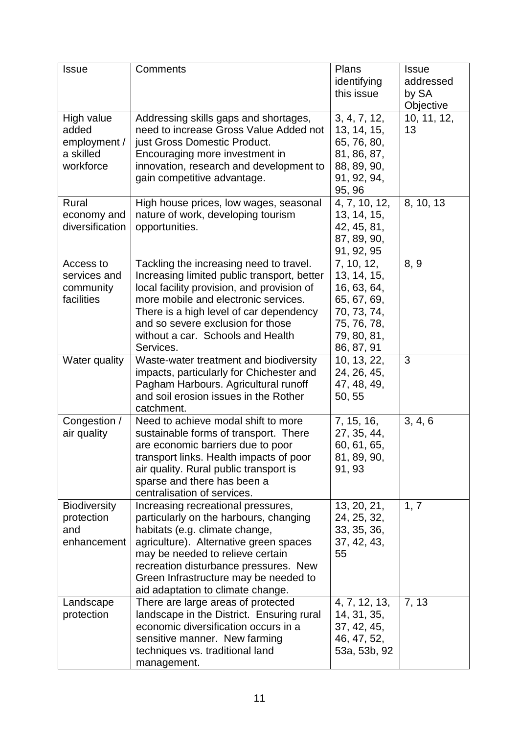| Issue | Comments | Plans identifying this issue | Issue addressed by SA Objective |
|---|---|---|---|
| High value added employment / a skilled workforce | Addressing skills gaps and shortages, need to increase Gross Value Added not just Gross Domestic Product. Encouraging more investment in innovation, research and development to gain competitive advantage. | 3, 4, 7, 12, 13, 14, 15, 65, 76, 80, 81, 86, 87, 88, 89, 90, 91, 92, 94, 95, 96 | 10, 11, 12, 13 |
| Rural economy and diversification | High house prices, low wages, seasonal nature of work, developing tourism opportunities. | 4, 7, 10, 12, 13, 14, 15, 42, 45, 81, 87, 89, 90, 91, 92, 95 | 8, 10, 13 |
| Access to services and community facilities | Tackling the increasing need to travel. Increasing limited public transport, better local facility provision, and provision of more mobile and electronic services. There is a high level of car dependency and so severe exclusion for those without a car. Schools and Health Services. | 7, 10, 12, 13, 14, 15, 16, 63, 64, 65, 67, 69, 70, 73, 74, 75, 76, 78, 79, 80, 81, 86, 87, 91 | 8, 9 |
| Water quality | Waste-water treatment and biodiversity impacts, particularly for Chichester and Pagham Harbours. Agricultural runoff and soil erosion issues in the Rother catchment. | 10, 13, 22, 24, 26, 45, 47, 48, 49, 50, 55 | 3 |
| Congestion / air quality | Need to achieve modal shift to more sustainable forms of transport. There are economic barriers due to poor transport links. Health impacts of poor air quality. Rural public transport is sparse and there has been a centralisation of services. | 7, 15, 16, 27, 35, 44, 60, 61, 65, 81, 89, 90, 91, 93 | 3, 4, 6 |
| Biodiversity protection and enhancement | Increasing recreational pressures, particularly on the harbours, changing habitats (e.g. climate change, agriculture). Alternative green spaces may be needed to relieve certain recreation disturbance pressures. New Green Infrastructure may be needed to aid adaptation to climate change. | 13, 20, 21, 24, 25, 32, 33, 35, 36, 37, 42, 43, 55 | 1, 7 |
| Landscape protection | There are large areas of protected landscape in the District. Ensuring rural economic diversification occurs in a sensitive manner. New farming techniques vs. traditional land management. | 4, 7, 12, 13, 14, 31, 35, 37, 42, 45, 46, 47, 52, 53a, 53b, 92 | 7, 13 |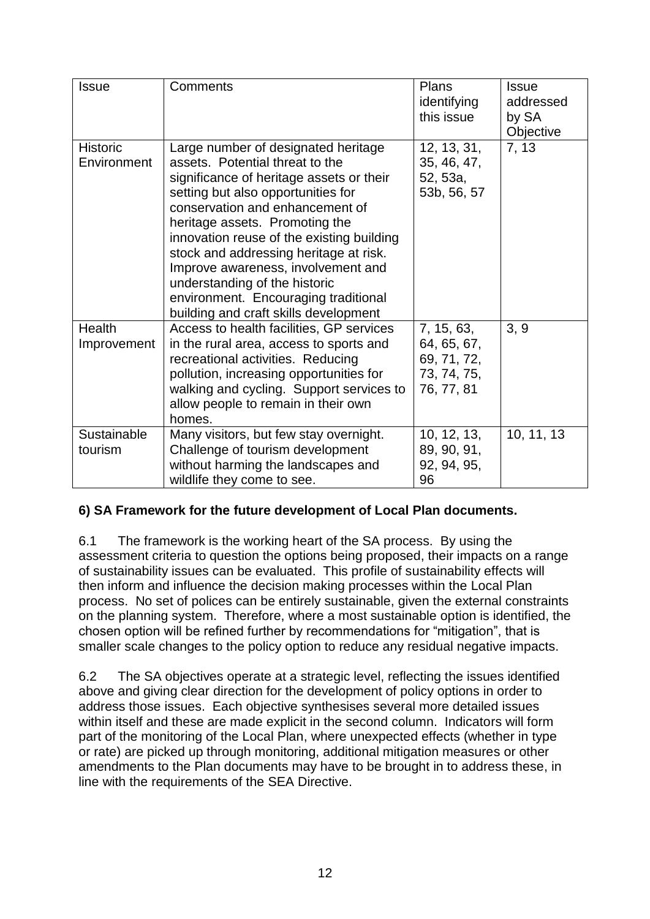| Issue | Comments | Plans identifying this issue | Issue addressed by SA Objective |
|---|---|---|---|
| Historic Environment | Large number of designated heritage assets. Potential threat to the significance of heritage assets or their setting but also opportunities for conservation and enhancement of heritage assets. Promoting the innovation reuse of the existing building stock and addressing heritage at risk. Improve awareness, involvement and understanding of the historic environment. Encouraging traditional building and craft skills development | 12, 13, 31, 35, 46, 47, 52, 53a, 53b, 56, 57 | 7, 13 |
| Health Improvement | Access to health facilities, GP services in the rural area, access to sports and recreational activities. Reducing pollution, increasing opportunities for walking and cycling. Support services to allow people to remain in their own homes. | 7, 15, 63, 64, 65, 67, 69, 71, 72, 73, 74, 75, 76, 77, 81 | 3, 9 |
| Sustainable tourism | Many visitors, but few stay overnight. Challenge of tourism development without harming the landscapes and wildlife they come to see. | 10, 12, 13, 89, 90, 91, 92, 94, 95, 96 | 10, 11, 13 |

### 6) SA Framework for the future development of Local Plan documents.

6.1 The framework is the working heart of the SA process. By using the assessment criteria to question the options being proposed, their impacts on a range of sustainability issues can be evaluated. This profile of sustainability effects will then inform and influence the decision making processes within the Local Plan process. No set of polices can be entirely sustainable, given the external constraints on the planning system. Therefore, where a most sustainable option is identified, the chosen option will be refined further by recommendations for "mitigation", that is smaller scale changes to the policy option to reduce any residual negative impacts.

6.2 The SA objectives operate at a strategic level, reflecting the issues identified above and giving clear direction for the development of policy options in order to address those issues. Each objective synthesises several more detailed issues within itself and these are made explicit in the second column. Indicators will form part of the monitoring of the Local Plan, where unexpected effects (whether in type or rate) are picked up through monitoring, additional mitigation measures or other amendments to the Plan documents may have to be brought in to address these, in line with the requirements of the SEA Directive.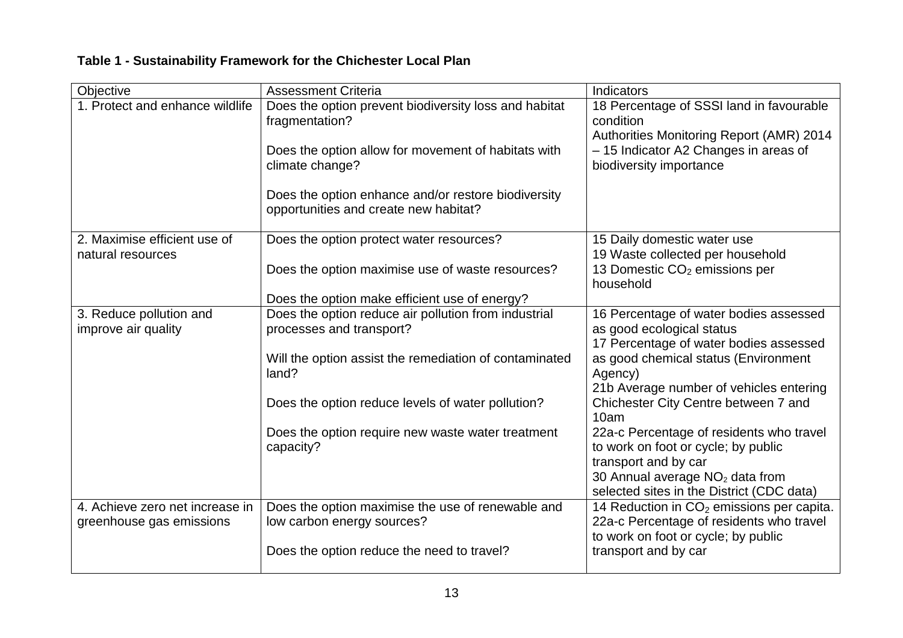**Table 1 - Sustainability Framework for the Chichester Local Plan**

| Objective | Assessment Criteria | Indicators |
|---|---|---|
| 1. Protect and enhance wildlife | Does the option prevent biodiversity loss and habitat fragmentation?<br><br>Does the option allow for movement of habitats with climate change?<br><br>Does the option enhance and/or restore biodiversity opportunities and create new habitat? | 18 Percentage of SSSI land in favourable condition<br>Authorities Monitoring Report (AMR) 2014 – 15 Indicator A2 Changes in areas of biodiversity importance |
| 2. Maximise efficient use of natural resources | Does the option protect water resources?<br><br>Does the option maximise use of waste resources?<br><br>Does the option make efficient use of energy? | 15 Daily domestic water use<br>19 Waste collected per household<br>13 Domestic $CO_2$ emissions per household |
| 3. Reduce pollution and improve air quality | Does the option reduce air pollution from industrial processes and transport?<br><br>Will the option assist the remediation of contaminated land?<br><br>Does the option reduce levels of water pollution?<br><br>Does the option require new waste water treatment capacity? | 16 Percentage of water bodies assessed as good ecological status<br>17 Percentage of water bodies assessed as good chemical status (Environment Agency)<br>21b Average number of vehicles entering Chichester City Centre between 7 and 10am<br>22a-c Percentage of residents who travel to work on foot or cycle; by public transport and by car<br>30 Annual average $NO_2$ data from selected sites in the District (CDC data) |
| 4. Achieve zero net increase in greenhouse gas emissions | Does the option maximise the use of renewable and low carbon energy sources?<br><br>Does the option reduce the need to travel? | 14 Reduction in $CO_2$ emissions per capita.<br>22a-c Percentage of residents who travel to work on foot or cycle; by public transport and by car |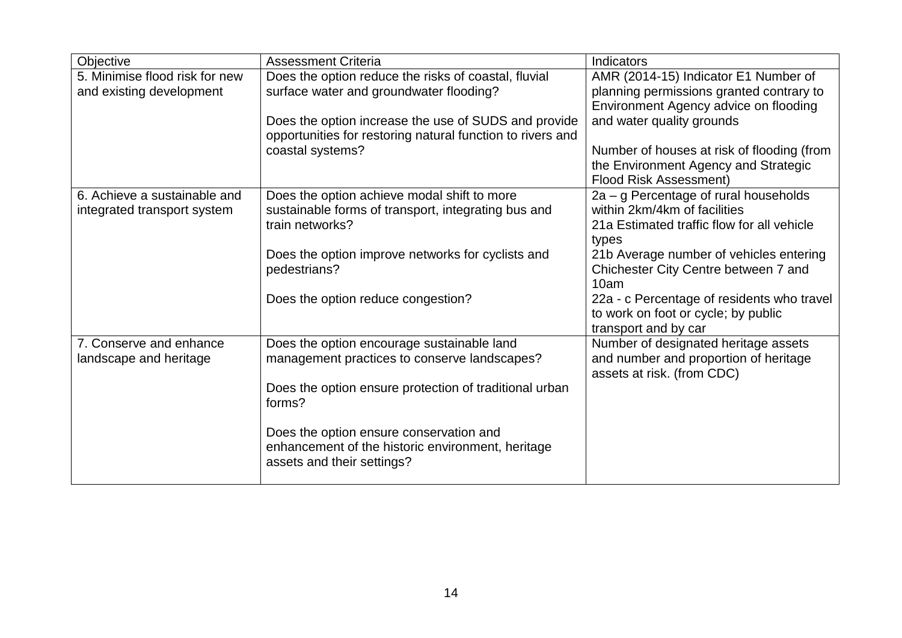| Objective | Assessment Criteria | Indicators |
|---|---|---|
| 5. Minimise flood risk for new and existing development | Does the option reduce the risks of coastal, fluvial surface water and groundwater flooding?<br><br>Does the option increase the use of SUDS and provide opportunities for restoring natural function to rivers and coastal systems? | AMR (2014-15) Indicator E1 Number of planning permissions granted contrary to Environment Agency advice on flooding and water quality grounds<br><br>Number of houses at risk of flooding (from the Environment Agency and Strategic Flood Risk Assessment) |
| 6. Achieve a sustainable and integrated transport system | Does the option achieve modal shift to more sustainable forms of transport, integrating bus and train networks?<br><br>Does the option improve networks for cyclists and pedestrians?<br><br>Does the option reduce congestion? | 2a – g Percentage of rural households within 2km/4km of facilities<br>21a Estimated traffic flow for all vehicle types<br>21b Average number of vehicles entering Chichester City Centre between 7 and 10am<br>22a - c Percentage of residents who travel to work on foot or cycle; by public transport and by car |
| 7. Conserve and enhance landscape and heritage | Does the option encourage sustainable land management practices to conserve landscapes?<br><br>Does the option ensure protection of traditional urban forms?<br><br>Does the option ensure conservation and enhancement of the historic environment, heritage assets and their settings? | Number of designated heritage assets and number and proportion of heritage assets at risk. (from CDC) |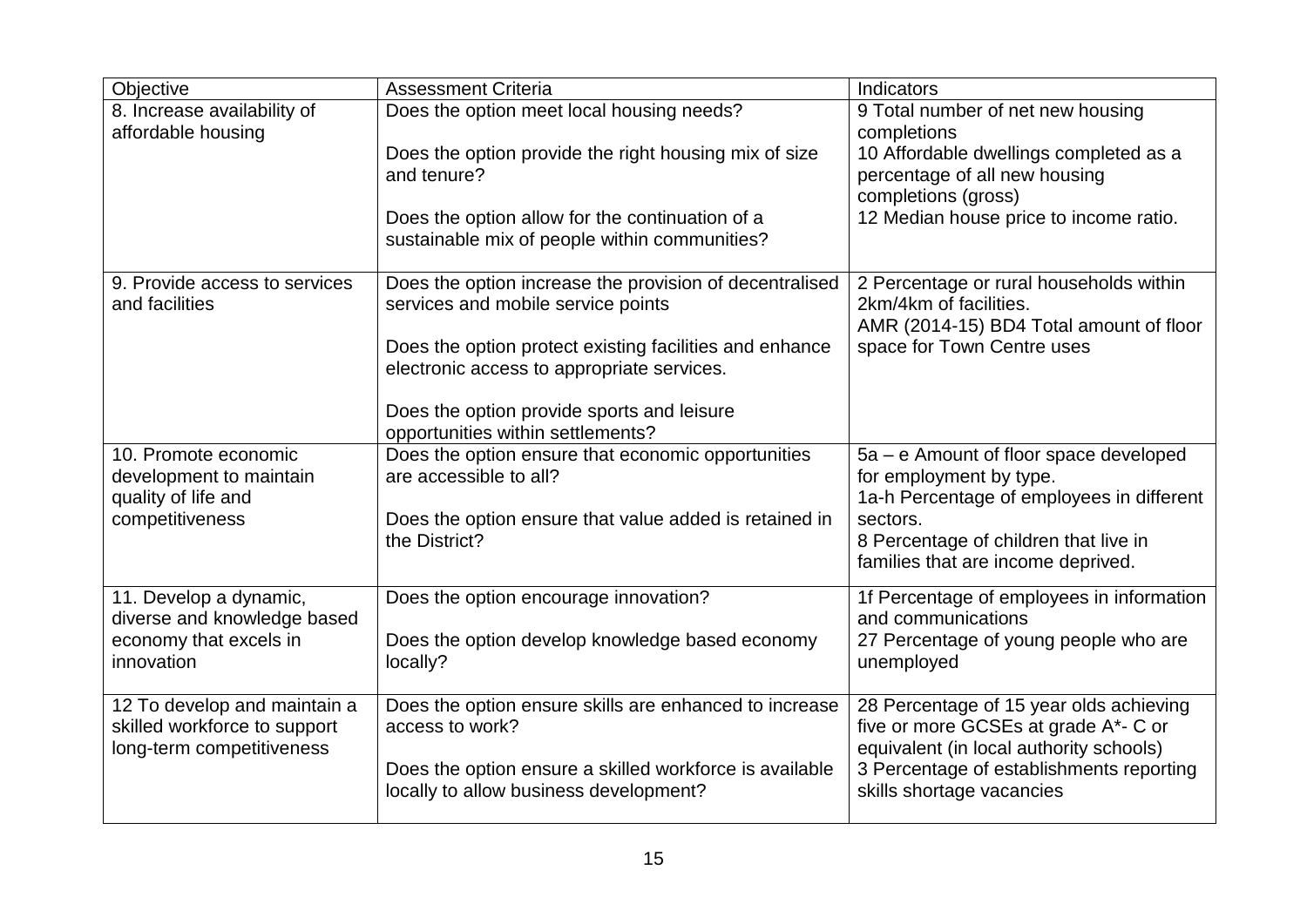| Objective | Assessment Criteria | Indicators |
|---|---|---|
| 8. Increase availability of affordable housing | Does the option meet local housing needs?<br><br>Does the option provide the right housing mix of size and tenure?<br><br>Does the option allow for the continuation of a sustainable mix of people within communities? | 9 Total number of net new housing completions<br>10 Affordable dwellings completed as a percentage of all new housing completions (gross)<br>12 Median house price to income ratio. |
| 9. Provide access to services and facilities | Does the option increase the provision of decentralised services and mobile service points<br><br>Does the option protect existing facilities and enhance electronic access to appropriate services.<br><br>Does the option provide sports and leisure opportunities within settlements? | 2 Percentage or rural households within 2km/4km of facilities.<br>AMR (2014-15) BD4 Total amount of floor space for Town Centre uses |
| 10. Promote economic development to maintain quality of life and competitiveness | Does the option ensure that economic opportunities are accessible to all?<br><br>Does the option ensure that value added is retained in the District? | 5a – e Amount of floor space developed for employment by type.<br>1a-h Percentage of employees in different sectors.<br>8 Percentage of children that live in families that are income deprived. |
| 11. Develop a dynamic, diverse and knowledge based economy that excels in innovation | Does the option encourage innovation?<br><br>Does the option develop knowledge based economy locally? | 1f Percentage of employees in information and communications<br>27 Percentage of young people who are unemployed |
| 12 To develop and maintain a skilled workforce to support long-term competitiveness | Does the option ensure skills are enhanced to increase access to work?<br><br>Does the option ensure a skilled workforce is available locally to allow business development? | 28 Percentage of 15 year olds achieving five or more GCSEs at grade A*- C or equivalent (in local authority schools)<br>3 Percentage of establishments reporting skills shortage vacancies |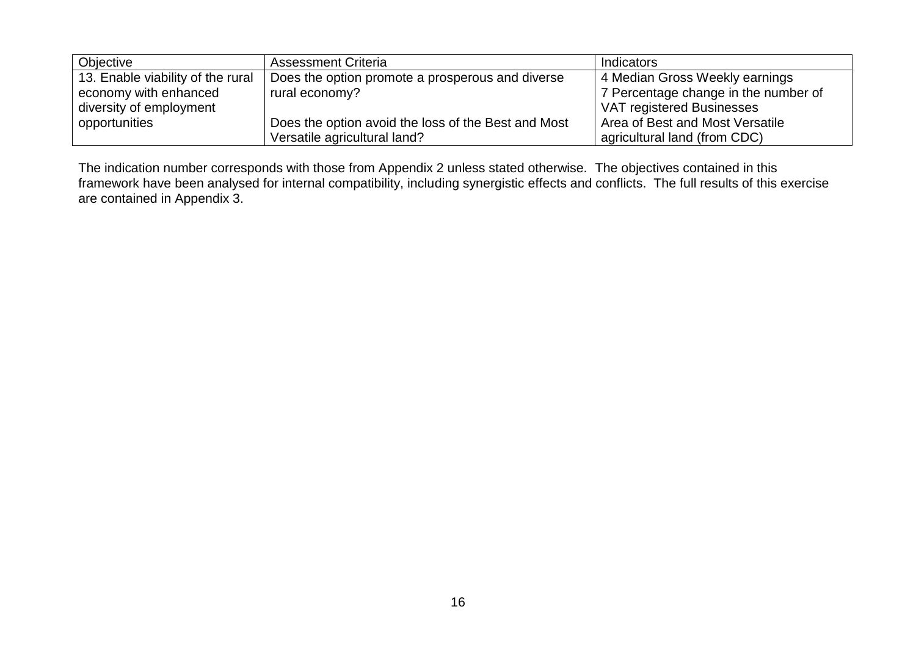| Objective | Assessment Criteria | Indicators |
| --- | --- | --- |
| 13. Enable viability of the rural economy with enhanced diversity of employment opportunities | Does the option promote a prosperous and diverse rural economy?<br><br>Does the option avoid the loss of the Best and Most Versatile agricultural land? | 4 Median Gross Weekly earnings<br>7 Percentage change in the number of VAT registered Businesses<br>Area of Best and Most Versatile agricultural land (from CDC) |

The indication number corresponds with those from Appendix 2 unless stated otherwise. The objectives contained in this framework have been analysed for internal compatibility, including synergistic effects and conflicts. The full results of this exercise are contained in Appendix 3.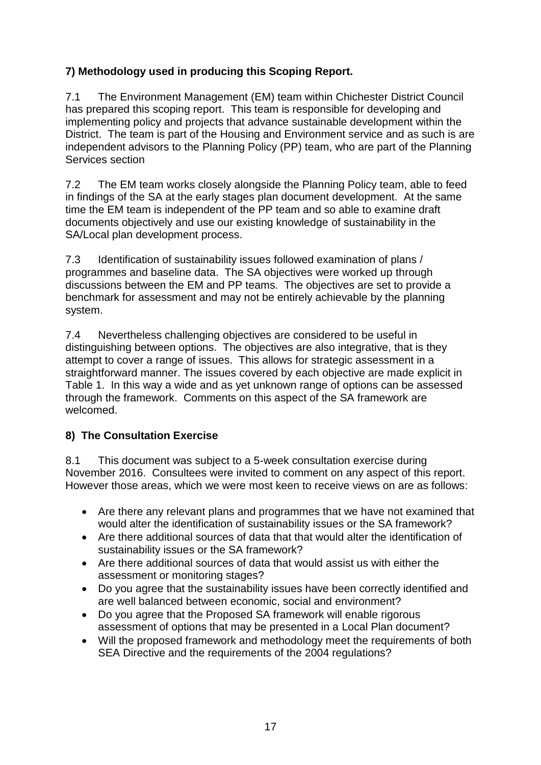## 7) Methodology used in producing this Scoping Report.

7.1 The Environment Management (EM) team within Chichester District Council has prepared this scoping report. This team is responsible for developing and implementing policy and projects that advance sustainable development within the District. The team is part of the Housing and Environment service and as such is are independent advisors to the Planning Policy (PP) team, who are part of the Planning Services section

7.2 The EM team works closely alongside the Planning Policy team, able to feed in findings of the SA at the early stages plan document development. At the same time the EM team is independent of the PP team and so able to examine draft documents objectively and use our existing knowledge of sustainability in the SA/Local plan development process.

7.3 Identification of sustainability issues followed examination of plans / programmes and baseline data. The SA objectives were worked up through discussions between the EM and PP teams. The objectives are set to provide a benchmark for assessment and may not be entirely achievable by the planning system.

7.4 Nevertheless challenging objectives are considered to be useful in distinguishing between options. The objectives are also integrative, that is they attempt to cover a range of issues. This allows for strategic assessment in a straightforward manner. The issues covered by each objective are made explicit in Table 1. In this way a wide and as yet unknown range of options can be assessed through the framework. Comments on this aspect of the SA framework are welcomed.

## 8) The Consultation Exercise

8.1 This document was subject to a 5-week consultation exercise during November 2016. Consultees were invited to comment on any aspect of this report. However those areas, which we were most keen to receive views on are as follows:

- Are there any relevant plans and programmes that we have not examined that would alter the identification of sustainability issues or the SA framework?
- Are there additional sources of data that that would alter the identification of sustainability issues or the SA framework?
- Are there additional sources of data that would assist us with either the assessment or monitoring stages?
- Do you agree that the sustainability issues have been correctly identified and are well balanced between economic, social and environment?
- Do you agree that the Proposed SA framework will enable rigorous assessment of options that may be presented in a Local Plan document?
- Will the proposed framework and methodology meet the requirements of both SEA Directive and the requirements of the 2004 regulations?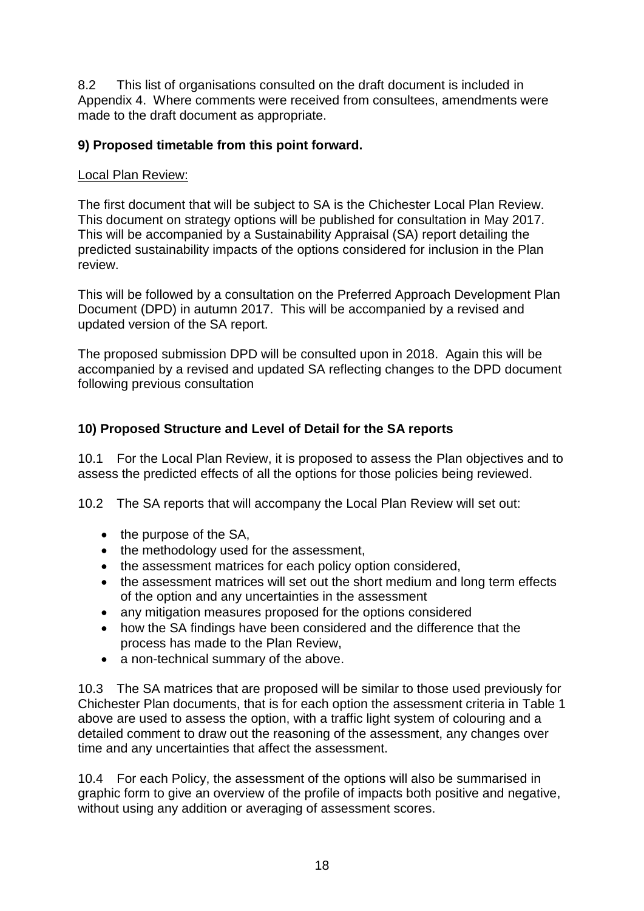8.2 This list of organisations consulted on the draft document is included in Appendix 4. Where comments were received from consultees, amendments were made to the draft document as appropriate.

## 9) Proposed timetable from this point forward.

Local Plan Review:

The first document that will be subject to SA is the Chichester Local Plan Review. This document on strategy options will be published for consultation in May 2017. This will be accompanied by a Sustainability Appraisal (SA) report detailing the predicted sustainability impacts of the options considered for inclusion in the Plan review.

This will be followed by a consultation on the Preferred Approach Development Plan Document (DPD) in autumn 2017. This will be accompanied by a revised and updated version of the SA report.

The proposed submission DPD will be consulted upon in 2018. Again this will be accompanied by a revised and updated SA reflecting changes to the DPD document following previous consultation

## 10) Proposed Structure and Level of Detail for the SA reports

10.1 For the Local Plan Review, it is proposed to assess the Plan objectives and to assess the predicted effects of all the options for those policies being reviewed.

10.2 The SA reports that will accompany the Local Plan Review will set out:

- the purpose of the SA,
- the methodology used for the assessment,
- the assessment matrices for each policy option considered,
- the assessment matrices will set out the short medium and long term effects of the option and any uncertainties in the assessment
- any mitigation measures proposed for the options considered
- how the SA findings have been considered and the difference that the process has made to the Plan Review,
- a non-technical summary of the above.

10.3 The SA matrices that are proposed will be similar to those used previously for Chichester Plan documents, that is for each option the assessment criteria in Table 1 above are used to assess the option, with a traffic light system of colouring and a detailed comment to draw out the reasoning of the assessment, any changes over time and any uncertainties that affect the assessment.

10.4 For each Policy, the assessment of the options will also be summarised in graphic form to give an overview of the profile of impacts both positive and negative, without using any addition or averaging of assessment scores.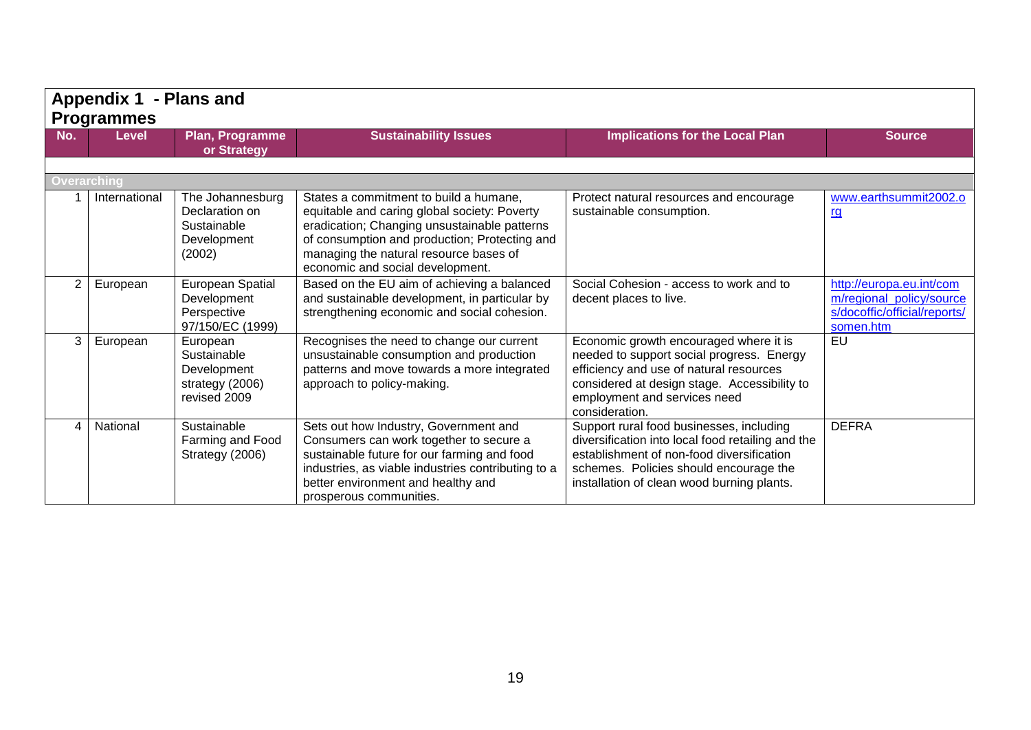## Appendix 1 - Plans and Programmes

| No. | Level | Plan, Programme or Strategy | Sustainability Issues | Implications for the Local Plan | Source |
|---|---|---|---|---|---|
| **Overarching** | | | | | |
| 1 | International | The Johannesburg Declaration on Sustainable Development (2002) | States a commitment to build a humane, equitable and caring global society: Poverty eradication; Changing unsustainable patterns of consumption and production; Protecting and managing the natural resource bases of economic and social development. | Protect natural resources and encourage sustainable consumption. | www.earthsummit2002.org |
| 2 | European | European Spatial Development Perspective 97/150/EC (1999) | Based on the EU aim of achieving a balanced and sustainable development, in particular by strengthening economic and social cohesion. | Social Cohesion - access to work and to decent places to live. | http://europa.eu.int/comm/regional_policy/sources/docoffic/official/reports/somen.htm |
| 3 | European | European Sustainable Development strategy (2006) revised 2009 | Recognises the need to change our current unsustainable consumption and production patterns and move towards a more integrated approach to policy-making. | Economic growth encouraged where it is needed to support social progress. Energy efficiency and use of natural resources considered at design stage. Accessibility to employment and services need consideration. | EU |
| 4 | National | Sustainable Farming and Food Strategy (2006) | Sets out how Industry, Government and Consumers can work together to secure a sustainable future for our farming and food industries, as viable industries contributing to a better environment and healthy and prosperous communities. | Support rural food businesses, including diversification into local food retailing and the establishment of non-food diversification schemes. Policies should encourage the installation of clean wood burning plants. | DEFRA |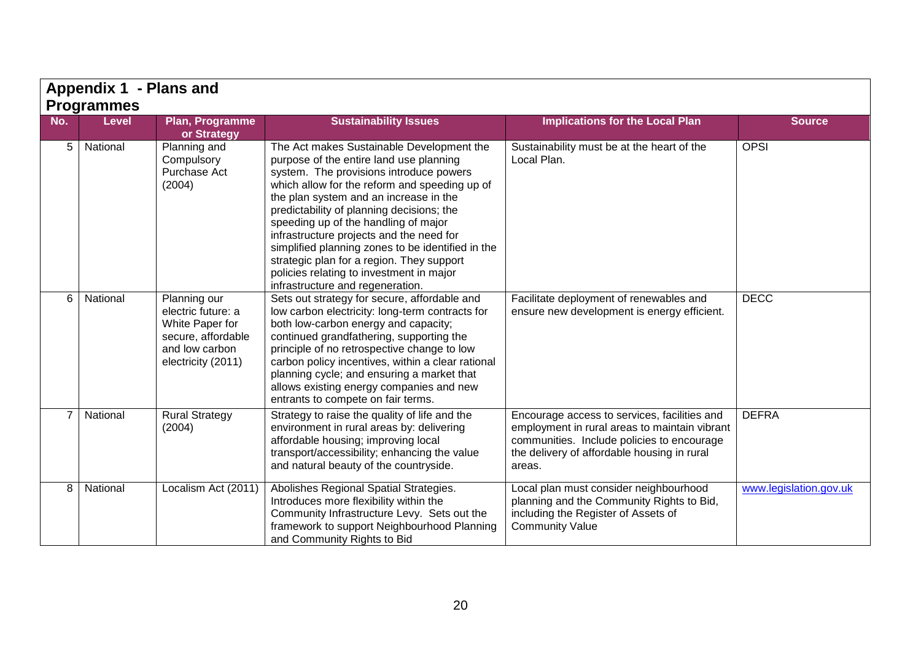## Appendix 1 - Plans and Programmes

| No. | Level | Plan, Programme or Strategy | Sustainability Issues | Implications for the Local Plan | Source |
|---|---|---|---|---|---|
| 5 | National | Planning and Compulsory Purchase Act (2004) | The Act makes Sustainable Development the purpose of the entire land use planning system. The provisions introduce powers which allow for the reform and speeding up of the plan system and an increase in the predictability of planning decisions; the speeding up of the handling of major infrastructure projects and the need for simplified planning zones to be identified in the strategic plan for a region. They support policies relating to investment in major infrastructure and regeneration. | Sustainability must be at the heart of the Local Plan. | OPSI |
| 6 | National | Planning our electric future: a White Paper for secure, affordable and low carbon electricity (2011) | Sets out strategy for secure, affordable and low carbon electricity: long-term contracts for both low-carbon energy and capacity; continued grandfathering, supporting the principle of no retrospective change to low carbon policy incentives, within a clear rational planning cycle; and ensuring a market that allows existing energy companies and new entrants to compete on fair terms. | Facilitate deployment of renewables and ensure new development is energy efficient. | DECC |
| 7 | National | Rural Strategy (2004) | Strategy to raise the quality of life and the environment in rural areas by: delivering affordable housing; improving local transport/accessibility; enhancing the value and natural beauty of the countryside. | Encourage access to services, facilities and employment in rural areas to maintain vibrant communities. Include policies to encourage the delivery of affordable housing in rural areas. | DEFRA |
| 8 | National | Localism Act (2011) | Abolishes Regional Spatial Strategies. Introduces more flexibility within the Community Infrastructure Levy. Sets out the framework to support Neighbourhood Planning and Community Rights to Bid | Local plan must consider neighbourhood planning and the Community Rights to Bid, including the Register of Assets of Community Value | www.legislation.gov.uk |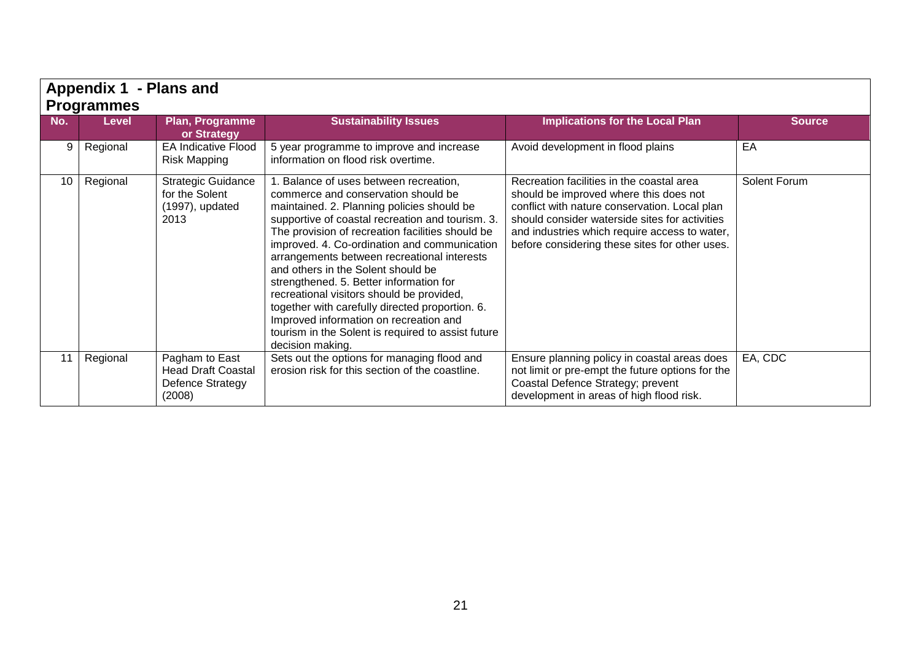## Appendix 1 - Plans and Programmes

| No. | Level | Plan, Programme or Strategy | Sustainability Issues | Implications for the Local Plan | Source |
|---|---|---|---|---|---|
| 9 | Regional | EA Indicative Flood Risk Mapping | 5 year programme to improve and increase information on flood risk overtime. | Avoid development in flood plains | EA |
| 10 | Regional | Strategic Guidance for the Solent (1997), updated 2013 | 1. Balance of uses between recreation, commerce and conservation should be maintained. 2. Planning policies should be supportive of coastal recreation and tourism. 3. The provision of recreation facilities should be improved. 4. Co-ordination and communication arrangements between recreational interests and others in the Solent should be strengthened. 5. Better information for recreational visitors should be provided, together with carefully directed proportion. 6. Improved information on recreation and tourism in the Solent is required to assist future decision making. | Recreation facilities in the coastal area should be improved where this does not conflict with nature conservation. Local plan should consider waterside sites for activities and industries which require access to water, before considering these sites for other uses. | Solent Forum |
| 11 | Regional | Pagham to East Head Draft Coastal Defence Strategy (2008) | Sets out the options for managing flood and erosion risk for this section of the coastline. | Ensure planning policy in coastal areas does not limit or pre-empt the future options for the Coastal Defence Strategy; prevent development in areas of high flood risk. | EA, CDC |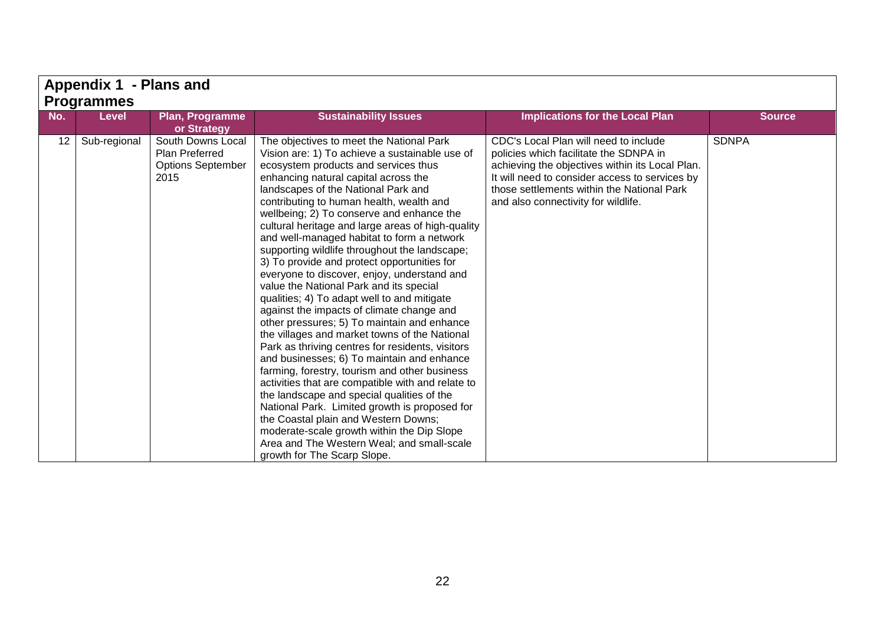## Appendix 1 - Plans and Programmes

| No. | Level | Plan, Programme or Strategy | Sustainability Issues | Implications for the Local Plan | Source |
|---|---|---|---|---|---|
| 12 | Sub-regional | South Downs Local Plan Preferred Options September 2015 | The objectives to meet the National Park Vision are: 1) To achieve a sustainable use of ecosystem products and services thus enhancing natural capital across the landscapes of the National Park and contributing to human health, wealth and wellbeing; 2) To conserve and enhance the cultural heritage and large areas of high-quality and well-managed habitat to form a network supporting wildlife throughout the landscape; 3) To provide and protect opportunities for everyone to discover, enjoy, understand and value the National Park and its special qualities; 4) To adapt well to and mitigate against the impacts of climate change and other pressures; 5) To maintain and enhance the villages and market towns of the National Park as thriving centres for residents, visitors and businesses; 6) To maintain and enhance farming, forestry, tourism and other business activities that are compatible with and relate to the landscape and special qualities of the National Park. Limited growth is proposed for the Coastal plain and Western Downs; moderate-scale growth within the Dip Slope Area and The Western Weal; and small-scale growth for The Scarp Slope. | CDC's Local Plan will need to include policies which facilitate the SDNPA in achieving the objectives within its Local Plan. It will need to consider access to services by those settlements within the National Park and also connectivity for wildlife. | SDNPA |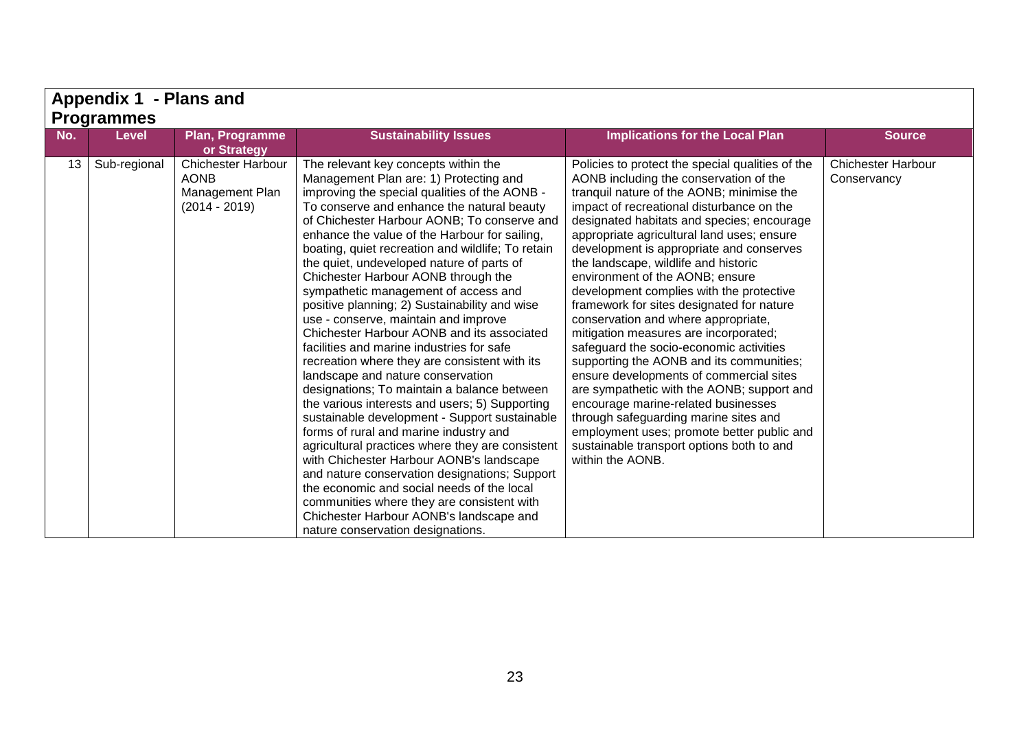## Appendix 1 - Plans and Programmes

| No. | Level | Plan, Programme or Strategy | Sustainability Issues | Implications for the Local Plan | Source |
|---|---|---|---|---|---|
| 13 | Sub-regional | Chichester Harbour AONB Management Plan (2014 - 2019) | The relevant key concepts within the Management Plan are: 1) Protecting and improving the special qualities of the AONB - To conserve and enhance the natural beauty of Chichester Harbour AONB; To conserve and enhance the value of the Harbour for sailing, boating, quiet recreation and wildlife; To retain the quiet, undeveloped nature of parts of Chichester Harbour AONB through the sympathetic management of access and positive planning; 2) Sustainability and wise use - conserve, maintain and improve Chichester Harbour AONB and its associated facilities and marine industries for safe recreation where they are consistent with its landscape and nature conservation designations; To maintain a balance between the various interests and users; 5) Supporting sustainable development - Support sustainable forms of rural and marine industry and agricultural practices where they are consistent with Chichester Harbour AONB's landscape and nature conservation designations; Support the economic and social needs of the local communities where they are consistent with Chichester Harbour AONB's landscape and nature conservation designations. | Policies to protect the special qualities of the AONB including the conservation of the tranquil nature of the AONB; minimise the impact of recreational disturbance on the designated habitats and species; encourage appropriate agricultural land uses; ensure development is appropriate and conserves the landscape, wildlife and historic environment of the AONB; ensure development complies with the protective framework for sites designated for nature conservation and where appropriate, mitigation measures are incorporated; safeguard the socio-economic activities supporting the AONB and its communities; ensure developments of commercial sites are sympathetic with the AONB; support and encourage marine-related businesses through safeguarding marine sites and employment uses; promote better public and sustainable transport options both to and within the AONB. | Chichester Harbour Conservancy |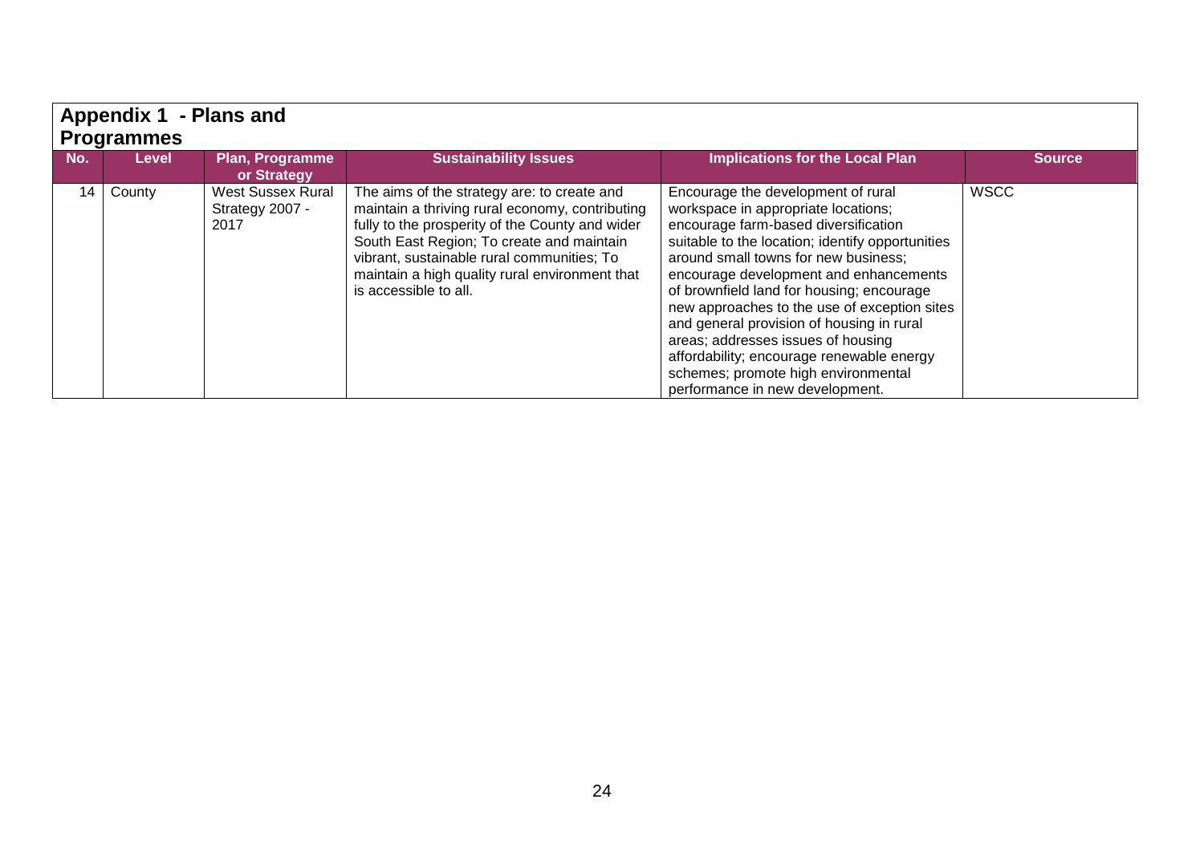## Appendix 1 - Plans and Programmes

| No. | Level | Plan, Programme or Strategy | Sustainability Issues | Implications for the Local Plan | Source |
|---|---|---|---|---|---|
| 14 | County | West Sussex Rural Strategy 2007 - 2017 | The aims of the strategy are: to create and maintain a thriving rural economy, contributing fully to the prosperity of the County and wider South East Region; To create and maintain vibrant, sustainable rural communities; To maintain a high quality rural environment that is accessible to all. | Encourage the development of rural workspace in appropriate locations; encourage farm-based diversification suitable to the location; identify opportunities around small towns for new business; encourage development and enhancements of brownfield land for housing; encourage new approaches to the use of exception sites and general provision of housing in rural areas; addresses issues of housing affordability; encourage renewable energy schemes; promote high environmental performance in new development. | WSCC |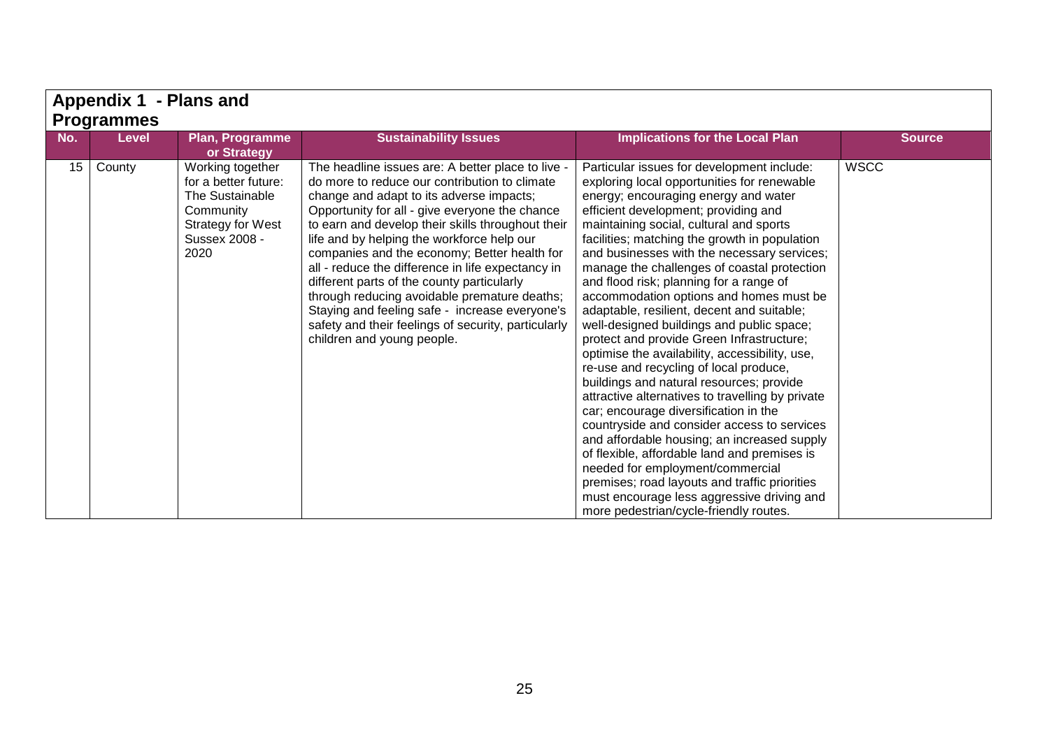## Appendix 1 - Plans and Programmes

| No. | Level | Plan, Programme or Strategy | Sustainability Issues | Implications for the Local Plan | Source |
|---|---|---|---|---|---|
| 15 | County | Working together for a better future: The Sustainable Community Strategy for West Sussex 2008 - 2020 | The headline issues are: A better place to live - do more to reduce our contribution to climate change and adapt to its adverse impacts; Opportunity for all - give everyone the chance to earn and develop their skills throughout their life and by helping the workforce help our companies and the economy; Better health for all - reduce the difference in life expectancy in different parts of the county particularly through reducing avoidable premature deaths; Staying and feeling safe - increase everyone's safety and their feelings of security, particularly children and young people. | Particular issues for development include: exploring local opportunities for renewable energy; encouraging energy and water efficient development; providing and maintaining social, cultural and sports facilities; matching the growth in population and businesses with the necessary services; manage the challenges of coastal protection and flood risk; planning for a range of accommodation options and homes must be adaptable, resilient, decent and suitable; well-designed buildings and public space; protect and provide Green Infrastructure; optimise the availability, accessibility, use, re-use and recycling of local produce, buildings and natural resources; provide attractive alternatives to travelling by private car; encourage diversification in the countryside and consider access to services and affordable housing; an increased supply of flexible, affordable land and premises is needed for employment/commercial premises; road layouts and traffic priorities must encourage less aggressive driving and more pedestrian/cycle-friendly routes. | WSCC |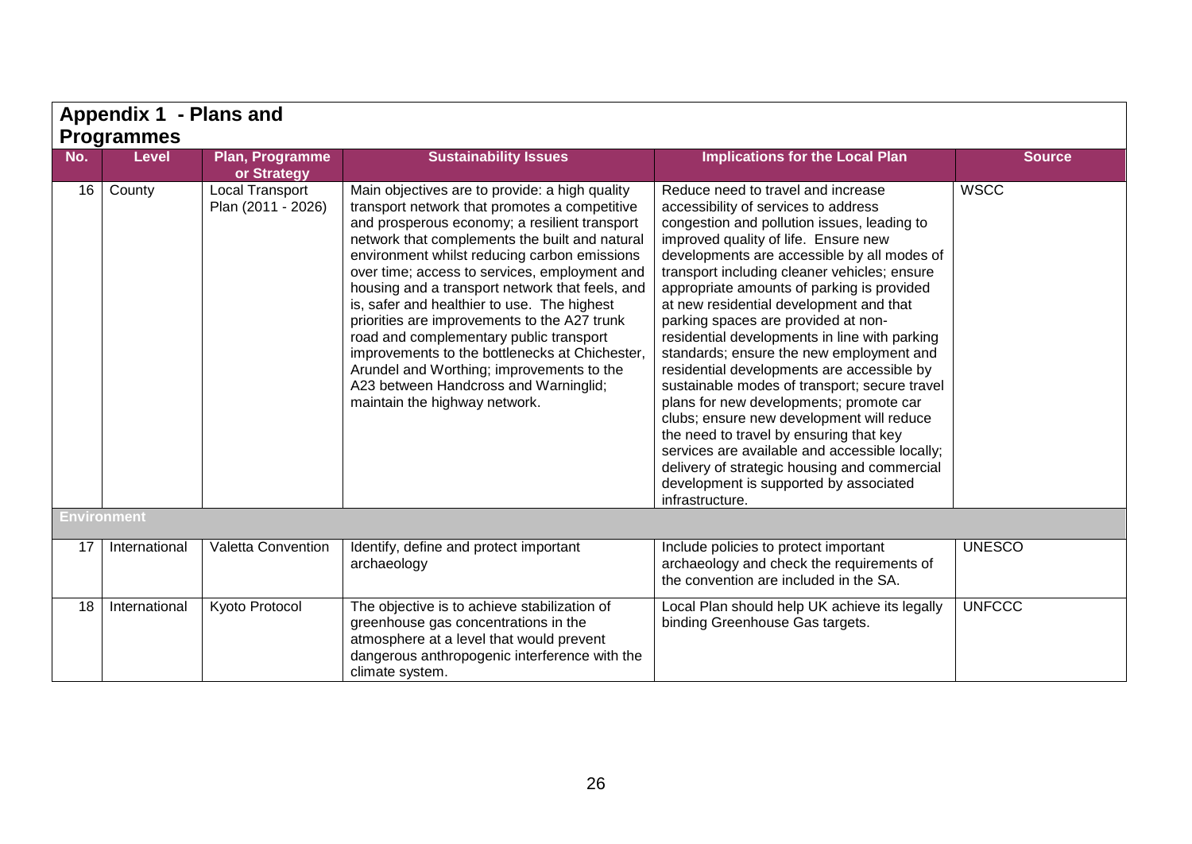## Appendix 1 - Plans and Programmes

| No. | Level | Plan, Programme or Strategy | Sustainability Issues | Implications for the Local Plan | Source |
|---|---|---|---|---|---|
| 16 | County | Local Transport Plan (2011 - 2026) | Main objectives are to provide: a high quality transport network that promotes a competitive and prosperous economy; a resilient transport network that complements the built and natural environment whilst reducing carbon emissions over time; access to services, employment and housing and a transport network that feels, and is, safer and healthier to use. The highest priorities are improvements to the A27 trunk road and complementary public transport improvements to the bottlenecks at Chichester, Arundel and Worthing; improvements to the A23 between Handcross and Warninglid; maintain the highway network. | Reduce need to travel and increase accessibility of services to address congestion and pollution issues, leading to improved quality of life. Ensure new developments are accessible by all modes of transport including cleaner vehicles; ensure appropriate amounts of parking is provided at new residential development and that parking spaces are provided at non-residential developments in line with parking standards; ensure the new employment and residential developments are accessible by sustainable modes of transport; secure travel plans for new developments; promote car clubs; ensure new development will reduce the need to travel by ensuring that key services are available and accessible locally; delivery of strategic housing and commercial development is supported by associated infrastructure. | WSCC |
| **Environment** | | | | | |
| 17 | International | Valetta Convention | Identify, define and protect important archaeology | Include policies to protect important archaeology and check the requirements of the convention are included in the SA. | UNESCO |
| 18 | International | Kyoto Protocol | The objective is to achieve stabilization of greenhouse gas concentrations in the atmosphere at a level that would prevent dangerous anthropogenic interference with the climate system. | Local Plan should help UK achieve its legally binding Greenhouse Gas targets. | UNFCCC |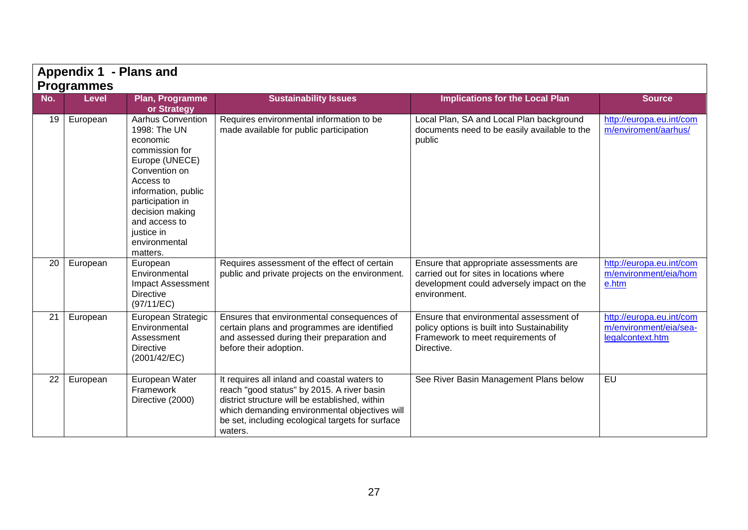## Appendix 1 - Plans and Programmes

| No. | Level | Plan, Programme or Strategy | Sustainability Issues | Implications for the Local Plan | Source |
|---|---|---|---|---|---|
| 19 | European | Aarhus Convention 1998: The UN economic commission for Europe (UNECE) Convention on Access to information, public participation in decision making and access to justice in environmental matters. | Requires environmental information to be made available for public participation | Local Plan, SA and Local Plan background documents need to be easily available to the public | http://europa.eu.int/comm/enviroment/aarhus/ |
| 20 | European | European Environmental Impact Assessment Directive (97/11/EC) | Requires assessment of the effect of certain public and private projects on the environment. | Ensure that appropriate assessments are carried out for sites in locations where development could adversely impact on the environment. | http://europa.eu.int/comm/environment/eia/home.htm |
| 21 | European | European Strategic Environmental Assessment Directive (2001/42/EC) | Ensures that environmental consequences of certain plans and programmes are identified and assessed during their preparation and before their adoption. | Ensure that environmental assessment of policy options is built into Sustainability Framework to meet requirements of Directive. | http://europa.eu.int/comm/environment/eia/sea-legalcontext.htm |
| 22 | European | European Water Framework Directive (2000) | It requires all inland and coastal waters to reach "good status" by 2015. A river basin district structure will be established, within which demanding environmental objectives will be set, including ecological targets for surface waters. | See River Basin Management Plans below | EU |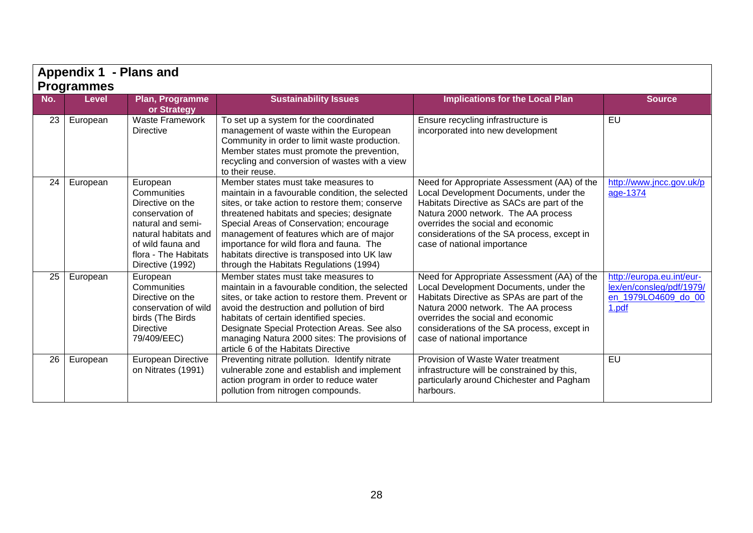## Appendix 1 - Plans and Programmes

| No. | Level | Plan, Programme or Strategy | Sustainability Issues | Implications for the Local Plan | Source |
|---|---|---|---|---|---|
| 23 | European | Waste Framework Directive | To set up a system for the coordinated management of waste within the European Community in order to limit waste production. Member states must promote the prevention, recycling and conversion of wastes with a view to their reuse. | Ensure recycling infrastructure is incorporated into new development | EU |
| 24 | European | European Communities Directive on the conservation of natural and semi-natural habitats and of wild fauna and flora - The Habitats Directive (1992) | Member states must take measures to maintain in a favourable condition, the selected sites, or take action to restore them; conserve threatened habitats and species; designate Special Areas of Conservation; encourage management of features which are of major importance for wild flora and fauna. The habitats directive is transposed into UK law through the Habitats Regulations (1994) | Need for Appropriate Assessment (AA) of the Local Development Documents, under the Habitats Directive as SACs are part of the Natura 2000 network. The AA process overrides the social and economic considerations of the SA process, except in case of national importance | http://www.jncc.gov.uk/page-1374 |
| 25 | European | European Communities Directive on the conservation of wild birds (The Birds Directive 79/409/EEC) | Member states must take measures to maintain in a favourable condition, the selected sites, or take action to restore them. Prevent or avoid the destruction and pollution of bird habitats of certain identified species. Designate Special Protection Areas. See also managing Natura 2000 sites: The provisions of article 6 of the Habitats Directive | Need for Appropriate Assessment (AA) of the Local Development Documents, under the Habitats Directive as SPAs are part of the Natura 2000 network. The AA process overrides the social and economic considerations of the SA process, except in case of national importance | http://europa.eu.int/eur-lex/en/consleg/pdf/1979/en_1979LO4609_do_001.pdf |
| 26 | European | European Directive on Nitrates (1991) | Preventing nitrate pollution. Identify nitrate vulnerable zone and establish and implement action program in order to reduce water pollution from nitrogen compounds. | Provision of Waste Water treatment infrastructure will be constrained by this, particularly around Chichester and Pagham harbours. | EU |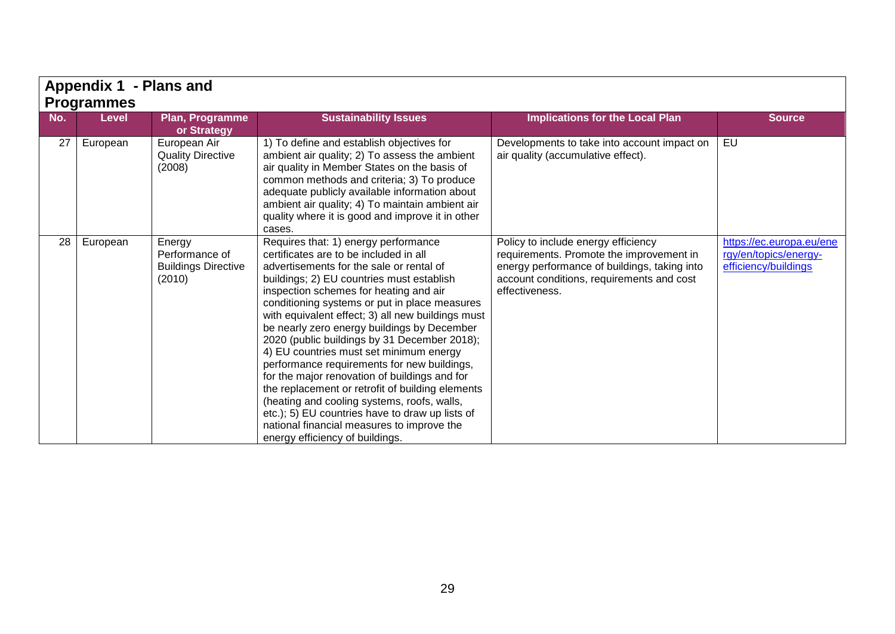## Appendix 1 - Plans and Programmes

| No. | Level | Plan, Programme or Strategy | Sustainability Issues | Implications for the Local Plan | Source |
|---|---|---|---|---|---|
| 27 | European | European Air Quality Directive (2008) | 1) To define and establish objectives for ambient air quality; 2) To assess the ambient air quality in Member States on the basis of common methods and criteria; 3) To produce adequate publicly available information about ambient air quality; 4) To maintain ambient air quality where it is good and improve it in other cases. | Developments to take into account impact on air quality (accumulative effect). | EU |
| 28 | European | Energy Performance of Buildings Directive (2010) | Requires that: 1) energy performance certificates are to be included in all advertisements for the sale or rental of buildings; 2) EU countries must establish inspection schemes for heating and air conditioning systems or put in place measures with equivalent effect; 3) all new buildings must be nearly zero energy buildings by December 2020 (public buildings by 31 December 2018); 4) EU countries must set minimum energy performance requirements for new buildings, for the major renovation of buildings and for the replacement or retrofit of building elements (heating and cooling systems, roofs, walls, etc.); 5) EU countries have to draw up lists of national financial measures to improve the energy efficiency of buildings. | Policy to include energy efficiency requirements. Promote the improvement in energy performance of buildings, taking into account conditions, requirements and cost effectiveness. | https://ec.europa.eu/energy/en/topics/energy-efficiency/buildings |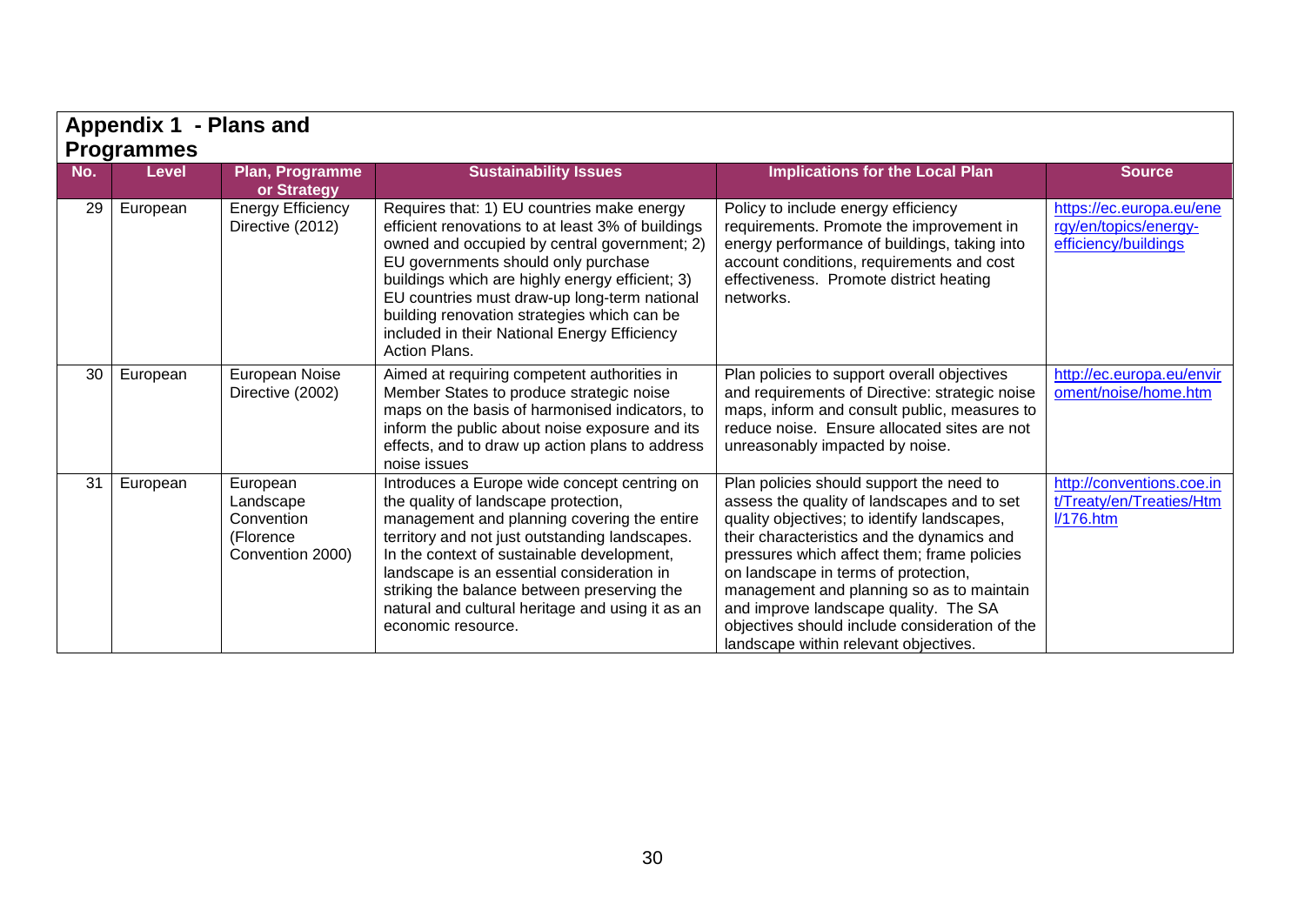## Appendix 1 - Plans and Programmes

| No. | Level | Plan, Programme or Strategy | Sustainability Issues | Implications for the Local Plan | Source |
|---|---|---|---|---|---|
| 29 | European | Energy Efficiency Directive (2012) | Requires that: 1) EU countries make energy efficient renovations to at least 3% of buildings owned and occupied by central government; 2) EU governments should only purchase buildings which are highly energy efficient; 3) EU countries must draw-up long-term national building renovation strategies which can be included in their National Energy Efficiency Action Plans. | Policy to include energy efficiency requirements. Promote the improvement in energy performance of buildings, taking into account conditions, requirements and cost effectiveness. Promote district heating networks. | https://ec.europa.eu/energy/en/topics/energy-efficiency/buildings |
| 30 | European | European Noise Directive (2002) | Aimed at requiring competent authorities in Member States to produce strategic noise maps on the basis of harmonised indicators, to inform the public about noise exposure and its effects, and to draw up action plans to address noise issues | Plan policies to support overall objectives and requirements of Directive: strategic noise maps, inform and consult public, measures to reduce noise. Ensure allocated sites are not unreasonably impacted by noise. | http://ec.europa.eu/environment/noise/home.htm |
| 31 | European | European Landscape Convention (Florence Convention 2000) | Introduces a Europe wide concept centring on the quality of landscape protection, management and planning covering the entire territory and not just outstanding landscapes. In the context of sustainable development, landscape is an essential consideration in striking the balance between preserving the natural and cultural heritage and using it as an economic resource. | Plan policies should support the need to assess the quality of landscapes and to set quality objectives; to identify landscapes, their characteristics and the dynamics and pressures which affect them; frame policies on landscape in terms of protection, management and planning so as to maintain and improve landscape quality. The SA objectives should include consideration of the landscape within relevant objectives. | http://conventions.coe.int/Treaty/en/Treaties/Html/176.htm |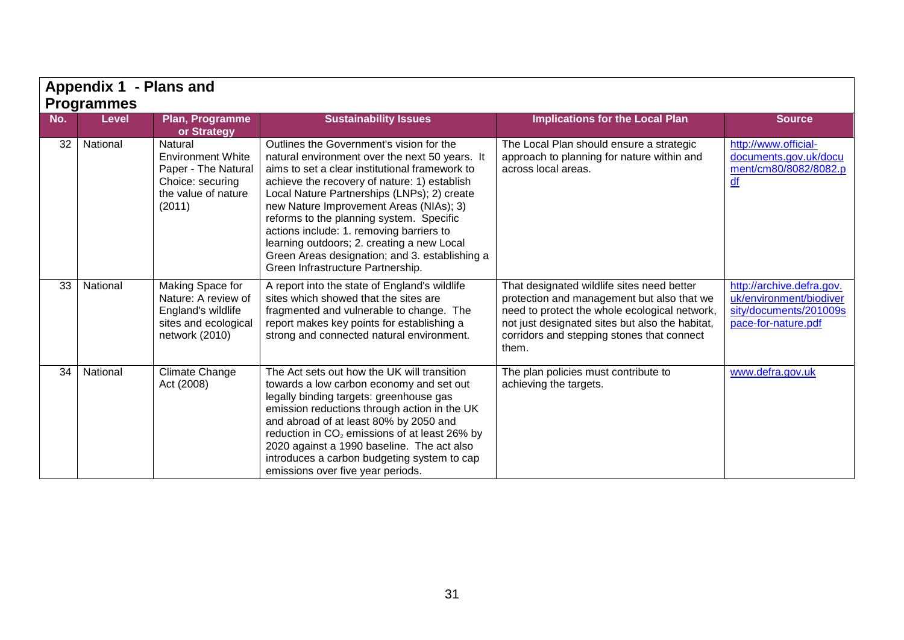## Appendix 1 - Plans and Programmes

| No. | Level | Plan, Programme or Strategy | Sustainability Issues | Implications for the Local Plan | Source |
|---|---|---|---|---|---|
| 32 | National | Natural Environment White Paper - The Natural Choice: securing the value of nature (2011) | Outlines the Government's vision for the natural environment over the next 50 years. It aims to set a clear institutional framework to achieve the recovery of nature: 1) establish Local Nature Partnerships (LNPs); 2) create new Nature Improvement Areas (NIAs); 3) reforms to the planning system. Specific actions include: 1. removing barriers to learning outdoors; 2. creating a new Local Green Areas designation; and 3. establishing a Green Infrastructure Partnership. | The Local Plan should ensure a strategic approach to planning for nature within and across local areas. | http://www.official-documents.gov.uk/document/cm80/8082/8082.pdf |
| 33 | National | Making Space for Nature: A review of England's wildlife sites and ecological network (2010) | A report into the state of England's wildlife sites which showed that the sites are fragmented and vulnerable to change. The report makes key points for establishing a strong and connected natural environment. | That designated wildlife sites need better protection and management but also that we need to protect the whole ecological network, not just designated sites but also the habitat, corridors and stepping stones that connect them. | http://archive.defra.gov.uk/environment/biodiversity/documents/201009space-for-nature.pdf |
| 34 | National | Climate Change Act (2008) | The Act sets out how the UK will transition towards a low carbon economy and set out legally binding targets: greenhouse gas emission reductions through action in the UK and abroad of at least 80% by 2050 and reduction in $CO_2$ emissions of at least 26% by 2020 against a 1990 baseline. The act also introduces a carbon budgeting system to cap emissions over five year periods. | The plan policies must contribute to achieving the targets. | www.defra.gov.uk |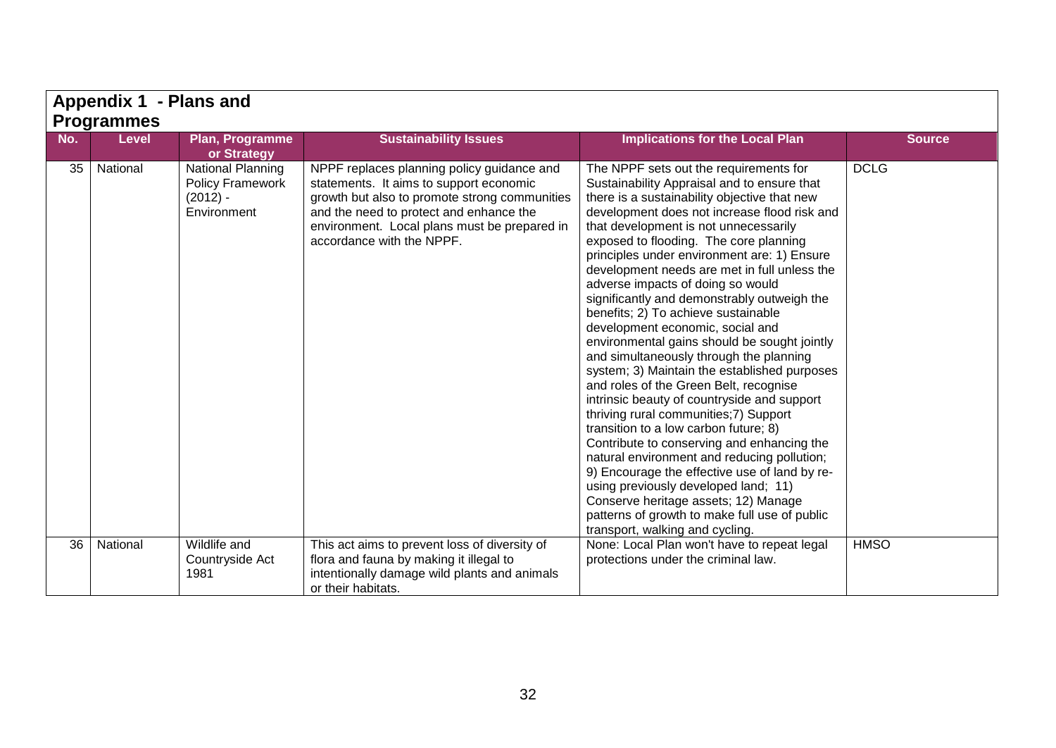## Appendix 1 - Plans and Programmes

| No. | Level | Plan, Programme or Strategy | Sustainability Issues | Implications for the Local Plan | Source |
|---|---|---|---|---|---|
| 35 | National | National Planning Policy Framework (2012) - Environment | NPPF replaces planning policy guidance and statements. It aims to support economic growth but also to promote strong communities and the need to protect and enhance the environment. Local plans must be prepared in accordance with the NPPF. | The NPPF sets out the requirements for Sustainability Appraisal and to ensure that there is a sustainability objective that new development does not increase flood risk and that development is not unnecessarily exposed to flooding. The core planning principles under environment are: 1) Ensure development needs are met in full unless the adverse impacts of doing so would significantly and demonstrably outweigh the benefits; 2) To achieve sustainable development economic, social and environmental gains should be sought jointly and simultaneously through the planning system; 3) Maintain the established purposes and roles of the Green Belt, recognise intrinsic beauty of countryside and support thriving rural communities;7) Support transition to a low carbon future; 8) Contribute to conserving and enhancing the natural environment and reducing pollution; 9) Encourage the effective use of land by re-using previously developed land; 11) Conserve heritage assets; 12) Manage patterns of growth to make full use of public transport, walking and cycling. | DCLG |
| 36 | National | Wildlife and Countryside Act 1981 | This act aims to prevent loss of diversity of flora and fauna by making it illegal to intentionally damage wild plants and animals or their habitats. | None: Local Plan won't have to repeat legal protections under the criminal law. | HMSO |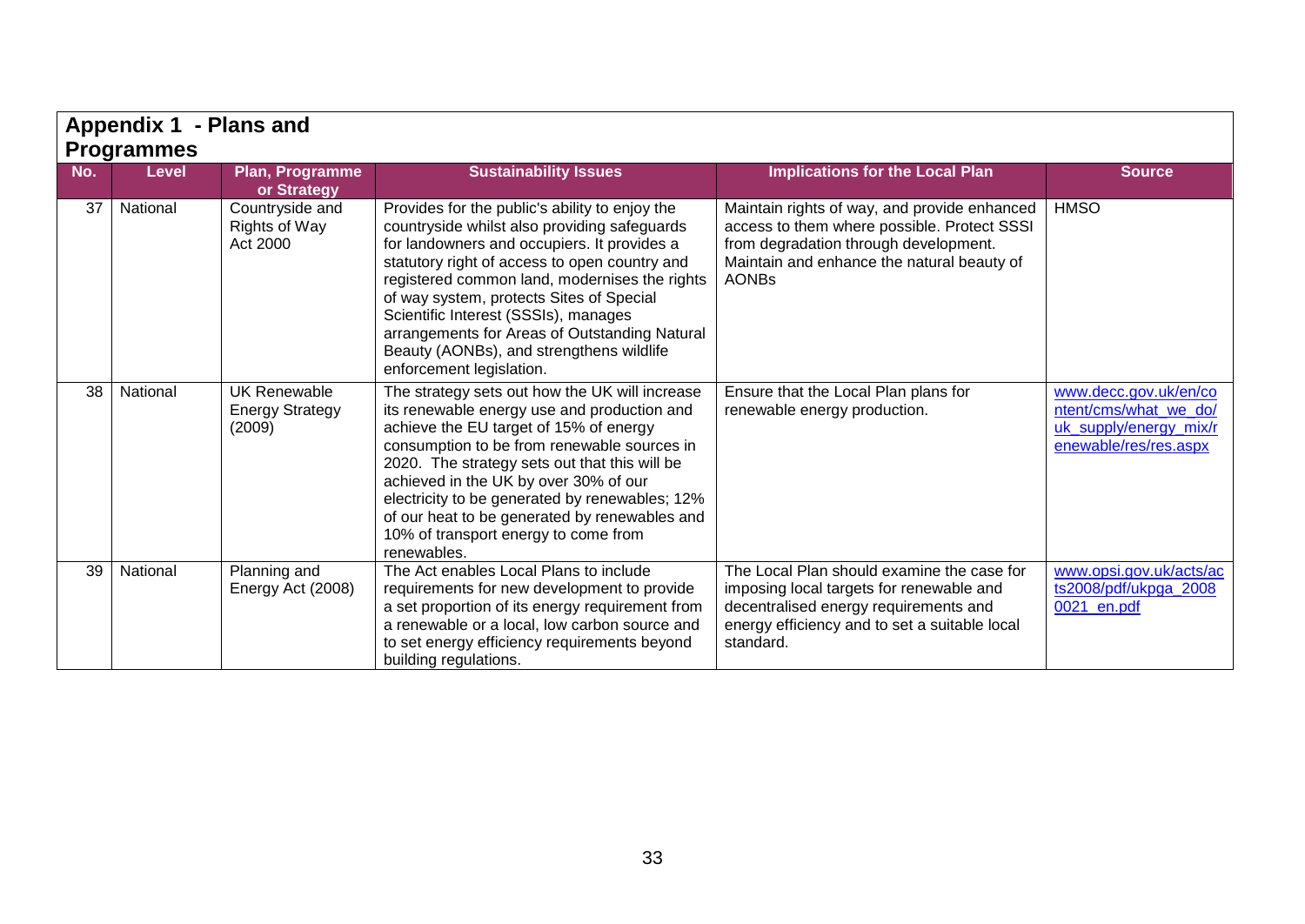## Appendix 1 - Plans and Programmes

| No. | Level | Plan, Programme or Strategy | Sustainability Issues | Implications for the Local Plan | Source |
|---|---|---|---|---|---|
| 37 | National | Countryside and Rights of Way Act 2000 | Provides for the public's ability to enjoy the countryside whilst also providing safeguards for landowners and occupiers. It provides a statutory right of access to open country and registered common land, modernises the rights of way system, protects Sites of Special Scientific Interest (SSSIs), manages arrangements for Areas of Outstanding Natural Beauty (AONBs), and strengthens wildlife enforcement legislation. | Maintain rights of way, and provide enhanced access to them where possible. Protect SSSI from degradation through development. Maintain and enhance the natural beauty of AONBs | HMSO |
| 38 | National | UK Renewable Energy Strategy (2009) | The strategy sets out how the UK will increase its renewable energy use and production and achieve the EU target of 15% of energy consumption to be from renewable sources in 2020. The strategy sets out that this will be achieved in the UK by over 30% of our electricity to be generated by renewables; 12% of our heat to be generated by renewables and 10% of transport energy to come from renewables. | Ensure that the Local Plan plans for renewable energy production. | www.decc.gov.uk/en/content/cms/what_we_do/uk_supply/energy_mix/renewable/res/res.aspx |
| 39 | National | Planning and Energy Act (2008) | The Act enables Local Plans to include requirements for new development to provide a set proportion of its energy requirement from a renewable or a local, low carbon source and to set energy efficiency requirements beyond building regulations. | The Local Plan should examine the case for imposing local targets for renewable and decentralised energy requirements and energy efficiency and to set a suitable local standard. | www.opsi.gov.uk/acts/acts2008/pdf/ukpga_20080021_en.pdf |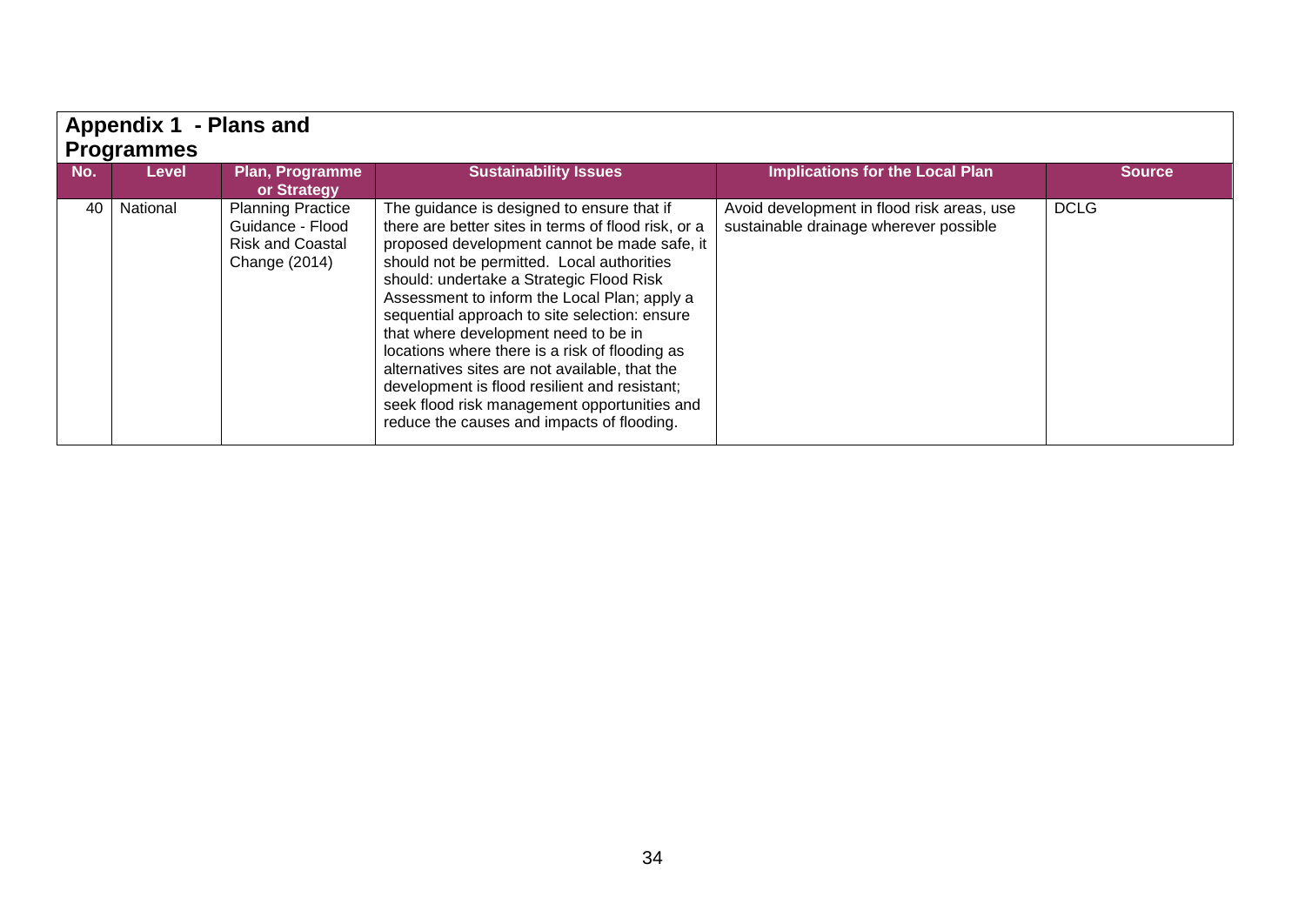## Appendix 1 - Plans and Programmes

| No. | Level | Plan, Programme or Strategy | Sustainability Issues | Implications for the Local Plan | Source |
|---|---|---|---|---|---|
| 40 | National | Planning Practice Guidance - Flood Risk and Coastal Change (2014) | The guidance is designed to ensure that if there are better sites in terms of flood risk, or a proposed development cannot be made safe, it should not be permitted. Local authorities should: undertake a Strategic Flood Risk Assessment to inform the Local Plan; apply a sequential approach to site selection: ensure that where development need to be in locations where there is a risk of flooding as alternatives sites are not available, that the development is flood resilient and resistant; seek flood risk management opportunities and reduce the causes and impacts of flooding. | Avoid development in flood risk areas, use sustainable drainage wherever possible | DCLG |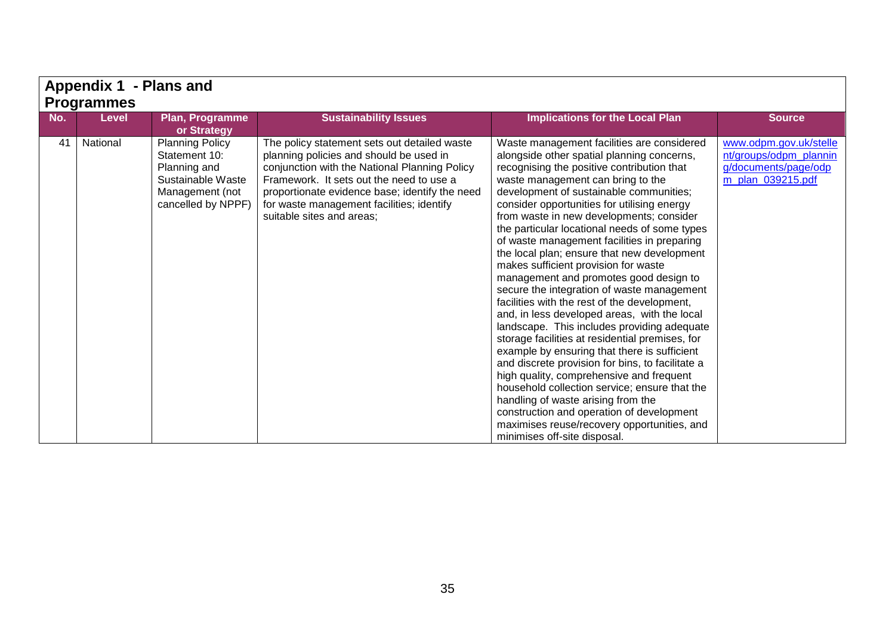## Appendix 1 - Plans and Programmes

| No. | Level | Plan, Programme or Strategy | Sustainability Issues | Implications for the Local Plan | Source |
|---|---|---|---|---|---|
| 41 | National | Planning Policy Statement 10: Planning and Sustainable Waste Management (not cancelled by NPPF) | The policy statement sets out detailed waste planning policies and should be used in conjunction with the National Planning Policy Framework. It sets out the need to use a proportionate evidence base; identify the need for waste management facilities; identify suitable sites and areas; | Waste management facilities are considered alongside other spatial planning concerns, recognising the positive contribution that waste management can bring to the development of sustainable communities; consider opportunities for utilising energy from waste in new developments; consider the particular locational needs of some types of waste management facilities in preparing the local plan; ensure that new development makes sufficient provision for waste management and promotes good design to secure the integration of waste management facilities with the rest of the development, and, in less developed areas, with the local landscape. This includes providing adequate storage facilities at residential premises, for example by ensuring that there is sufficient and discrete provision for bins, to facilitate a high quality, comprehensive and frequent household collection service; ensure that the handling of waste arising from the construction and operation of development maximises reuse/recovery opportunities, and minimises off-site disposal. | www.odpm.gov.uk/stellent/groups/odpm_planning/documents/page/odpm_plan_039215.pdf |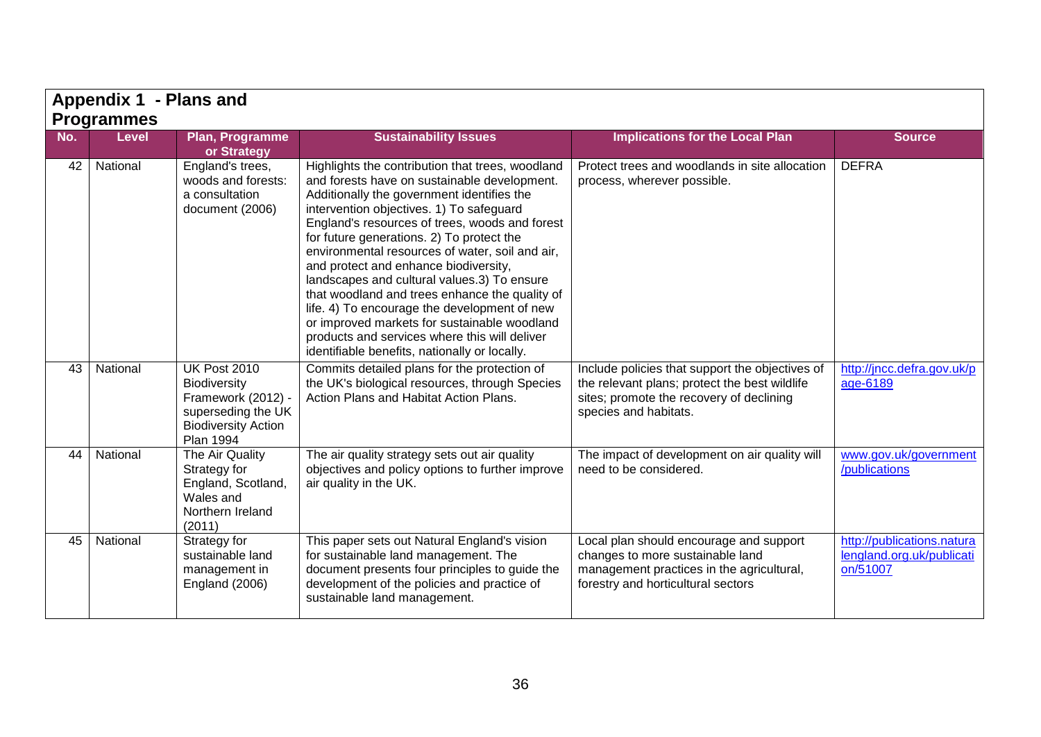## Appendix 1 - Plans and Programmes

| No. | Level | Plan, Programme or Strategy | Sustainability Issues | Implications for the Local Plan | Source |
|---|---|---|---|---|---|
| 42 | National | England's trees, woods and forests: a consultation document (2006) | Highlights the contribution that trees, woodland and forests have on sustainable development. Additionally the government identifies the intervention objectives. 1) To safeguard England's resources of trees, woods and forest for future generations. 2) To protect the environmental resources of water, soil and air, and protect and enhance biodiversity, landscapes and cultural values.3) To ensure that woodland and trees enhance the quality of life. 4) To encourage the development of new or improved markets for sustainable woodland products and services where this will deliver identifiable benefits, nationally or locally. | Protect trees and woodlands in site allocation process, wherever possible. | DEFRA |
| 43 | National | UK Post 2010 Biodiversity Framework (2012) - superseding the UK Biodiversity Action Plan 1994 | Commits detailed plans for the protection of the UK's biological resources, through Species Action Plans and Habitat Action Plans. | Include policies that support the objectives of the relevant plans; protect the best wildlife sites; promote the recovery of declining species and habitats. | http://jncc.defra.gov.uk/page-6189 |
| 44 | National | The Air Quality Strategy for England, Scotland, Wales and Northern Ireland (2011) | The air quality strategy sets out air quality objectives and policy options to further improve air quality in the UK. | The impact of development on air quality will need to be considered. | www.gov.uk/government/publications |
| 45 | National | Strategy for sustainable land management in England (2006) | This paper sets out Natural England's vision for sustainable land management. The document presents four principles to guide the development of the policies and practice of sustainable land management. | Local plan should encourage and support changes to more sustainable land management practices in the agricultural, forestry and horticultural sectors | http://publications.naturalengland.org.uk/publication/51007 |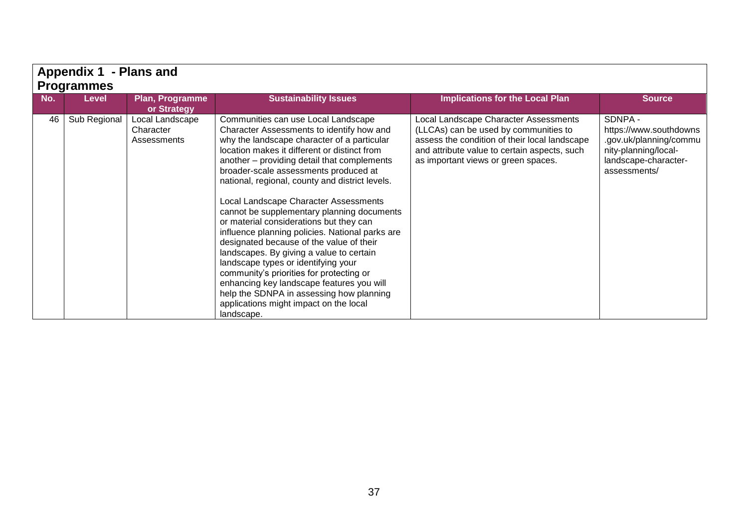## Appendix 1 - Plans and Programmes

| No. | Level | Plan, Programme or Strategy | Sustainability Issues | Implications for the Local Plan | Source |
|---|---|---|---|---|---|
| 46 | Sub Regional | Local Landscape Character Assessments | Communities can use Local Landscape Character Assessments to identify how and why the landscape character of a particular location makes it different or distinct from another – providing detail that complements broader-scale assessments produced at national, regional, county and district levels.<br><br>Local Landscape Character Assessments cannot be supplementary planning documents or material considerations but they can influence planning policies. National parks are designated because of the value of their landscapes. By giving a value to certain landscape types or identifying your community's priorities for protecting or enhancing key landscape features you will help the SDNPA in assessing how planning applications might impact on the local landscape. | Local Landscape Character Assessments (LLCAs) can be used by communities to assess the condition of their local landscape and attribute value to certain aspects, such as important views or green spaces. | SDNPA - https://www.southdowns.gov.uk/planning/community-planning/local-landscape-character-assessments/ |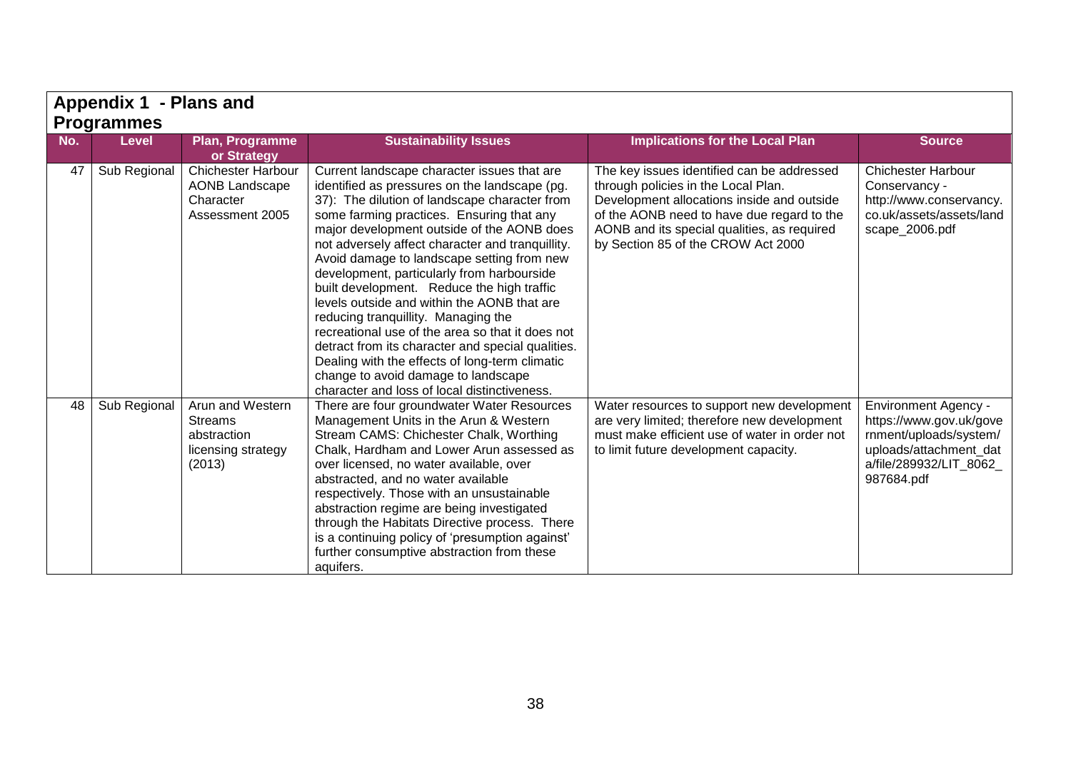## Appendix 1 - Plans and Programmes

| No. | Level | Plan, Programme or Strategy | Sustainability Issues | Implications for the Local Plan | Source |
|---|---|---|---|---|---|
| 47 | Sub Regional | Chichester Harbour AONB Landscape Character Assessment 2005 | Current landscape character issues that are identified as pressures on the landscape (pg. 37): The dilution of landscape character from some farming practices. Ensuring that any major development outside of the AONB does not adversely affect character and tranquillity. Avoid damage to landscape setting from new development, particularly from harbourside built development. Reduce the high traffic levels outside and within the AONB that are reducing tranquillity. Managing the recreational use of the area so that it does not detract from its character and special qualities. Dealing with the effects of long-term climatic change to avoid damage to landscape character and loss of local distinctiveness. | The key issues identified can be addressed through policies in the Local Plan. Development allocations inside and outside of the AONB need to have due regard to the AONB and its special qualities, as required by Section 85 of the CROW Act 2000 | Chichester Harbour Conservancy - http://www.conservancy.co.uk/assets/assets/landscape_2006.pdf |
| 48 | Sub Regional | Arun and Western Streams abstraction licensing strategy (2013) | There are four groundwater Water Resources Management Units in the Arun & Western Stream CAMS: Chichester Chalk, Worthing Chalk, Hardham and Lower Arun assessed as over licensed, no water available, over abstracted, and no water available respectively. Those with an unsustainable abstraction regime are being investigated through the Habitats Directive process. There is a continuing policy of 'presumption against' further consumptive abstraction from these aquifers. | Water resources to support new development are very limited; therefore new development must make efficient use of water in order not to limit future development capacity. | Environment Agency - https://www.gov.uk/government/uploads/system/uploads/attachment_data/file/289932/LIT_8062_987684.pdf |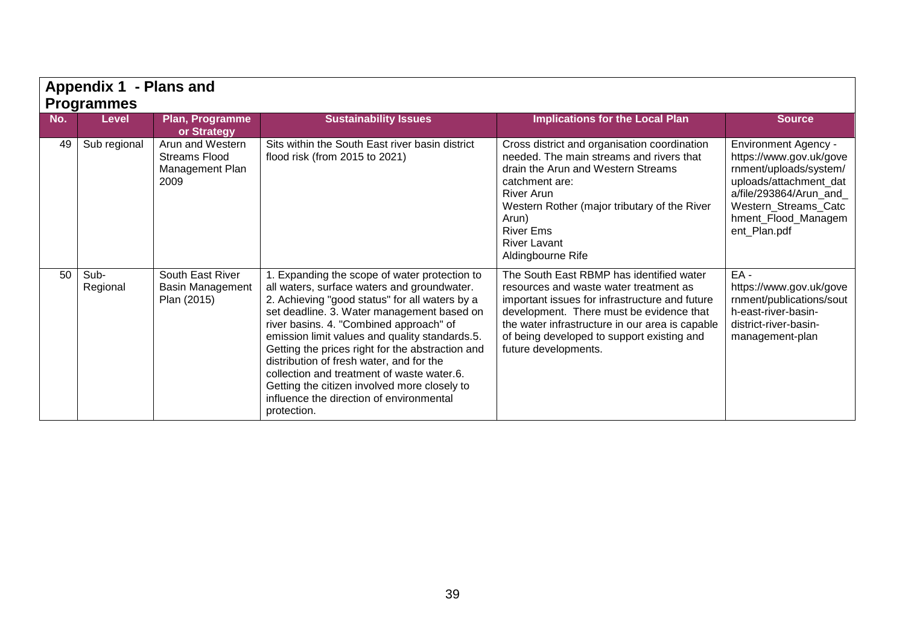## Appendix 1 - Plans and Programmes

| No. | Level | Plan, Programme or Strategy | Sustainability Issues | Implications for the Local Plan | Source |
|---|---|---|---|---|---|
| 49 | Sub regional | Arun and Western Streams Flood Management Plan 2009 | Sits within the South East river basin district flood risk (from 2015 to 2021) | Cross district and organisation coordination needed. The main streams and rivers that drain the Arun and Western Streams catchment are:<br>River Arun<br>Western Rother (major tributary of the River Arun)<br>River Ems<br>River Lavant<br>Aldingbourne Rife | Environment Agency - https://www.gov.uk/government/uploads/system/uploads/attachment_data/file/293864/Arun_and_Western_Streams_Catchment_Flood_Management_Plan.pdf |
| 50 | Sub-Regional | South East River Basin Management Plan (2015) | 1. Expanding the scope of water protection to all waters, surface waters and groundwater. 2. Achieving "good status" for all waters by a set deadline. 3. Water management based on river basins. 4. "Combined approach" of emission limit values and quality standards.5. Getting the prices right for the abstraction and distribution of fresh water, and for the collection and treatment of waste water.6. Getting the citizen involved more closely to influence the direction of environmental protection. | The South East RBMP has identified water resources and waste water treatment as important issues for infrastructure and future development. There must be evidence that the water infrastructure in our area is capable of being developed to support existing and future developments. | EA - https://www.gov.uk/government/publications/south-east-river-basin-district-river-basin-management-plan |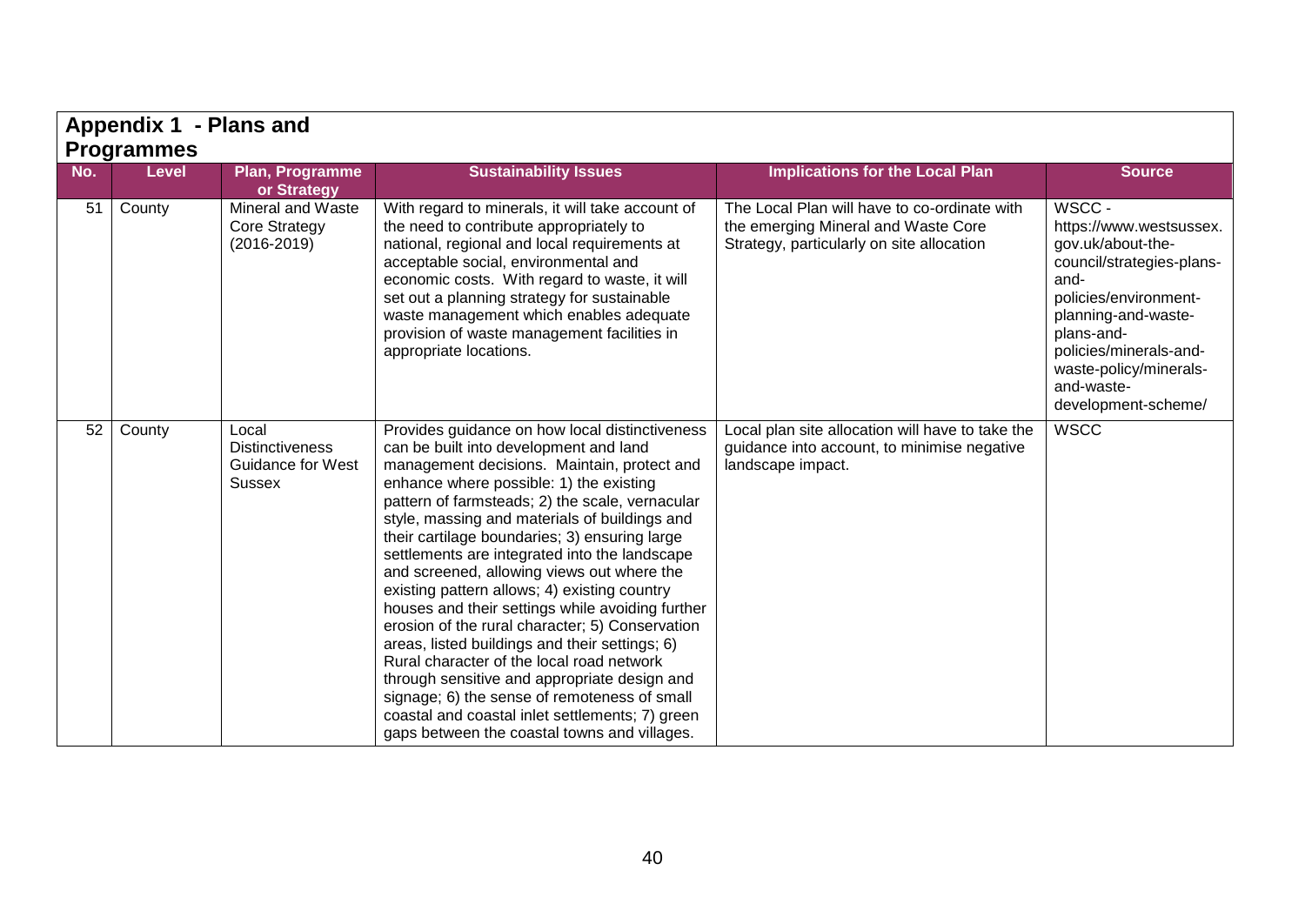## Appendix 1 - Plans and Programmes

| No. | Level | Plan, Programme or Strategy | Sustainability Issues | Implications for the Local Plan | Source |
|---|---|---|---|---|---|
| 51 | County | Mineral and Waste Core Strategy (2016-2019) | With regard to minerals, it will take account of the need to contribute appropriately to national, regional and local requirements at acceptable social, environmental and economic costs. With regard to waste, it will set out a planning strategy for sustainable waste management which enables adequate provision of waste management facilities in appropriate locations. | The Local Plan will have to co-ordinate with the emerging Mineral and Waste Core Strategy, particularly on site allocation | WSCC - https://www.westsussex.gov.uk/about-the-council/strategies-plans-and-policies/environment-planning-and-waste-plans-and-policies/minerals-and-waste-policy/minerals-and-waste-development-scheme/ |
| 52 | County | Local Distinctiveness Guidance for West Sussex | Provides guidance on how local distinctiveness can be built into development and land management decisions. Maintain, protect and enhance where possible: 1) the existing pattern of farmsteads; 2) the scale, vernacular style, massing and materials of buildings and their cartilage boundaries; 3) ensuring large settlements are integrated into the landscape and screened, allowing views out where the existing pattern allows; 4) existing country houses and their settings while avoiding further erosion of the rural character; 5) Conservation areas, listed buildings and their settings; 6) Rural character of the local road network through sensitive and appropriate design and signage; 6) the sense of remoteness of small coastal and coastal inlet settlements; 7) green gaps between the coastal towns and villages. | Local plan site allocation will have to take the guidance into account, to minimise negative landscape impact. | WSCC |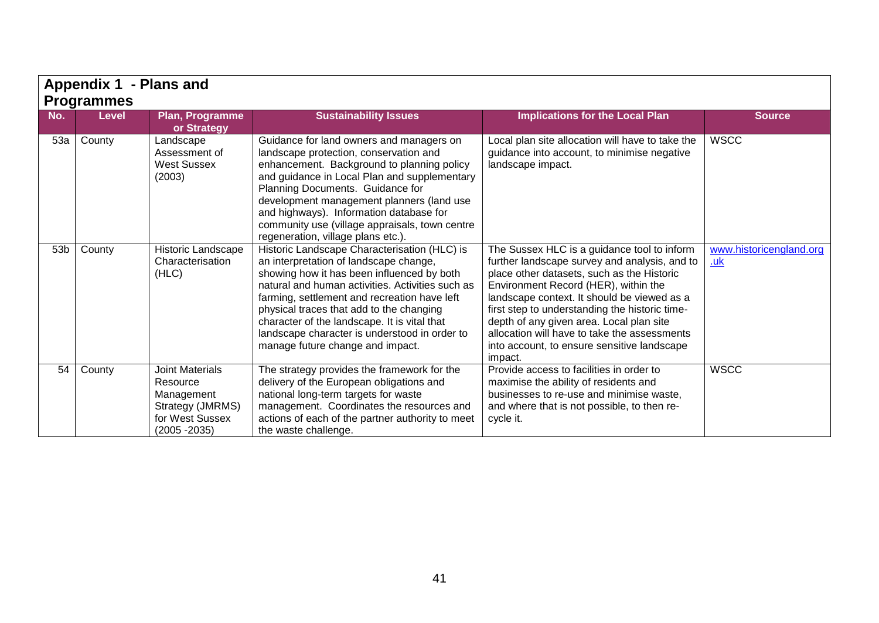## Appendix 1 - Plans and Programmes

| No. | Level | Plan, Programme or Strategy | Sustainability Issues | Implications for the Local Plan | Source |
|---|---|---|---|---|---|
| 53a | County | Landscape Assessment of West Sussex (2003) | Guidance for land owners and managers on landscape protection, conservation and enhancement. Background to planning policy and guidance in Local Plan and supplementary Planning Documents. Guidance for development management planners (land use and highways). Information database for community use (village appraisals, town centre regeneration, village plans etc.). | Local plan site allocation will have to take the guidance into account, to minimise negative landscape impact. | WSCC |
| 53b | County | Historic Landscape Characterisation (HLC) | Historic Landscape Characterisation (HLC) is an interpretation of landscape change, showing how it has been influenced by both natural and human activities. Activities such as farming, settlement and recreation have left physical traces that add to the changing character of the landscape. It is vital that landscape character is understood in order to manage future change and impact. | The Sussex HLC is a guidance tool to inform further landscape survey and analysis, and to place other datasets, such as the Historic Environment Record (HER), within the landscape context. It should be viewed as a first step to understanding the historic time-depth of any given area. Local plan site allocation will have to take the assessments into account, to ensure sensitive landscape impact. | www.historicengland.org.uk |
| 54 | County | Joint Materials Resource Management Strategy (JMRMS) for West Sussex (2005 -2035) | The strategy provides the framework for the delivery of the European obligations and national long-term targets for waste management. Coordinates the resources and actions of each of the partner authority to meet the waste challenge. | Provide access to facilities in order to maximise the ability of residents and businesses to re-use and minimise waste, and where that is not possible, to then re-cycle it. | WSCC |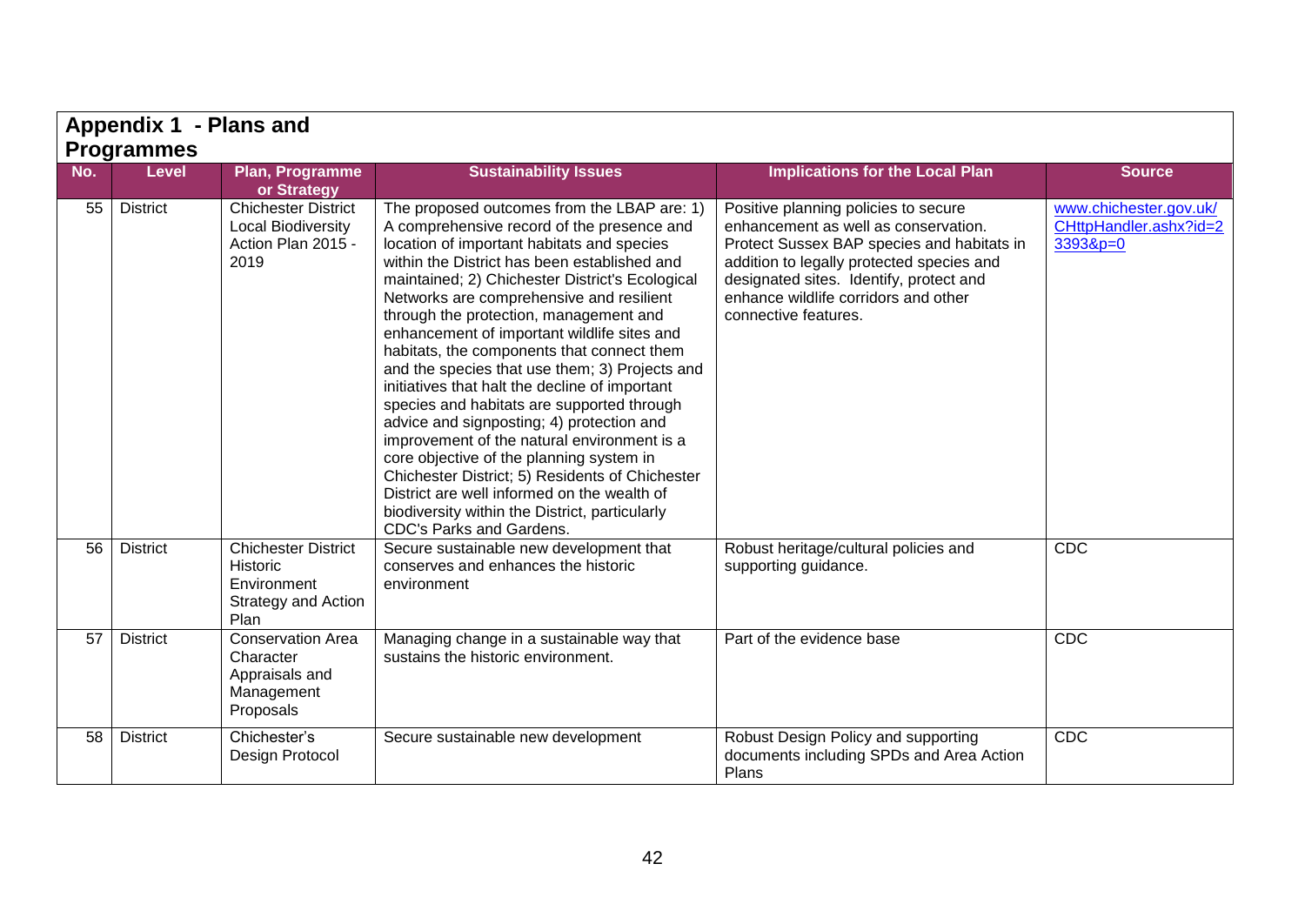## Appendix 1 - Plans and Programmes

| No. | Level | Plan, Programme or Strategy | Sustainability Issues | Implications for the Local Plan | Source |
|---|---|---|---|---|---|
| 55 | District | Chichester District Local Biodiversity Action Plan 2015 - 2019 | The proposed outcomes from the LBAP are: 1) A comprehensive record of the presence and location of important habitats and species within the District has been established and maintained; 2) Chichester District's Ecological Networks are comprehensive and resilient through the protection, management and enhancement of important wildlife sites and habitats, the components that connect them and the species that use them; 3) Projects and initiatives that halt the decline of important species and habitats are supported through advice and signposting; 4) protection and improvement of the natural environment is a core objective of the planning system in Chichester District; 5) Residents of Chichester District are well informed on the wealth of biodiversity within the District, particularly CDC's Parks and Gardens. | Positive planning policies to secure enhancement as well as conservation. Protect Sussex BAP species and habitats in addition to legally protected species and designated sites. Identify, protect and enhance wildlife corridors and other connective features. | www.chichester.gov.uk/CHttpHandler.ashx?id=23393&p=0 |
| 56 | District | Chichester District Historic Environment Strategy and Action Plan | Secure sustainable new development that conserves and enhances the historic environment | Robust heritage/cultural policies and supporting guidance. | CDC |
| 57 | District | Conservation Area Character Appraisals and Management Proposals | Managing change in a sustainable way that sustains the historic environment. | Part of the evidence base | CDC |
| 58 | District | Chichester's Design Protocol | Secure sustainable new development | Robust Design Policy and supporting documents including SPDs and Area Action Plans | CDC |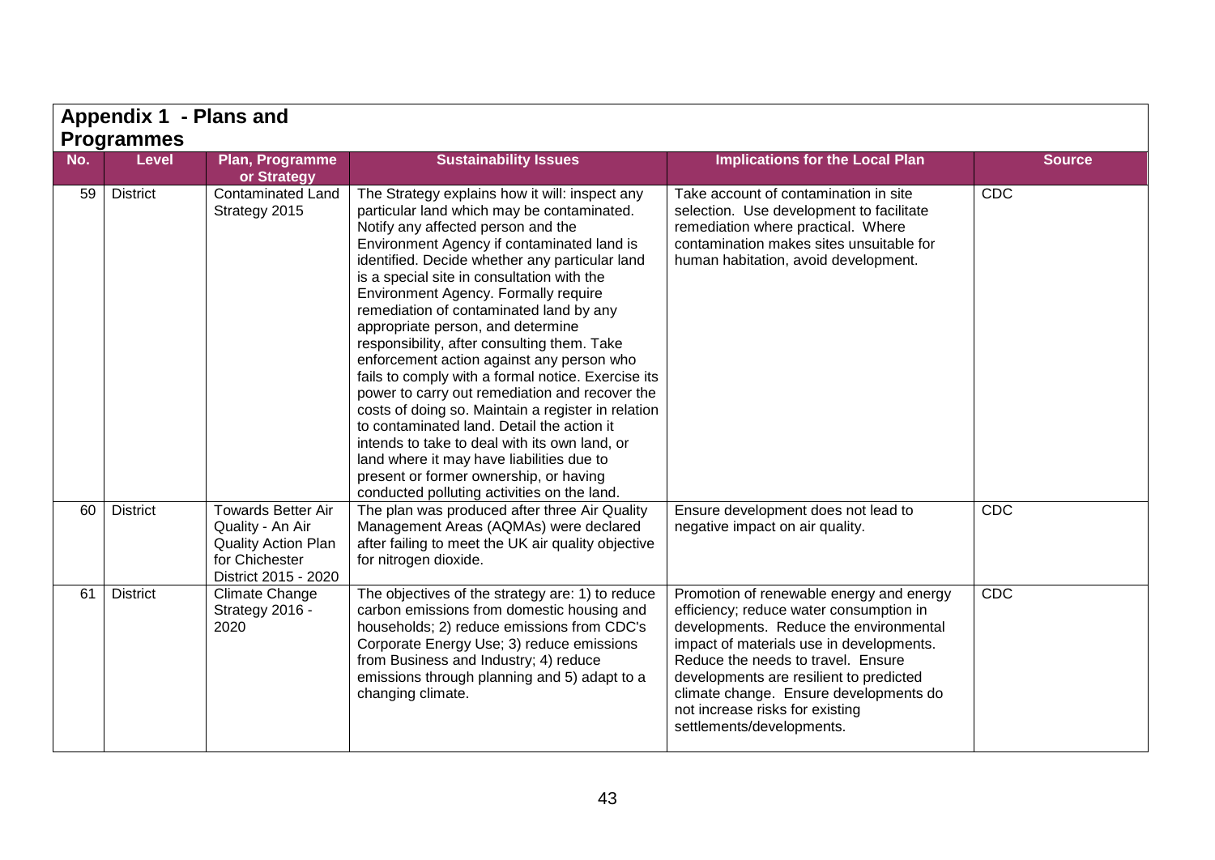## Appendix 1 - Plans and Programmes

| No. | Level | Plan, Programme or Strategy | Sustainability Issues | Implications for the Local Plan | Source |
|---|---|---|---|---|---|
| 59 | District | Contaminated Land Strategy 2015 | The Strategy explains how it will: inspect any particular land which may be contaminated. Notify any affected person and the Environment Agency if contaminated land is identified. Decide whether any particular land is a special site in consultation with the Environment Agency. Formally require remediation of contaminated land by any appropriate person, and determine responsibility, after consulting them. Take enforcement action against any person who fails to comply with a formal notice. Exercise its power to carry out remediation and recover the costs of doing so. Maintain a register in relation to contaminated land. Detail the action it intends to take to deal with its own land, or land where it may have liabilities due to present or former ownership, or having conducted polluting activities on the land. | Take account of contamination in site selection. Use development to facilitate remediation where practical. Where contamination makes sites unsuitable for human habitation, avoid development. | CDC |
| 60 | District | Towards Better Air Quality - An Air Quality Action Plan for Chichester District 2015 - 2020 | The plan was produced after three Air Quality Management Areas (AQMAs) were declared after failing to meet the UK air quality objective for nitrogen dioxide. | Ensure development does not lead to negative impact on air quality. | CDC |
| 61 | District | Climate Change Strategy 2016 - 2020 | The objectives of the strategy are: 1) to reduce carbon emissions from domestic housing and households; 2) reduce emissions from CDC's Corporate Energy Use; 3) reduce emissions from Business and Industry; 4) reduce emissions through planning and 5) adapt to a changing climate. | Promotion of renewable energy and energy efficiency; reduce water consumption in developments. Reduce the environmental impact of materials use in developments. Reduce the needs to travel. Ensure developments are resilient to predicted climate change. Ensure developments do not increase risks for existing settlements/developments. | CDC |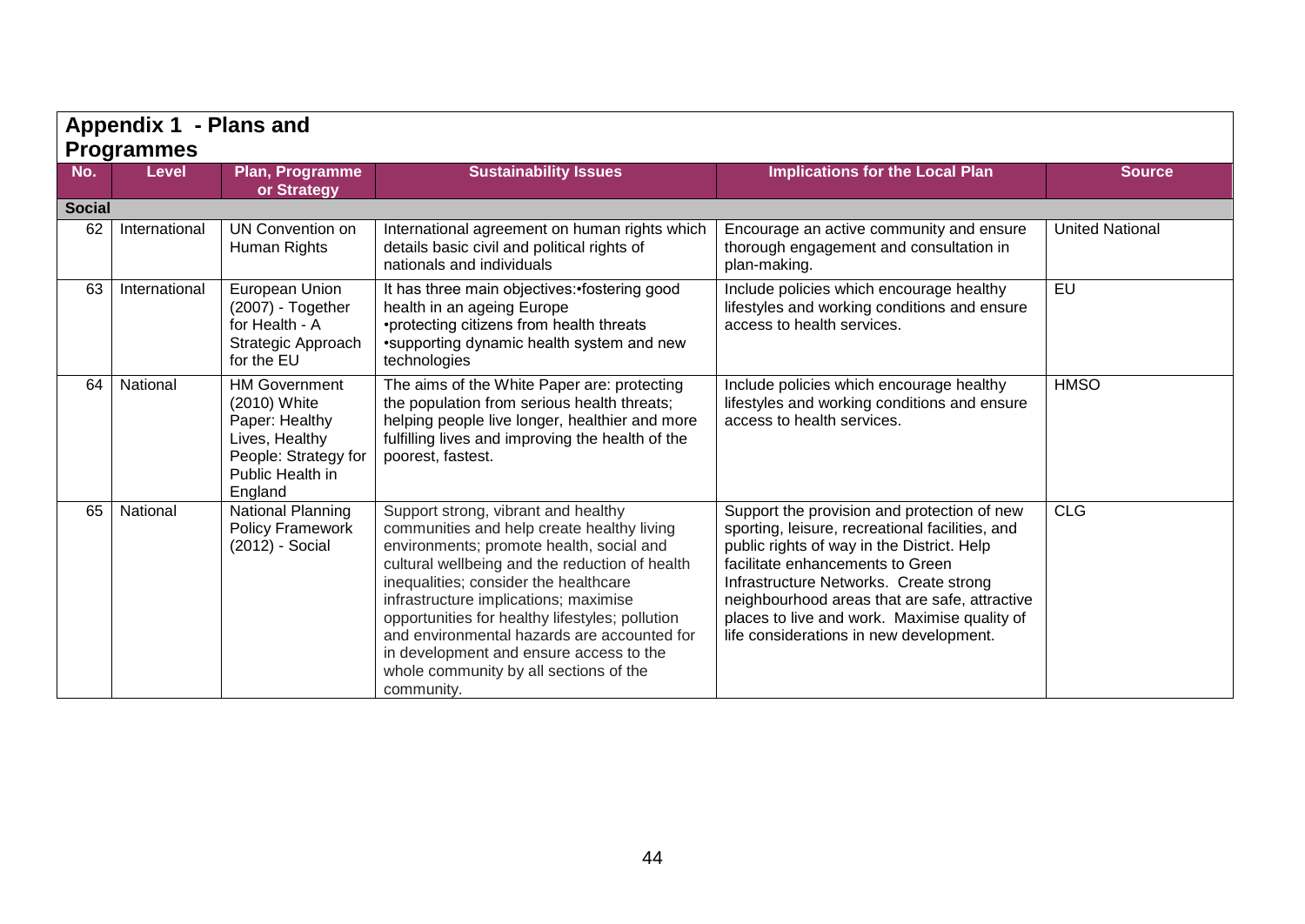## Appendix 1 - Plans and Programmes

| No. | Level | Plan, Programme or Strategy | Sustainability Issues | Implications for the Local Plan | Source |
|---|---|---|---|---|---|
| **Social** | | | | | |
| 62 | International | UN Convention on Human Rights | International agreement on human rights which details basic civil and political rights of nationals and individuals | Encourage an active community and ensure thorough engagement and consultation in plan-making. | United National |
| 63 | International | European Union (2007) - Together for Health - A Strategic Approach for the EU | It has three main objectives:•fostering good health in an ageing Europe •protecting citizens from health threats •supporting dynamic health system and new technologies | Include policies which encourage healthy lifestyles and working conditions and ensure access to health services. | EU |
| 64 | National | HM Government (2010) White Paper: Healthy Lives, Healthy People: Strategy for Public Health in England | The aims of the White Paper are: protecting the population from serious health threats; helping people live longer, healthier and more fulfilling lives and improving the health of the poorest, fastest. | Include policies which encourage healthy lifestyles and working conditions and ensure access to health services. | HMSO |
| 65 | National | National Planning Policy Framework (2012) - Social | Support strong, vibrant and healthy communities and help create healthy living environments; promote health, social and cultural wellbeing and the reduction of health inequalities; consider the healthcare infrastructure implications; maximise opportunities for healthy lifestyles; pollution and environmental hazards are accounted for in development and ensure access to the whole community by all sections of the community. | Support the provision and protection of new sporting, leisure, recreational facilities, and public rights of way in the District. Help facilitate enhancements to Green Infrastructure Networks. Create strong neighbourhood areas that are safe, attractive places to live and work. Maximise quality of life considerations in new development. | CLG |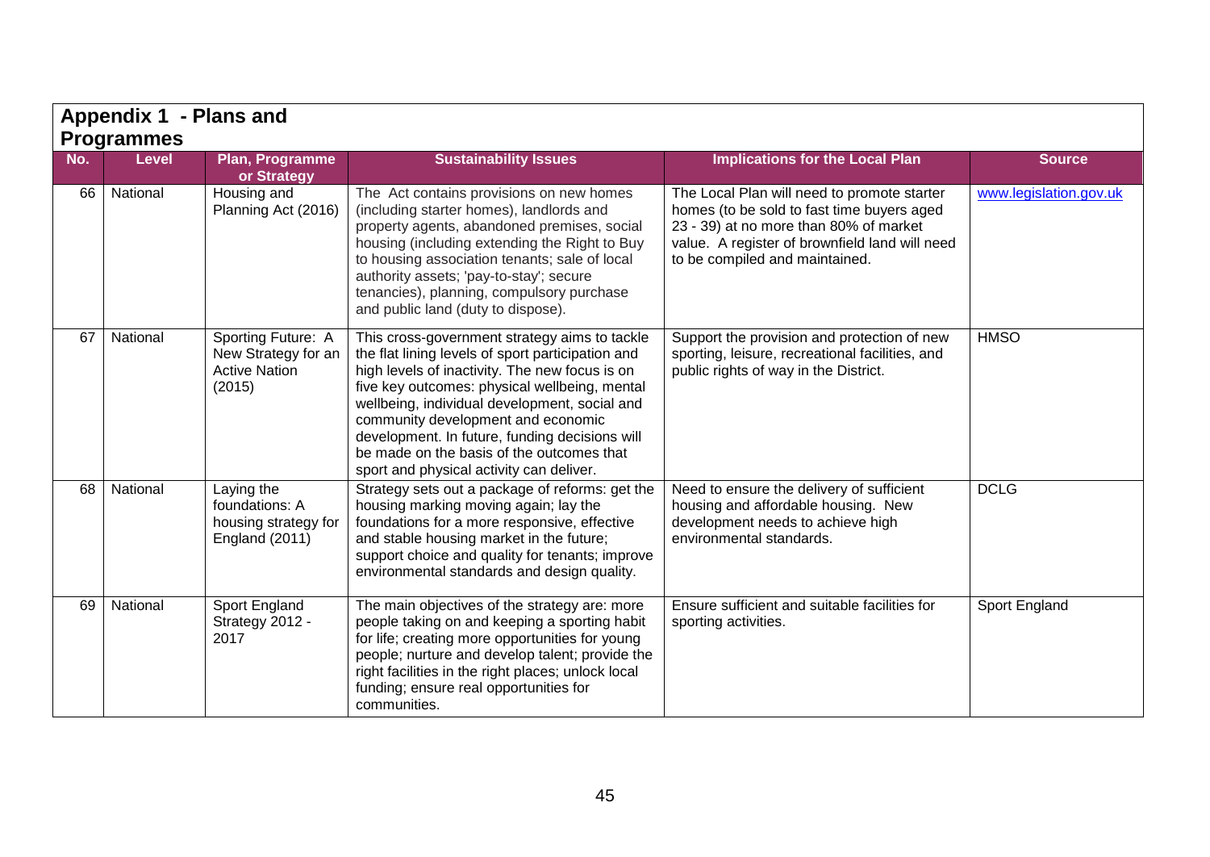## Appendix 1 - Plans and Programmes

| No. | Level | Plan, Programme or Strategy | Sustainability Issues | Implications for the Local Plan | Source |
|---|---|---|---|---|---|
| 66 | National | Housing and Planning Act (2016) | The Act contains provisions on new homes (including starter homes), landlords and property agents, abandoned premises, social housing (including extending the Right to Buy to housing association tenants; sale of local authority assets; 'pay-to-stay'; secure tenancies), planning, compulsory purchase and public land (duty to dispose). | The Local Plan will need to promote starter homes (to be sold to fast time buyers aged 23 - 39) at no more than 80% of market value. A register of brownfield land will need to be compiled and maintained. | www.legislation.gov.uk |
| 67 | National | Sporting Future: A New Strategy for an Active Nation (2015) | This cross-government strategy aims to tackle the flat lining levels of sport participation and high levels of inactivity. The new focus is on five key outcomes: physical wellbeing, mental wellbeing, individual development, social and community development and economic development. In future, funding decisions will be made on the basis of the outcomes that sport and physical activity can deliver. | Support the provision and protection of new sporting, leisure, recreational facilities, and public rights of way in the District. | HMSO |
| 68 | National | Laying the foundations: A housing strategy for England (2011) | Strategy sets out a package of reforms: get the housing marking moving again; lay the foundations for a more responsive, effective and stable housing market in the future; support choice and quality for tenants; improve environmental standards and design quality. | Need to ensure the delivery of sufficient housing and affordable housing. New development needs to achieve high environmental standards. | DCLG |
| 69 | National | Sport England Strategy 2012 - 2017 | The main objectives of the strategy are: more people taking on and keeping a sporting habit for life; creating more opportunities for young people; nurture and develop talent; provide the right facilities in the right places; unlock local funding; ensure real opportunities for communities. | Ensure sufficient and suitable facilities for sporting activities. | Sport England |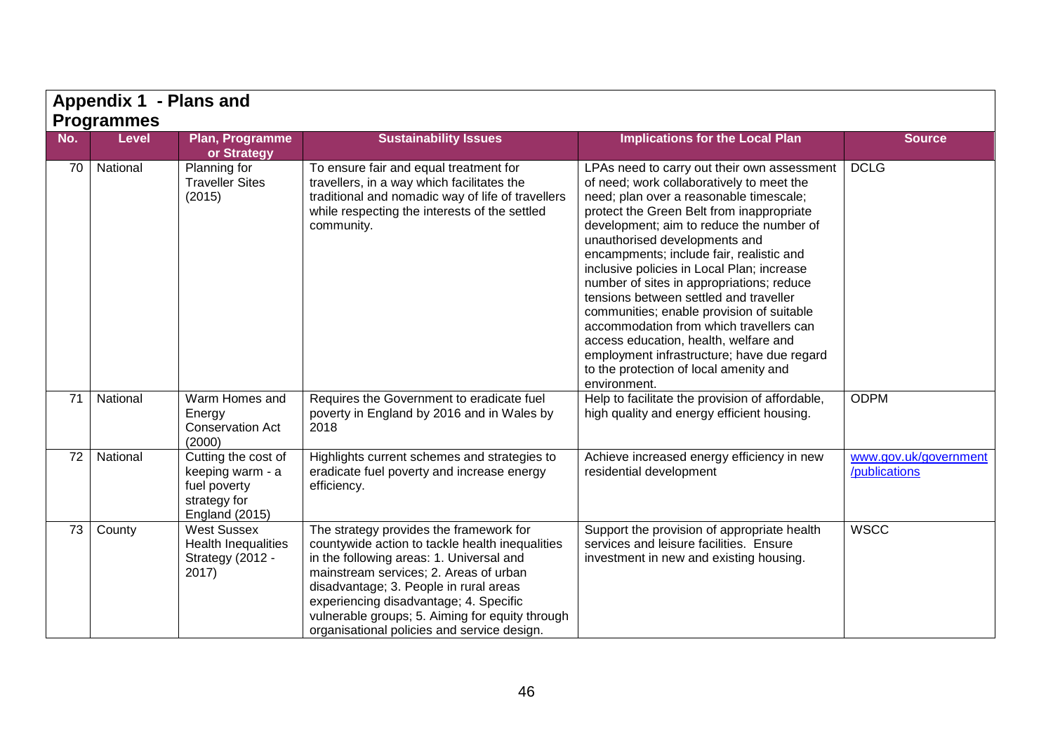## Appendix 1 - Plans and Programmes

| No. | Level | Plan, Programme or Strategy | Sustainability Issues | Implications for the Local Plan | Source |
|---|---|---|---|---|---|
| 70 | National | Planning for Traveller Sites (2015) | To ensure fair and equal treatment for travellers, in a way which facilitates the traditional and nomadic way of life of travellers while respecting the interests of the settled community. | LPAs need to carry out their own assessment of need; work collaboratively to meet the need; plan over a reasonable timescale; protect the Green Belt from inappropriate development; aim to reduce the number of unauthorised developments and encampments; include fair, realistic and inclusive policies in Local Plan; increase number of sites in appropriations; reduce tensions between settled and traveller communities; enable provision of suitable accommodation from which travellers can access education, health, welfare and employment infrastructure; have due regard to the protection of local amenity and environment. | DCLG |
| 71 | National | Warm Homes and Energy Conservation Act (2000) | Requires the Government to eradicate fuel poverty in England by 2016 and in Wales by 2018 | Help to facilitate the provision of affordable, high quality and energy efficient housing. | ODPM |
| 72 | National | Cutting the cost of keeping warm - a fuel poverty strategy for England (2015) | Highlights current schemes and strategies to eradicate fuel poverty and increase energy efficiency. | Achieve increased energy efficiency in new residential development | www.gov.uk/government/publications |
| 73 | County | West Sussex Health Inequalities Strategy (2012 - 2017) | The strategy provides the framework for countywide action to tackle health inequalities in the following areas: 1. Universal and mainstream services; 2. Areas of urban disadvantage; 3. People in rural areas experiencing disadvantage; 4. Specific vulnerable groups; 5. Aiming for equity through organisational policies and service design. | Support the provision of appropriate health services and leisure facilities. Ensure investment in new and existing housing. | WSCC |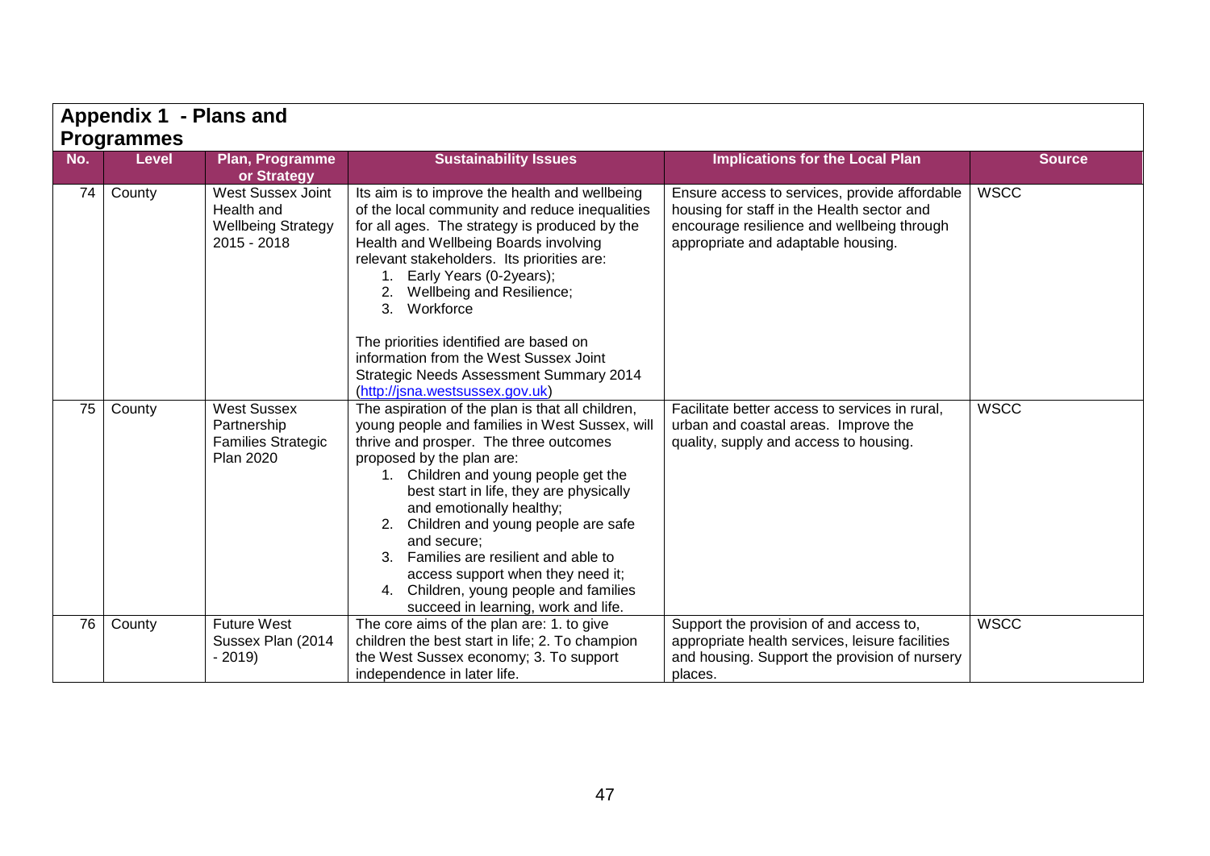## Appendix 1 - Plans and Programmes

| No. | Level | Plan, Programme or Strategy | Sustainability Issues | Implications for the Local Plan | Source |
|---|---|---|---|---|---|
| 74 | County | West Sussex Joint Health and Wellbeing Strategy 2015 - 2018 | Its aim is to improve the health and wellbeing of the local community and reduce inequalities for all ages. The strategy is produced by the Health and Wellbeing Boards involving relevant stakeholders. Its priorities are:<br>1. Early Years (0-2years);<br>2. Wellbeing and Resilience;<br>3. Workforce<br><br>The priorities identified are based on information from the West Sussex Joint Strategic Needs Assessment Summary 2014 (http://jsna.westsussex.gov.uk) | Ensure access to services, provide affordable housing for staff in the Health sector and encourage resilience and wellbeing through appropriate and adaptable housing. | WSCC |
| 75 | County | West Sussex Partnership Families Strategic Plan 2020 | The aspiration of the plan is that all children, young people and families in West Sussex, will thrive and prosper. The three outcomes proposed by the plan are:<br>1. Children and young people get the best start in life, they are physically and emotionally healthy;<br>2. Children and young people are safe and secure;<br>3. Families are resilient and able to access support when they need it;<br>4. Children, young people and families succeed in learning, work and life. | Facilitate better access to services in rural, urban and coastal areas. Improve the quality, supply and access to housing. | WSCC |
| 76 | County | Future West Sussex Plan (2014 - 2019) | The core aims of the plan are: 1. to give children the best start in life; 2. To champion the West Sussex economy; 3. To support independence in later life. | Support the provision of and access to, appropriate health services, leisure facilities and housing. Support the provision of nursery places. | WSCC |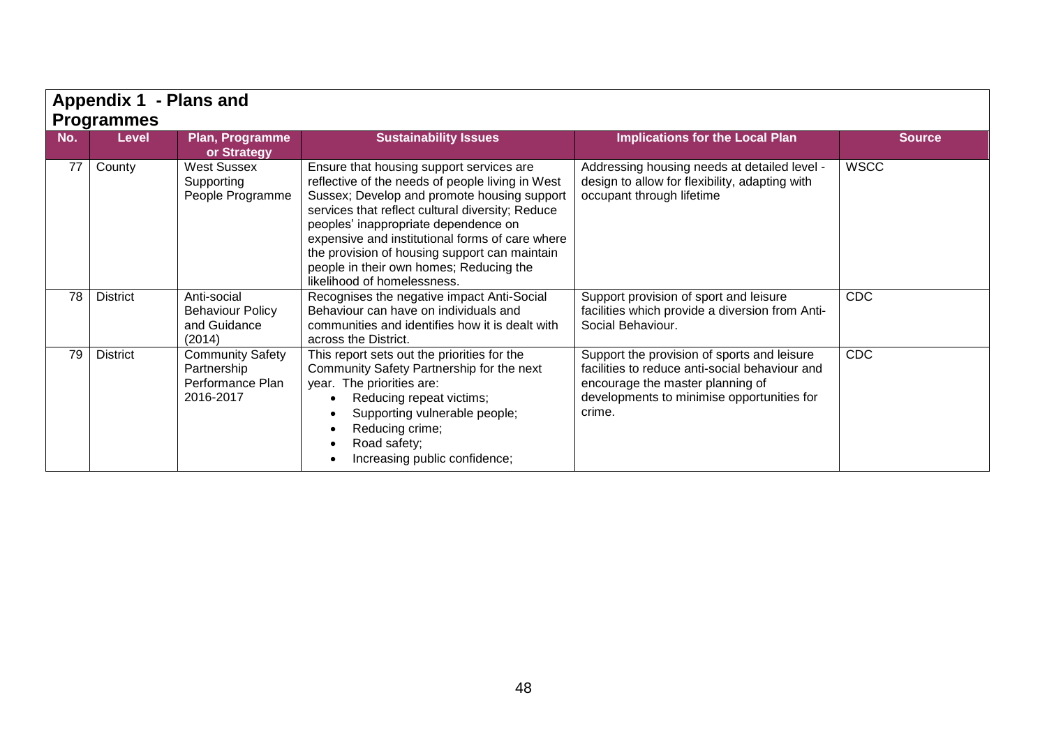## Appendix 1 - Plans and Programmes

| No. | Level | Plan, Programme or Strategy | Sustainability Issues | Implications for the Local Plan | Source |
|---|---|---|---|---|---|
| 77 | County | West Sussex Supporting People Programme | Ensure that housing support services are reflective of the needs of people living in West Sussex; Develop and promote housing support services that reflect cultural diversity; Reduce peoples' inappropriate dependence on expensive and institutional forms of care where the provision of housing support can maintain people in their own homes; Reducing the likelihood of homelessness. | Addressing housing needs at detailed level - design to allow for flexibility, adapting with occupant through lifetime | WSCC |
| 78 | District | Anti-social Behaviour Policy and Guidance (2014) | Recognises the negative impact Anti-Social Behaviour can have on individuals and communities and identifies how it is dealt with across the District. | Support provision of sport and leisure facilities which provide a diversion from Anti-Social Behaviour. | CDC |
| 79 | District | Community Safety Partnership Performance Plan 2016-2017 | This report sets out the priorities for the Community Safety Partnership for the next year. The priorities are:<br>• Reducing repeat victims;<br>• Supporting vulnerable people;<br>• Reducing crime;<br>• Road safety;<br>• Increasing public confidence; | Support the provision of sports and leisure facilities to reduce anti-social behaviour and encourage the master planning of developments to minimise opportunities for crime. | CDC |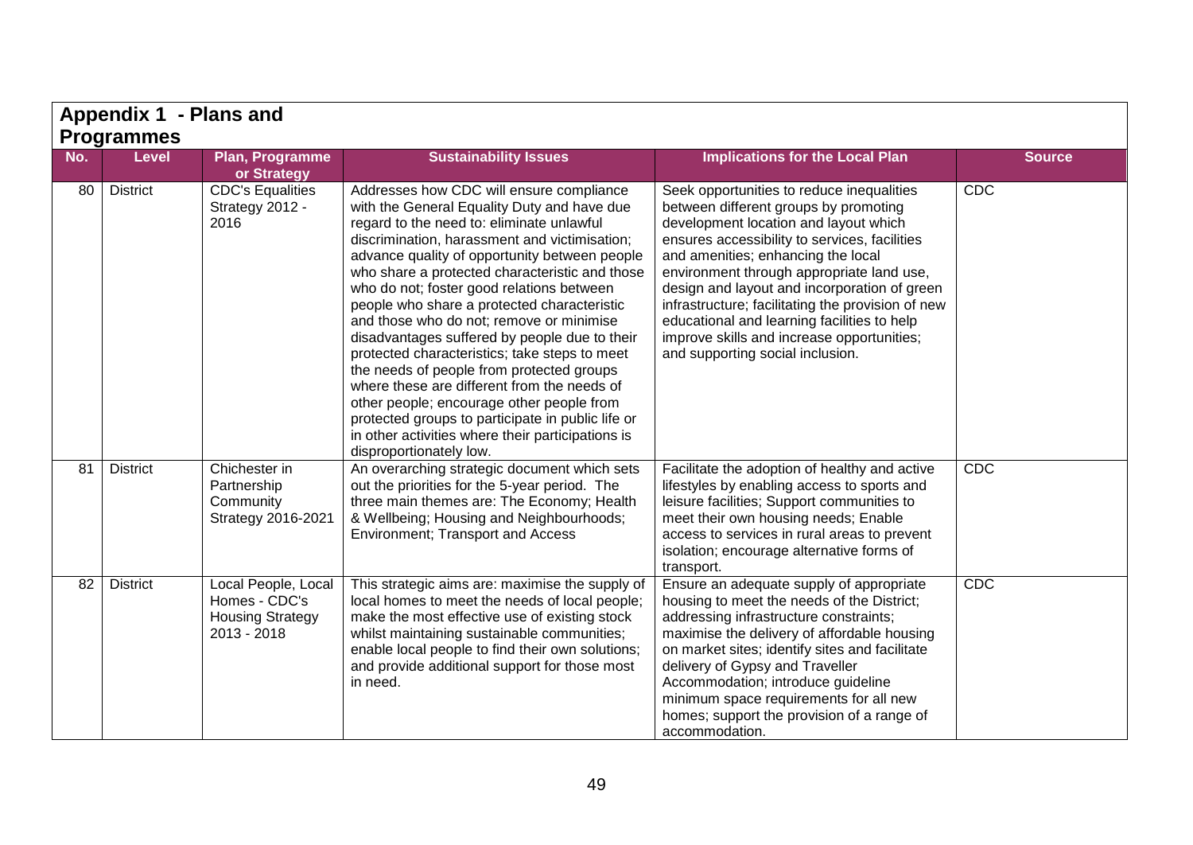## Appendix 1 - Plans and Programmes

| No. | Level | Plan, Programme or Strategy | Sustainability Issues | Implications for the Local Plan | Source |
|---|---|---|---|---|---|
| 80 | District | CDC's Equalities Strategy 2012 - 2016 | Addresses how CDC will ensure compliance with the General Equality Duty and have due regard to the need to: eliminate unlawful discrimination, harassment and victimisation; advance quality of opportunity between people who share a protected characteristic and those who do not; foster good relations between people who share a protected characteristic and those who do not; remove or minimise disadvantages suffered by people due to their protected characteristics; take steps to meet the needs of people from protected groups where these are different from the needs of other people; encourage other people from protected groups to participate in public life or in other activities where their participations is disproportionately low. | Seek opportunities to reduce inequalities between different groups by promoting development location and layout which ensures accessibility to services, facilities and amenities; enhancing the local environment through appropriate land use, design and layout and incorporation of green infrastructure; facilitating the provision of new educational and learning facilities to help improve skills and increase opportunities; and supporting social inclusion. | CDC |
| 81 | District | Chichester in Partnership Community Strategy 2016-2021 | An overarching strategic document which sets out the priorities for the 5-year period. The three main themes are: The Economy; Health & Wellbeing; Housing and Neighbourhoods; Environment; Transport and Access | Facilitate the adoption of healthy and active lifestyles by enabling access to sports and leisure facilities; Support communities to meet their own housing needs; Enable access to services in rural areas to prevent isolation; encourage alternative forms of transport. | CDC |
| 82 | District | Local People, Local Homes - CDC's Housing Strategy 2013 - 2018 | This strategic aims are: maximise the supply of local homes to meet the needs of local people; make the most effective use of existing stock whilst maintaining sustainable communities; enable local people to find their own solutions; and provide additional support for those most in need. | Ensure an adequate supply of appropriate housing to meet the needs of the District; addressing infrastructure constraints; maximise the delivery of affordable housing on market sites; identify sites and facilitate delivery of Gypsy and Traveller Accommodation; introduce guideline minimum space requirements for all new homes; support the provision of a range of accommodation. | CDC |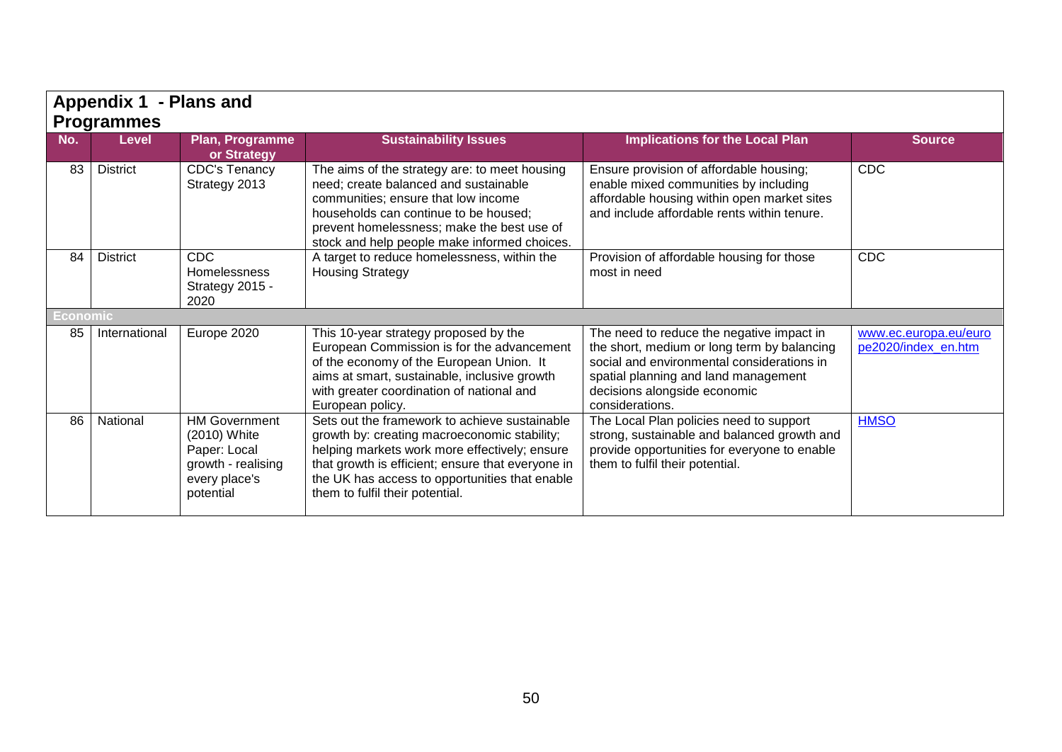## Appendix 1 - Plans and Programmes

| No. | Level | Plan, Programme or Strategy | Sustainability Issues | Implications for the Local Plan | Source |
|---|---|---|---|---|---|
| 83 | District | CDC's Tenancy Strategy 2013 | The aims of the strategy are: to meet housing need; create balanced and sustainable communities; ensure that low income households can continue to be housed; prevent homelessness; make the best use of stock and help people make informed choices. | Ensure provision of affordable housing; enable mixed communities by including affordable housing within open market sites and include affordable rents within tenure. | CDC |
| 84 | District | CDC Homelessness Strategy 2015 - 2020 | A target to reduce homelessness, within the Housing Strategy | Provision of affordable housing for those most in need | CDC |
| **Economic** | | | | | |
| 85 | International | Europe 2020 | This 10-year strategy proposed by the European Commission is for the advancement of the economy of the European Union. It aims at smart, sustainable, inclusive growth with greater coordination of national and European policy. | The need to reduce the negative impact in the short, medium or long term by balancing social and environmental considerations in spatial planning and land management decisions alongside economic considerations. | www.ec.europa.eu/europe2020/index_en.htm |
| 86 | National | HM Government (2010) White Paper: Local growth - realising every place's potential | Sets out the framework to achieve sustainable growth by: creating macroeconomic stability; helping markets work more effectively; ensure that growth is efficient; ensure that everyone in the UK has access to opportunities that enable them to fulfil their potential. | The Local Plan policies need to support strong, sustainable and balanced growth and provide opportunities for everyone to enable them to fulfil their potential. | HMSO |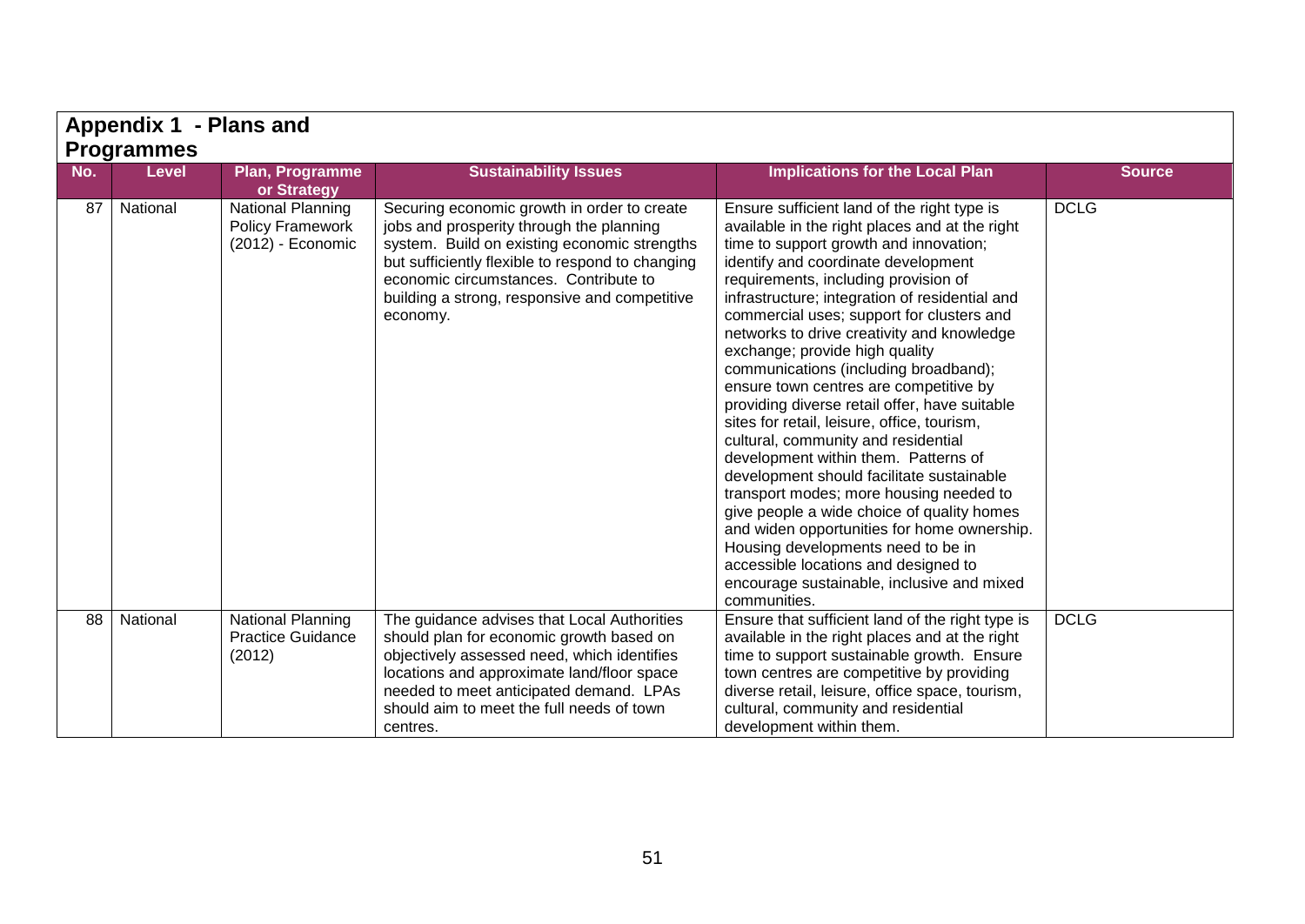## Appendix 1 - Plans and Programmes

| No. | Level | Plan, Programme or Strategy | Sustainability Issues | Implications for the Local Plan | Source |
|---|---|---|---|---|---|
| 87 | National | National Planning Policy Framework (2012) - Economic | Securing economic growth in order to create jobs and prosperity through the planning system. Build on existing economic strengths but sufficiently flexible to respond to changing economic circumstances. Contribute to building a strong, responsive and competitive economy. | Ensure sufficient land of the right type is available in the right places and at the right time to support growth and innovation; identify and coordinate development requirements, including provision of infrastructure; integration of residential and commercial uses; support for clusters and networks to drive creativity and knowledge exchange; provide high quality communications (including broadband); ensure town centres are competitive by providing diverse retail offer, have suitable sites for retail, leisure, office, tourism, cultural, community and residential development within them. Patterns of development should facilitate sustainable transport modes; more housing needed to give people a wide choice of quality homes and widen opportunities for home ownership. Housing developments need to be in accessible locations and designed to encourage sustainable, inclusive and mixed communities. | DCLG |
| 88 | National | National Planning Practice Guidance (2012) | The guidance advises that Local Authorities should plan for economic growth based on objectively assessed need, which identifies locations and approximate land/floor space needed to meet anticipated demand. LPAs should aim to meet the full needs of town centres. | Ensure that sufficient land of the right type is available in the right places and at the right time to support sustainable growth. Ensure town centres are competitive by providing diverse retail, leisure, office space, tourism, cultural, community and residential development within them. | DCLG |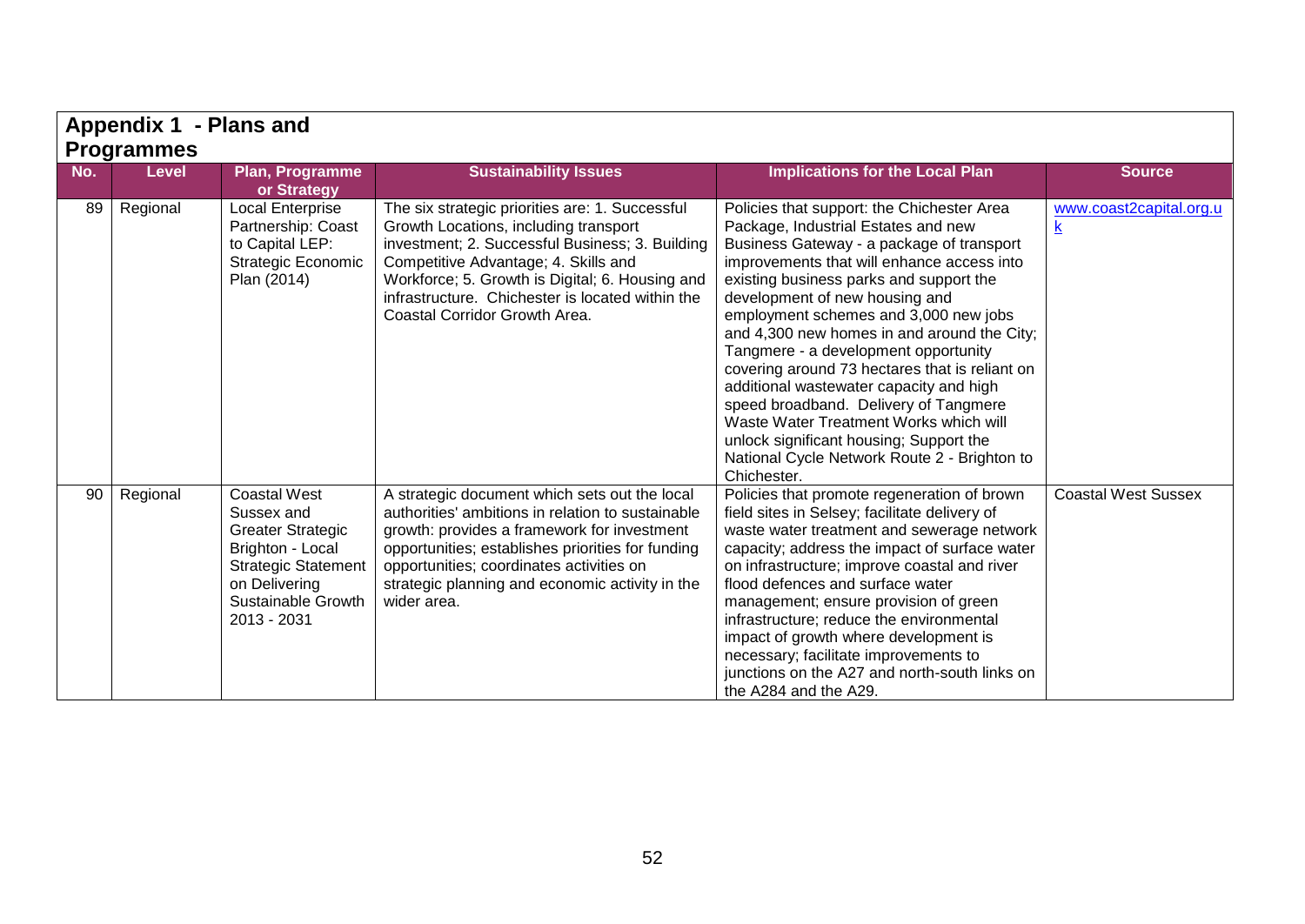## Appendix 1 - Plans and Programmes

| No. | Level | Plan, Programme or Strategy | Sustainability Issues | Implications for the Local Plan | Source |
|---|---|---|---|---|---|
| 89 | Regional | Local Enterprise Partnership: Coast to Capital LEP: Strategic Economic Plan (2014) | The six strategic priorities are: 1. Successful Growth Locations, including transport investment; 2. Successful Business; 3. Building Competitive Advantage; 4. Skills and Workforce; 5. Growth is Digital; 6. Housing and infrastructure. Chichester is located within the Coastal Corridor Growth Area. | Policies that support: the Chichester Area Package, Industrial Estates and new Business Gateway - a package of transport improvements that will enhance access into existing business parks and support the development of new housing and employment schemes and 3,000 new jobs and 4,300 new homes in and around the City; Tangmere - a development opportunity covering around 73 hectares that is reliant on additional wastewater capacity and high speed broadband. Delivery of Tangmere Waste Water Treatment Works which will unlock significant housing; Support the National Cycle Network Route 2 - Brighton to Chichester. | www.coast2capital.org.uk |
| 90 | Regional | Coastal West Sussex and Greater Strategic Brighton - Local Strategic Statement on Delivering Sustainable Growth 2013 - 2031 | A strategic document which sets out the local authorities' ambitions in relation to sustainable growth: provides a framework for investment opportunities; establishes priorities for funding opportunities; coordinates activities on strategic planning and economic activity in the wider area. | Policies that promote regeneration of brown field sites in Selsey; facilitate delivery of waste water treatment and sewerage network capacity; address the impact of surface water on infrastructure; improve coastal and river flood defences and surface water management; ensure provision of green infrastructure; reduce the environmental impact of growth where development is necessary; facilitate improvements to junctions on the A27 and north-south links on the A284 and the A29. | Coastal West Sussex |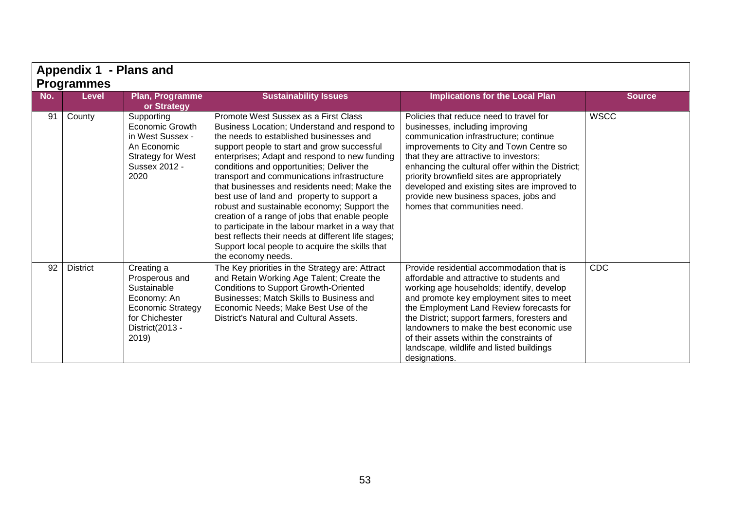## Appendix 1 - Plans and Programmes

| No. | Level | Plan, Programme or Strategy | Sustainability Issues | Implications for the Local Plan | Source |
|---|---|---|---|---|---|
| 91 | County | Supporting Economic Growth in West Sussex - An Economic Strategy for West Sussex 2012 - 2020 | Promote West Sussex as a First Class Business Location; Understand and respond to the needs to established businesses and support people to start and grow successful enterprises; Adapt and respond to new funding conditions and opportunities; Deliver the transport and communications infrastructure that businesses and residents need; Make the best use of land and property to support a robust and sustainable economy; Support the creation of a range of jobs that enable people to participate in the labour market in a way that best reflects their needs at different life stages; Support local people to acquire the skills that the economy needs. | Policies that reduce need to travel for businesses, including improving communication infrastructure; continue improvements to City and Town Centre so that they are attractive to investors; enhancing the cultural offer within the District; priority brownfield sites are appropriately developed and existing sites are improved to provide new business spaces, jobs and homes that communities need. | WSCC |
| 92 | District | Creating a Prosperous and Sustainable Economy: An Economic Strategy for Chichester District(2013 - 2019) | The Key priorities in the Strategy are: Attract and Retain Working Age Talent; Create the Conditions to Support Growth-Oriented Businesses; Match Skills to Business and Economic Needs; Make Best Use of the District's Natural and Cultural Assets. | Provide residential accommodation that is affordable and attractive to students and working age households; identify, develop and promote key employment sites to meet the Employment Land Review forecasts for the District; support farmers, foresters and landowners to make the best economic use of their assets within the constraints of landscape, wildlife and listed buildings designations. | CDC |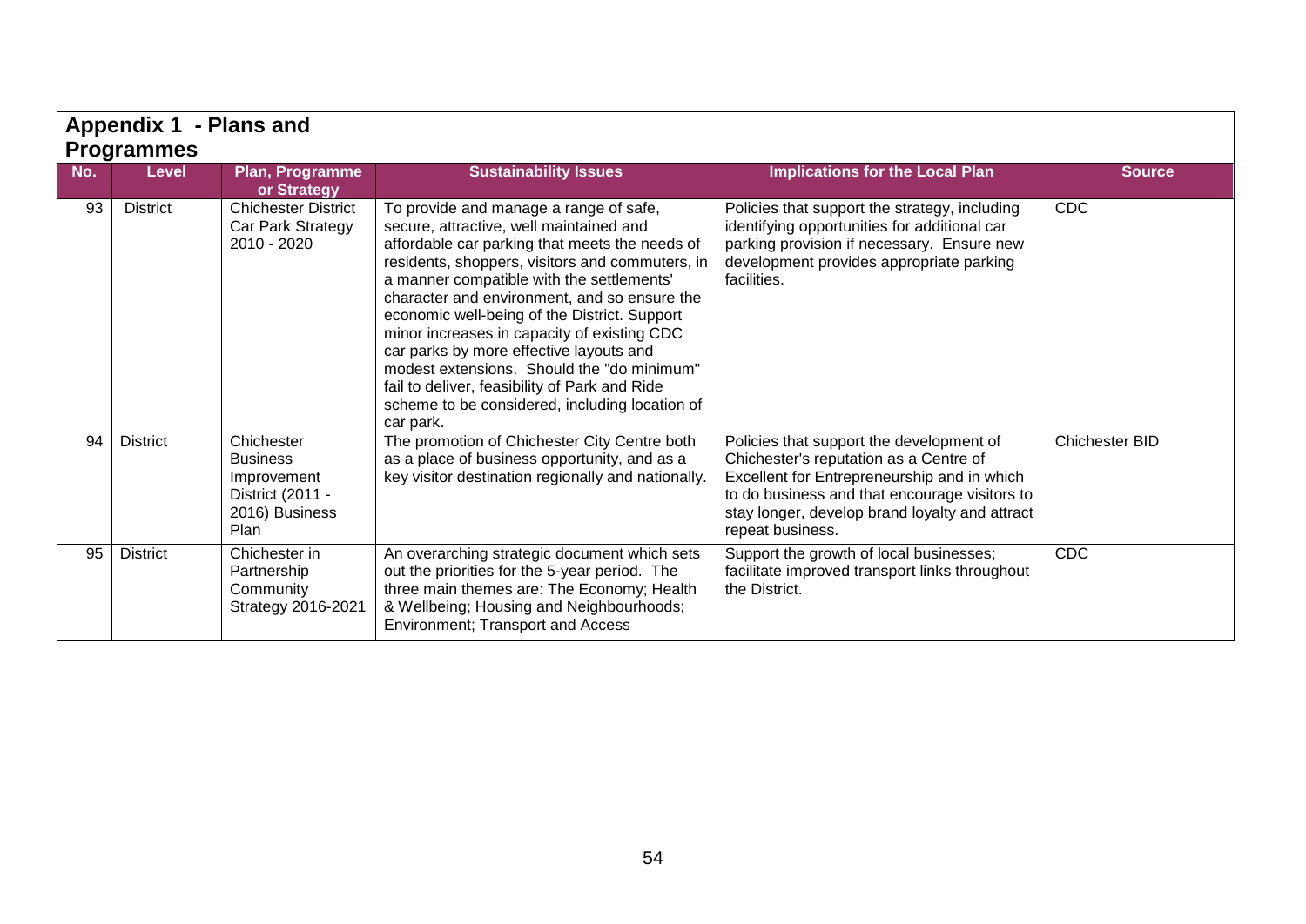## Appendix 1 - Plans and Programmes

| No. | Level | Plan, Programme or Strategy | Sustainability Issues | Implications for the Local Plan | Source |
|---|---|---|---|---|---|
| 93 | District | Chichester District Car Park Strategy 2010 - 2020 | To provide and manage a range of safe, secure, attractive, well maintained and affordable car parking that meets the needs of residents, shoppers, visitors and commuters, in a manner compatible with the settlements' character and environment, and so ensure the economic well-being of the District. Support minor increases in capacity of existing CDC car parks by more effective layouts and modest extensions. Should the "do minimum" fail to deliver, feasibility of Park and Ride scheme to be considered, including location of car park. | Policies that support the strategy, including identifying opportunities for additional car parking provision if necessary. Ensure new development provides appropriate parking facilities. | CDC |
| 94 | District | Chichester Business Improvement District (2011 - 2016) Business Plan | The promotion of Chichester City Centre both as a place of business opportunity, and as a key visitor destination regionally and nationally. | Policies that support the development of Chichester's reputation as a Centre of Excellent for Entrepreneurship and in which to do business and that encourage visitors to stay longer, develop brand loyalty and attract repeat business. | Chichester BID |
| 95 | District | Chichester in Partnership Community Strategy 2016-2021 | An overarching strategic document which sets out the priorities for the 5-year period. The three main themes are: The Economy; Health & Wellbeing; Housing and Neighbourhoods; Environment; Transport and Access | Support the growth of local businesses; facilitate improved transport links throughout the District. | CDC |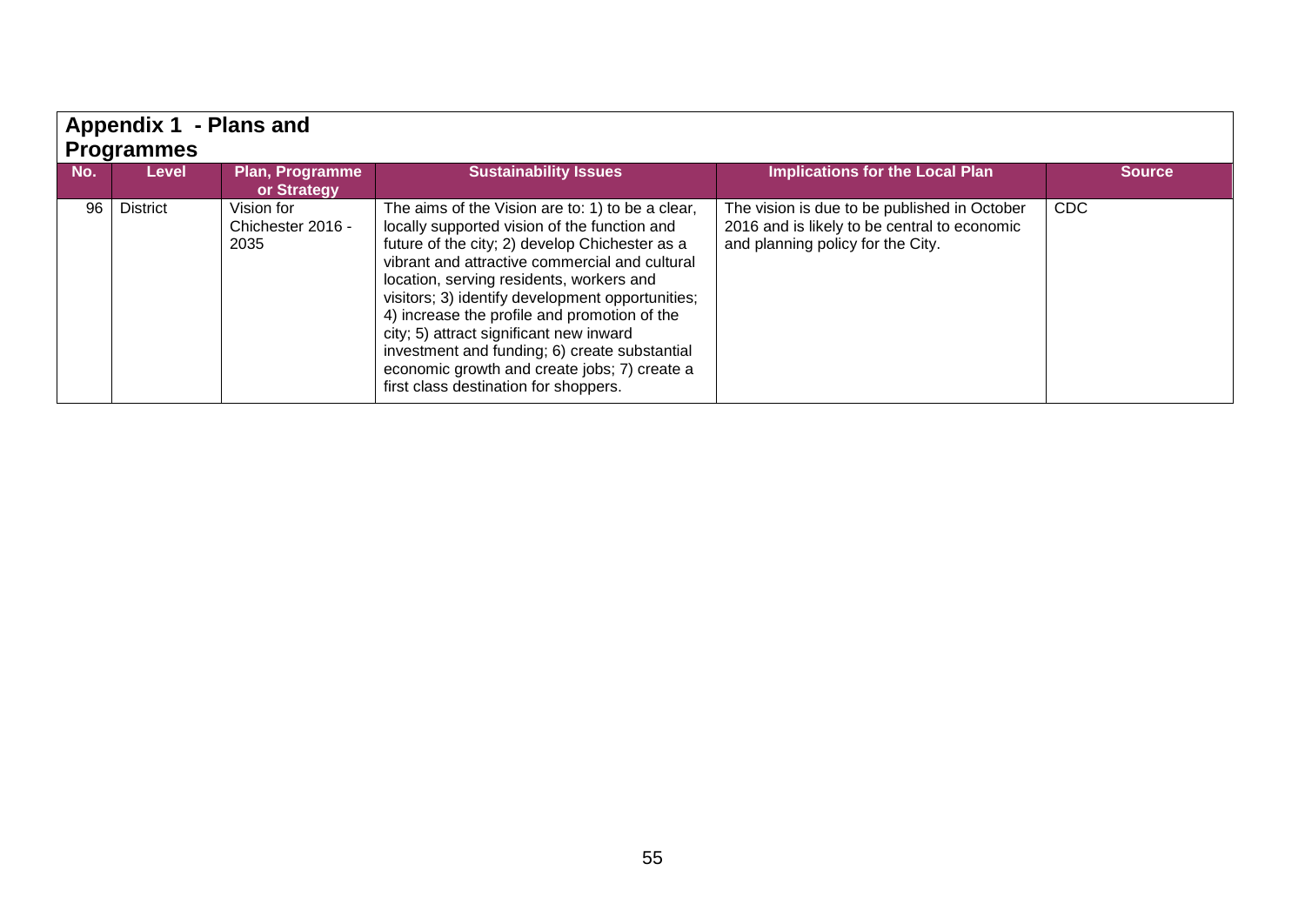## Appendix 1 - Plans and Programmes

| No. | Level | Plan, Programme or Strategy | Sustainability Issues | Implications for the Local Plan | Source |
|---|---|---|---|---|---|
| 96 | District | Vision for Chichester 2016 - 2035 | The aims of the Vision are to: 1) to be a clear, locally supported vision of the function and future of the city; 2) develop Chichester as a vibrant and attractive commercial and cultural location, serving residents, workers and visitors; 3) identify development opportunities; 4) increase the profile and promotion of the city; 5) attract significant new inward investment and funding; 6) create substantial economic growth and create jobs; 7) create a first class destination for shoppers. | The vision is due to be published in October 2016 and is likely to be central to economic and planning policy for the City. | CDC |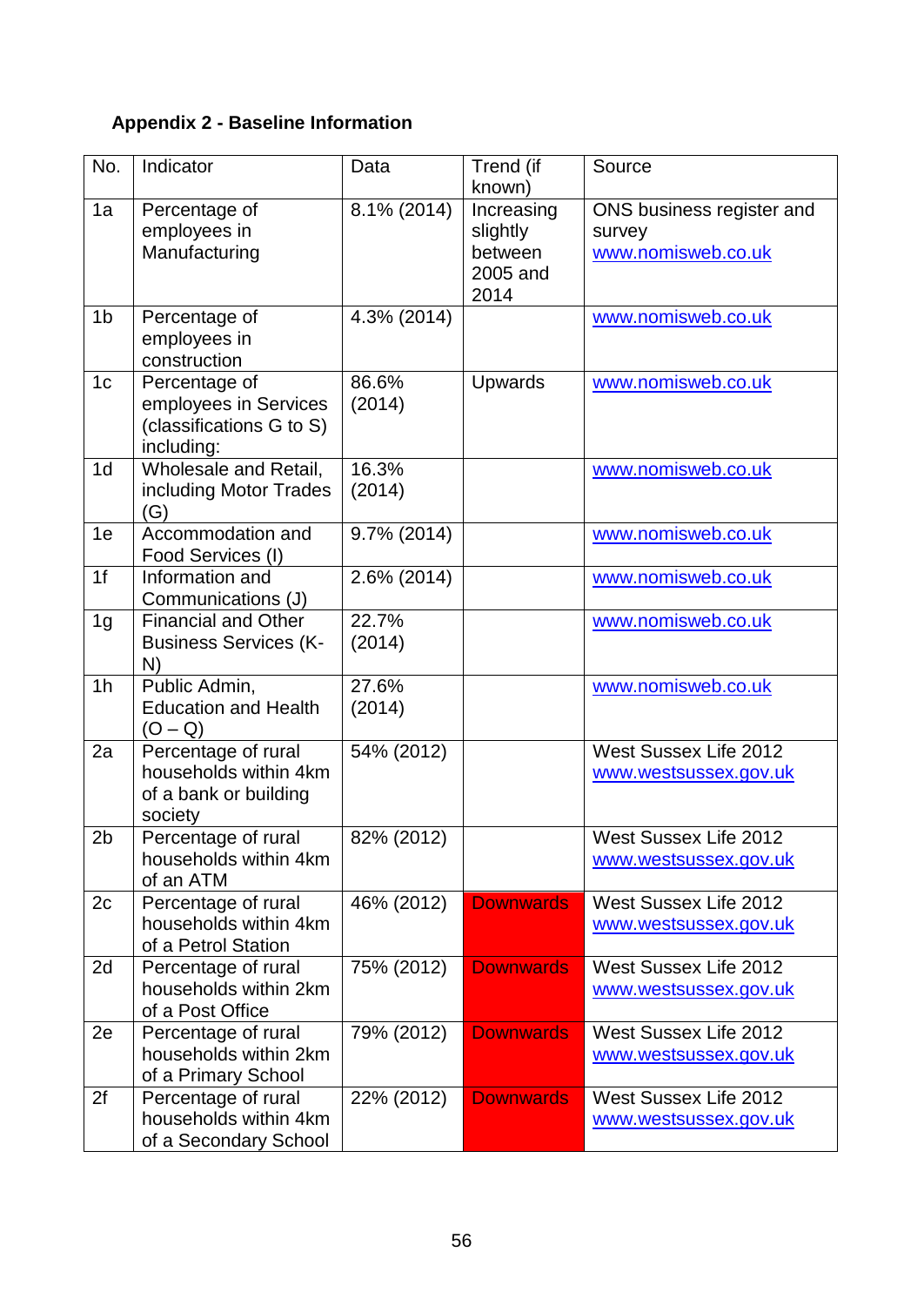**Appendix 2 - Baseline Information**

| No. | Indicator | Data | Trend (if known) | Source |
|---|---|---|---|---|
| 1a | Percentage of employees in Manufacturing | 8.1% (2014) | Increasing slightly between 2005 and 2014 | ONS business register and survey www.nomisweb.co.uk |
| 1b | Percentage of employees in construction | 4.3% (2014) | | www.nomisweb.co.uk |
| 1c | Percentage of employees in Services (classifications G to S) including: | 86.6% (2014) | Upwards | www.nomisweb.co.uk |
| 1d | Wholesale and Retail, including Motor Trades (G) | 16.3% (2014) | | www.nomisweb.co.uk |
| 1e | Accommodation and Food Services (I) | 9.7% (2014) | | www.nomisweb.co.uk |
| 1f | Information and Communications (J) | 2.6% (2014) | | www.nomisweb.co.uk |
| 1g | Financial and Other Business Services (K-N) | 22.7% (2014) | | www.nomisweb.co.uk |
| 1h | Public Admin, Education and Health (O – Q) | 27.6% (2014) | | www.nomisweb.co.uk |
| 2a | Percentage of rural households within 4km of a bank or building society | 54% (2012) | | West Sussex Life 2012 www.westsussex.gov.uk |
| 2b | Percentage of rural households within 4km of an ATM | 82% (2012) | | West Sussex Life 2012 www.westsussex.gov.uk |
| 2c | Percentage of rural households within 4km of a Petrol Station | 46% (2012) | Downwards | West Sussex Life 2012 www.westsussex.gov.uk |
| 2d | Percentage of rural households within 2km of a Post Office | 75% (2012) | Downwards | West Sussex Life 2012 www.westsussex.gov.uk |
| 2e | Percentage of rural households within 2km of a Primary School | 79% (2012) | Downwards | West Sussex Life 2012 www.westsussex.gov.uk |
| 2f | Percentage of rural households within 4km of a Secondary School | 22% (2012) | Downwards | West Sussex Life 2012 www.westsussex.gov.uk |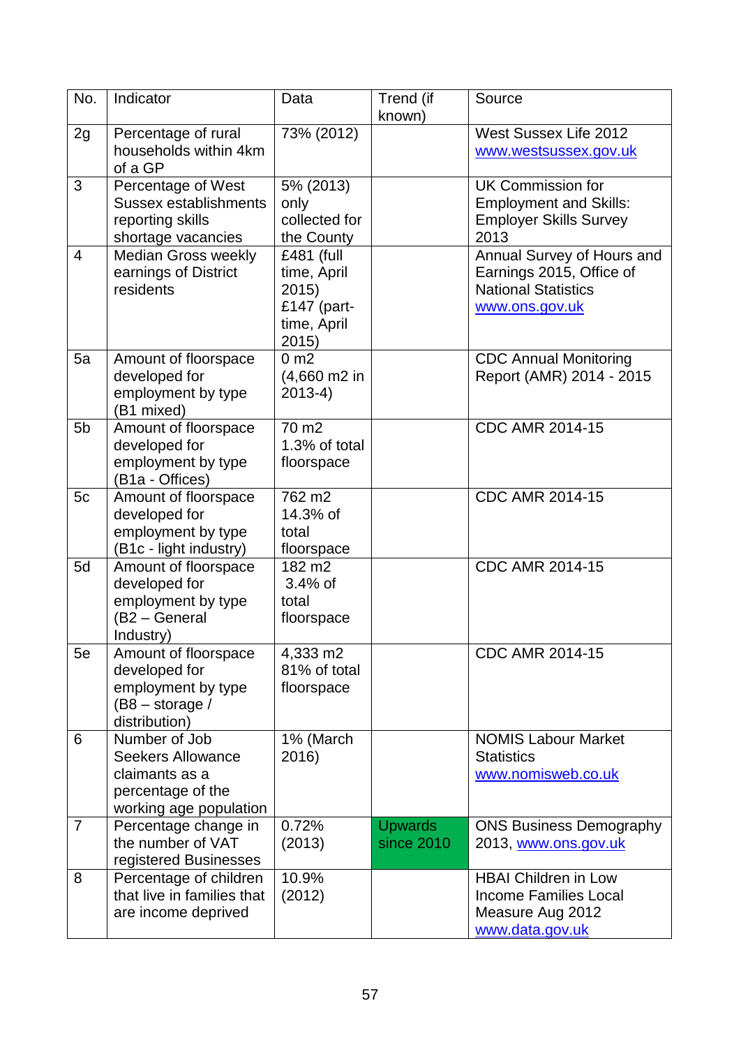| No. | Indicator | Data | Trend (if known) | Source |
|---|---|---|---|---|
| 2g | Percentage of rural households within 4km of a GP | 73% (2012) | | West Sussex Life 2012 www.westsussex.gov.uk |
| 3 | Percentage of West Sussex establishments reporting skills shortage vacancies | 5% (2013) only collected for the County | | UK Commission for Employment and Skills: Employer Skills Survey 2013 |
| 4 | Median Gross weekly earnings of District residents | £481 (full time, April 2015) £147 (part-time, April 2015) | | Annual Survey of Hours and Earnings 2015, Office of National Statistics www.ons.gov.uk |
| 5a | Amount of floorspace developed for employment by type (B1 mixed) | 0 m2 (4,660 m2 in 2013-4) | | CDC Annual Monitoring Report (AMR) 2014 - 2015 |
| 5b | Amount of floorspace developed for employment by type (B1a - Offices) | 70 m2 1.3% of total floorspace | | CDC AMR 2014-15 |
| 5c | Amount of floorspace developed for employment by type (B1c - light industry) | 762 m2 14.3% of total floorspace | | CDC AMR 2014-15 |
| 5d | Amount of floorspace developed for employment by type (B2 – General Industry) | 182 m2 3.4% of total floorspace | | CDC AMR 2014-15 |
| 5e | Amount of floorspace developed for employment by type (B8 – storage / distribution) | 4,333 m2 81% of total floorspace | | CDC AMR 2014-15 |
| 6 | Number of Job Seekers Allowance claimants as a percentage of the working age population | 1% (March 2016) | | NOMIS Labour Market Statistics www.nomisweb.co.uk |
| 7 | Percentage change in the number of VAT registered Businesses | 0.72% (2013) | Upwards since 2010 | ONS Business Demography 2013, www.ons.gov.uk |
| 8 | Percentage of children that live in families that are income deprived | 10.9% (2012) | | HBAI Children in Low Income Families Local Measure Aug 2012 www.data.gov.uk |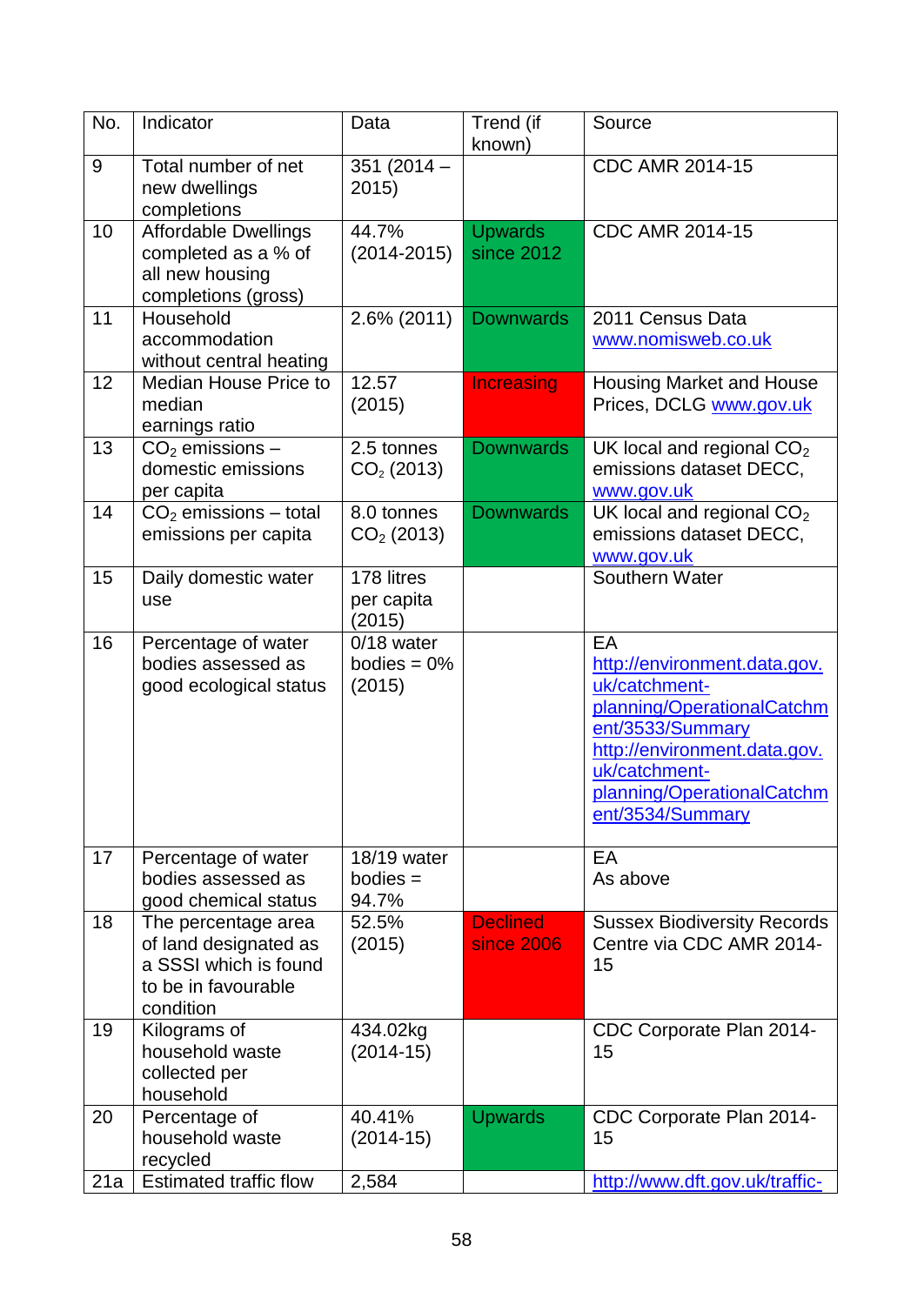| No. | Indicator | Data | Trend (if known) | Source |
|---|---|---|---|---|
| 9 | Total number of net new dwellings completions | 351 (2014 – 2015) | | CDC AMR 2014-15 |
| 10 | Affordable Dwellings completed as a % of all new housing completions (gross) | 44.7% (2014-2015) | Upwards since 2012 | CDC AMR 2014-15 |
| 11 | Household accommodation without central heating | 2.6% (2011) | Downwards | 2011 Census Data www.nomisweb.co.uk |
| 12 | Median House Price to median earnings ratio | 12.57 (2015) | Increasing | Housing Market and House Prices, DCLG www.gov.uk |
| 13 | $CO_2$ emissions – domestic emissions per capita | 2.5 tonnes $CO_2$ (2013) | Downwards | UK local and regional $CO_2$ emissions dataset DECC, www.gov.uk |
| 14 | $CO_2$ emissions – total emissions per capita | 8.0 tonnes $CO_2$ (2013) | Downwards | UK local and regional $CO_2$ emissions dataset DECC, www.gov.uk |
| 15 | Daily domestic water use | 178 litres per capita (2015) | | Southern Water |
| 16 | Percentage of water bodies assessed as good ecological status | 0/18 water bodies = 0% (2015) | | EA http://environment.data.gov.uk/catchment-planning/OperationalCatchment/3533/Summary http://environment.data.gov.uk/catchment-planning/OperationalCatchment/3534/Summary |
| 17 | Percentage of water bodies assessed as good chemical status | 18/19 water bodies = 94.7% | | EA As above |
| 18 | The percentage area of land designated as a SSSI which is found to be in favourable condition | 52.5% (2015) | Declined since 2006 | Sussex Biodiversity Records Centre via CDC AMR 2014-15 |
| 19 | Kilograms of household waste collected per household | 434.02kg (2014-15) | | CDC Corporate Plan 2014-15 |
| 20 | Percentage of household waste recycled | 40.41% (2014-15) | Upwards | CDC Corporate Plan 2014-15 |
| 21a | Estimated traffic flow | 2,584 | | http://www.dft.gov.uk/traffic- |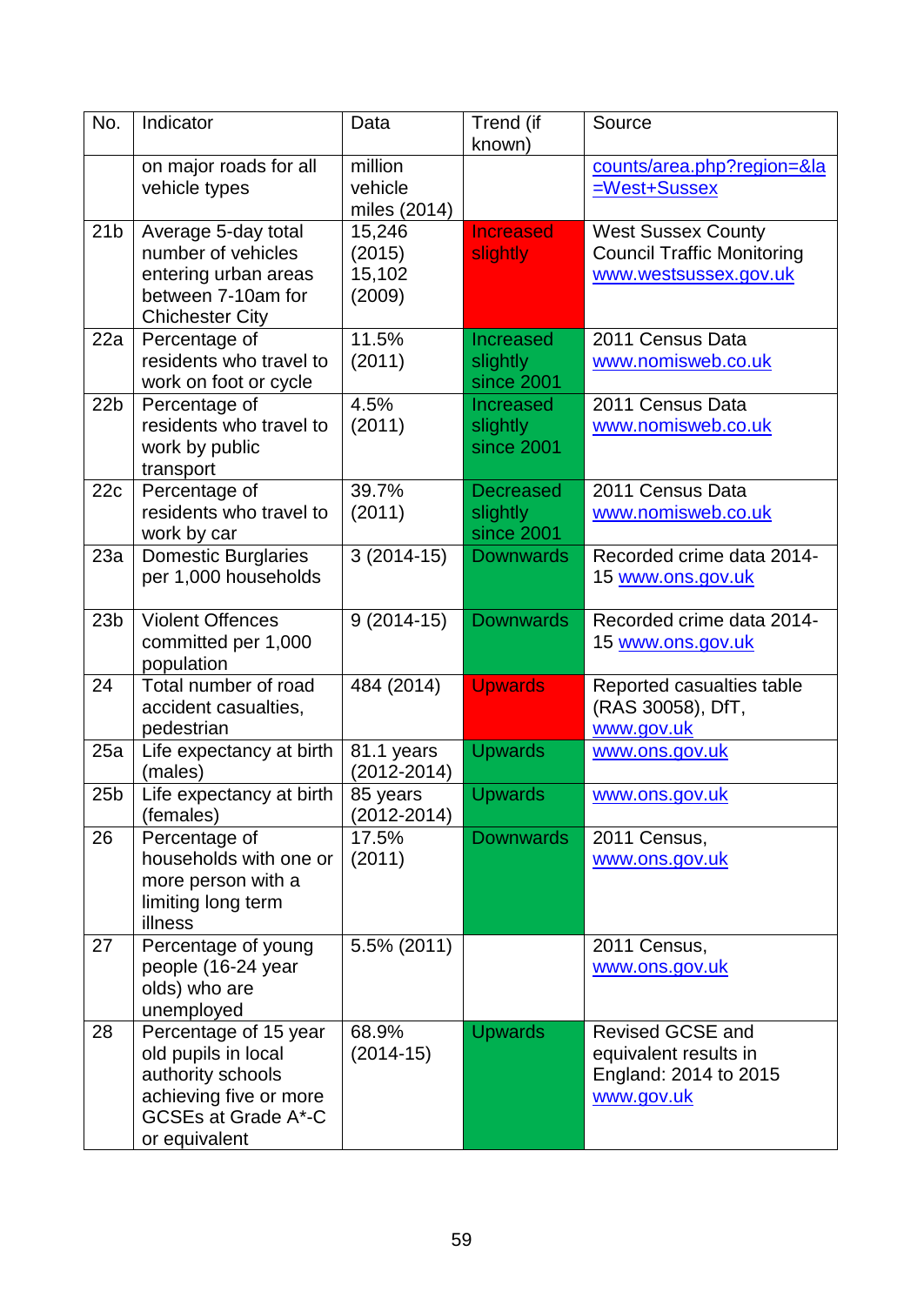| No. | Indicator | Data | Trend (if known) | Source |
|---|---|---|---|---|
| | on major roads for all vehicle types | million vehicle miles (2014) | | counts/area.php?region=&la=West+Sussex |
| 21b | Average 5-day total number of vehicles entering urban areas between 7-10am for Chichester City | 15,246 (2015) 15,102 (2009) | Increased slightly | West Sussex County Council Traffic Monitoring www.westsussex.gov.uk |
| 22a | Percentage of residents who travel to work on foot or cycle | 11.5% (2011) | Increased slightly since 2001 | 2011 Census Data www.nomisweb.co.uk |
| 22b | Percentage of residents who travel to work by public transport | 4.5% (2011) | Increased slightly since 2001 | 2011 Census Data www.nomisweb.co.uk |
| 22c | Percentage of residents who travel to work by car | 39.7% (2011) | Decreased slightly since 2001 | 2011 Census Data www.nomisweb.co.uk |
| 23a | Domestic Burglaries per 1,000 households | 3 (2014-15) | Downwards | Recorded crime data 2014-15 www.ons.gov.uk |
| 23b | Violent Offences committed per 1,000 population | 9 (2014-15) | Downwards | Recorded crime data 2014-15 www.ons.gov.uk |
| 24 | Total number of road accident casualties, pedestrian | 484 (2014) | Upwards | Reported casualties table (RAS 30058), DfT, www.gov.uk |
| 25a | Life expectancy at birth (males) | 81.1 years (2012-2014) | Upwards | www.ons.gov.uk |
| 25b | Life expectancy at birth (females) | 85 years (2012-2014) | Upwards | www.ons.gov.uk |
| 26 | Percentage of households with one or more person with a limiting long term illness | 17.5% (2011) | Downwards | 2011 Census, www.ons.gov.uk |
| 27 | Percentage of young people (16-24 year olds) who are unemployed | 5.5% (2011) | | 2011 Census, www.ons.gov.uk |
| 28 | Percentage of 15 year old pupils in local authority schools achieving five or more GCSEs at Grade A*-C or equivalent | 68.9% (2014-15) | Upwards | Revised GCSE and equivalent results in England: 2014 to 2015 www.gov.uk |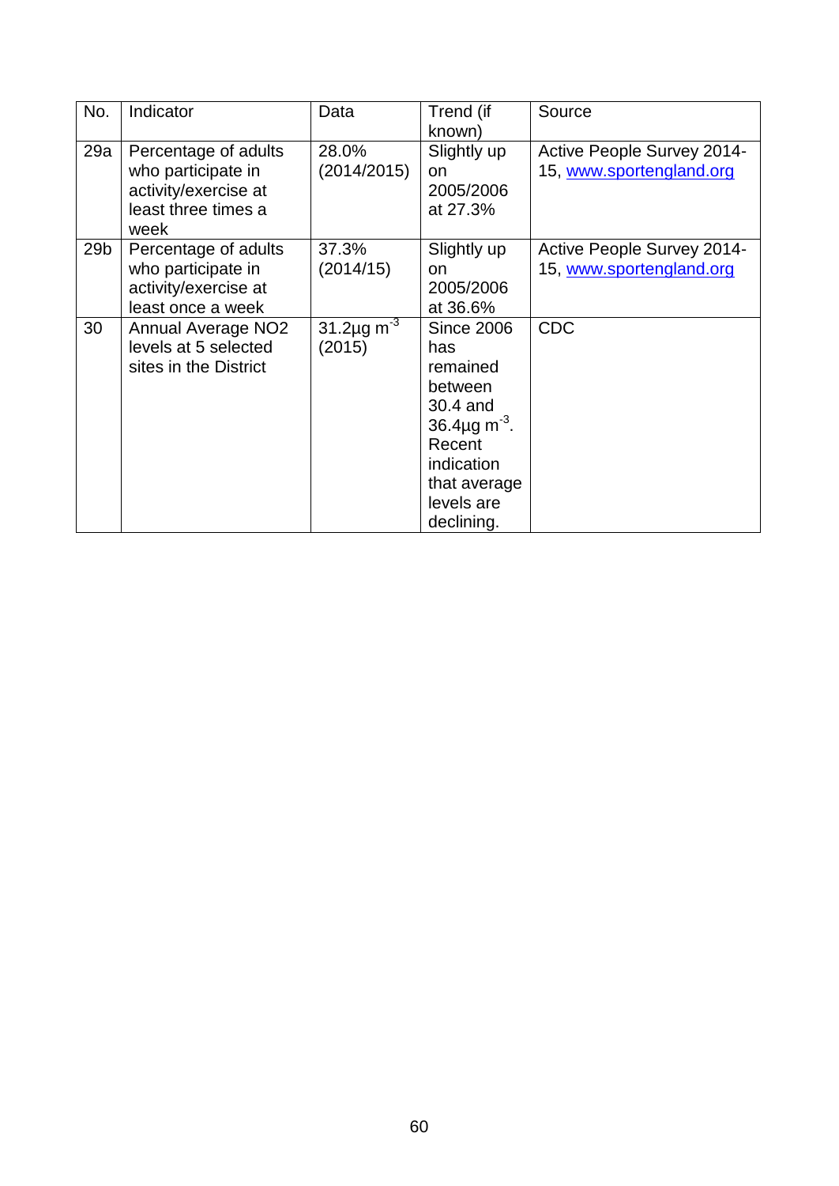| No. | Indicator | Data | Trend (if known) | Source |
|---|---|---|---|---|
| 29a | Percentage of adults who participate in activity/exercise at least three times a week | 28.0% (2014/2015) | Slightly up on 2005/2006 at 27.3% | Active People Survey 2014-15, www.sportengland.org |
| 29b | Percentage of adults who participate in activity/exercise at least once a week | 37.3% (2014/15) | Slightly up on 2005/2006 at 36.6% | Active People Survey 2014-15, www.sportengland.org |
| 30 | Annual Average $NO_2$ levels at 5 selected sites in the District | 31.2µg $m^{-3}$ (2015) | Since 2006 has remained between 30.4 and 36.4µg $m^{-3}$. Recent indication that average levels are declining. | CDC |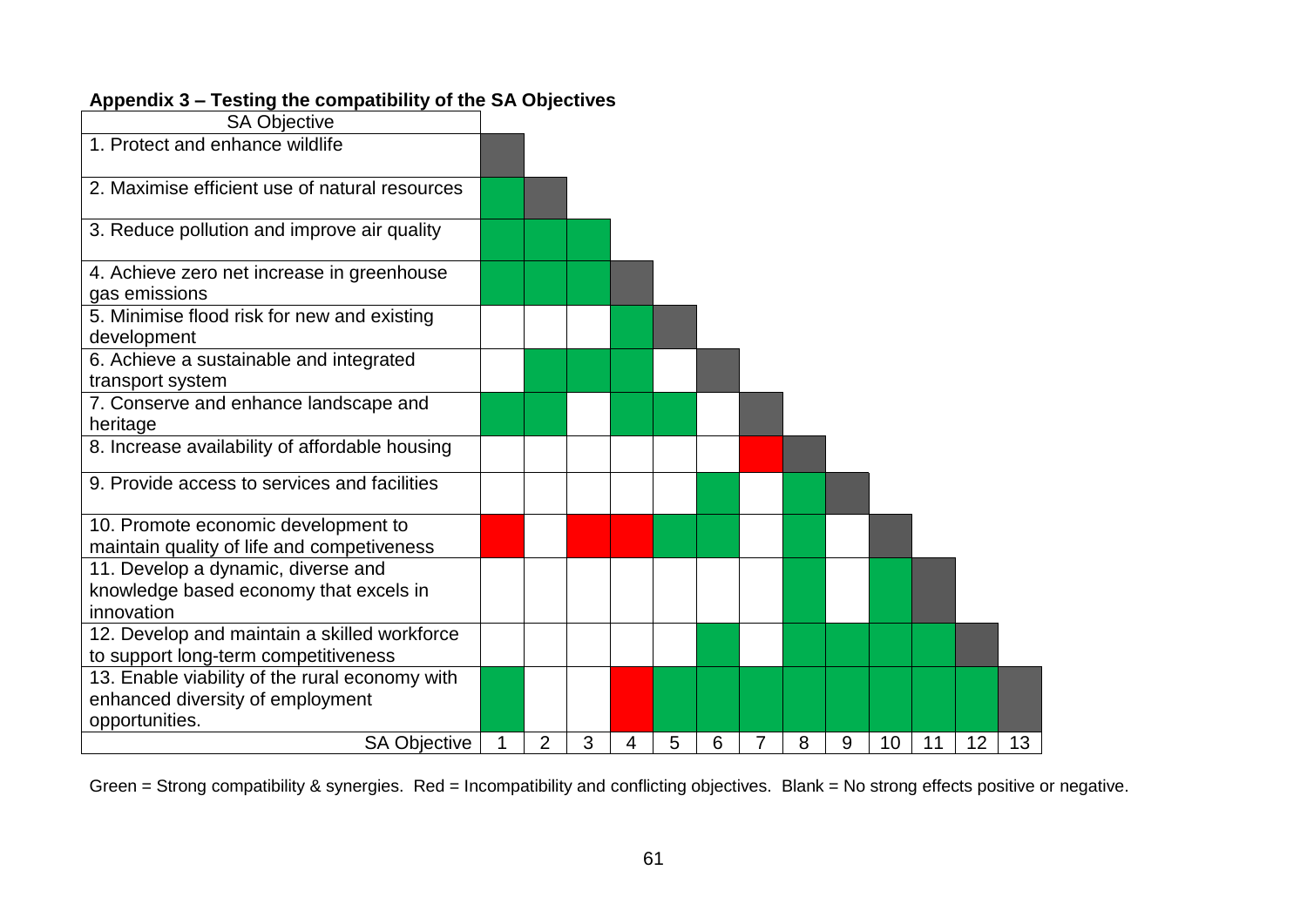**Appendix 3 – Testing the compatibility of the SA Objectives**

| SA Objective | 1 | 2 | 3 | 4 | 5 | 6 | 7 | 8 | 9 | 10 | 11 | 12 | 13 |
|---|---|---|---|---|---|---|---|---|---|---|---|---|---|
| 1. Protect and enhance wildlife | — | | | | | | | | | | | | |
| 2. Maximise efficient use of natural resources | Green | — | | | | | | | | | | | |
| 3. Reduce pollution and improve air quality | Green | Green | Green | | | | | | | | | | |
| 4. Achieve zero net increase in greenhouse gas emissions | Green | Green | Green | — | | | | | | | | | |
| 5. Minimise flood risk for new and existing development | | | | Green | — | | | | | | | | |
| 6. Achieve a sustainable and integrated transport system | | Green | Green | Green | | — | | | | | | | |
| 7. Conserve and enhance landscape and heritage | Green | Green | | Green | Green | | — | | | | | | |
| 8. Increase availability of affordable housing | | | | | | | Red | — | | | | | |
| 9. Provide access to services and facilities | | | | | | Green | | Green | — | | | | |
| 10. Promote economic development to maintain quality of life and competiveness | Red | | Red | Red | Green | Green | | Green | | — | | | |
| 11. Develop a dynamic, diverse and knowledge based economy that excels in innovation | | | | | | | | Green | | Green | — | | |
| 12. Develop and maintain a skilled workforce to support long-term competitiveness | | | | | | Green | | Green | Green | Green | Green | — | |
| 13. Enable viability of the rural economy with enhanced diversity of employment opportunities. | Green | | | Red | Green | Green | Green | Green | Green | Green | Green | Green | — |

Green = Strong compatibility & synergies. Red = Incompatibility and conflicting objectives. Blank = No strong effects positive or negative.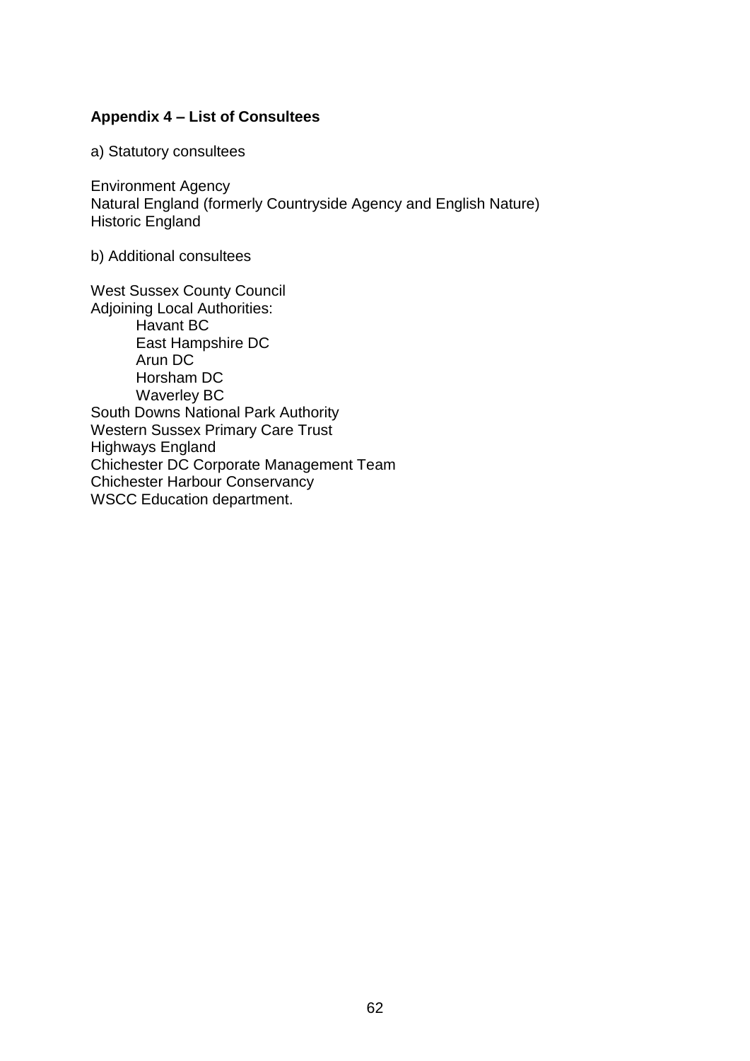**Appendix 4 – List of Consultees**

a) Statutory consultees

Environment Agency
Natural England (formerly Countryside Agency and English Nature)
Historic England

b) Additional consultees

West Sussex County Council
Adjoining Local Authorities:
- Havant BC
- East Hampshire DC
- Arun DC
- Horsham DC
- Waverley BC

South Downs National Park Authority
Western Sussex Primary Care Trust
Highways England
Chichester DC Corporate Management Team
Chichester Harbour Conservancy
WSCC Education department.